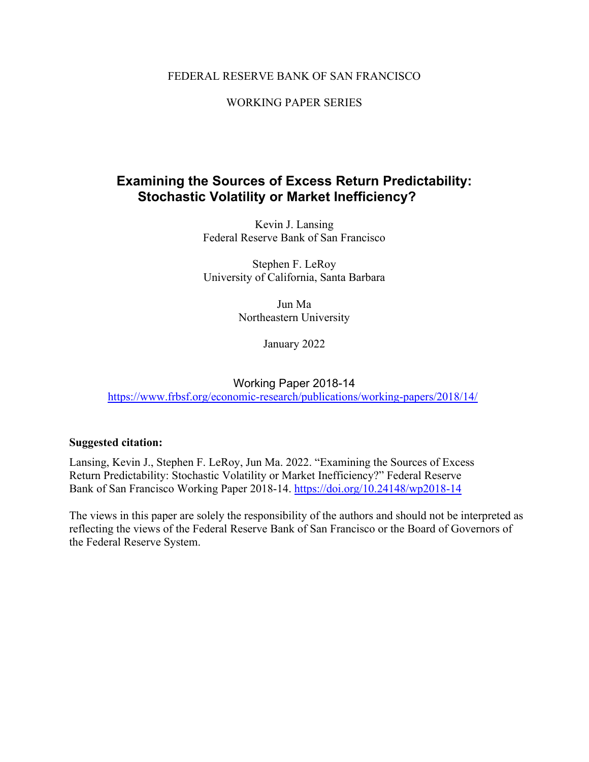FEDERAL RESERVE BANK OF SAN FRANCISCO

WORKING PAPER SERIES

# Examining the Sources of Excess Return Predictability: Stochastic Volatility or Market Inefficiency?

Kevin J. Lansing
Federal Reserve Bank of San Francisco

Stephen F. LeRoy
University of California, Santa Barbara

Jun Ma
Northeastern University

January 2022

Working Paper 2018-14

https://www.frbsf.org/economic-research/publications/working-papers/2018/14/

**Suggested citation:**

Lansing, Kevin J., Stephen F. LeRoy, Jun Ma. 2022. "Examining the Sources of Excess Return Predictability: Stochastic Volatility or Market Inefficiency?" Federal Reserve Bank of San Francisco Working Paper 2018-14. https://doi.org/10.24148/wp2018-14

The views in this paper are solely the responsibility of the authors and should not be interpreted as reflecting the views of the Federal Reserve Bank of San Francisco or the Board of Governors of the Federal Reserve System.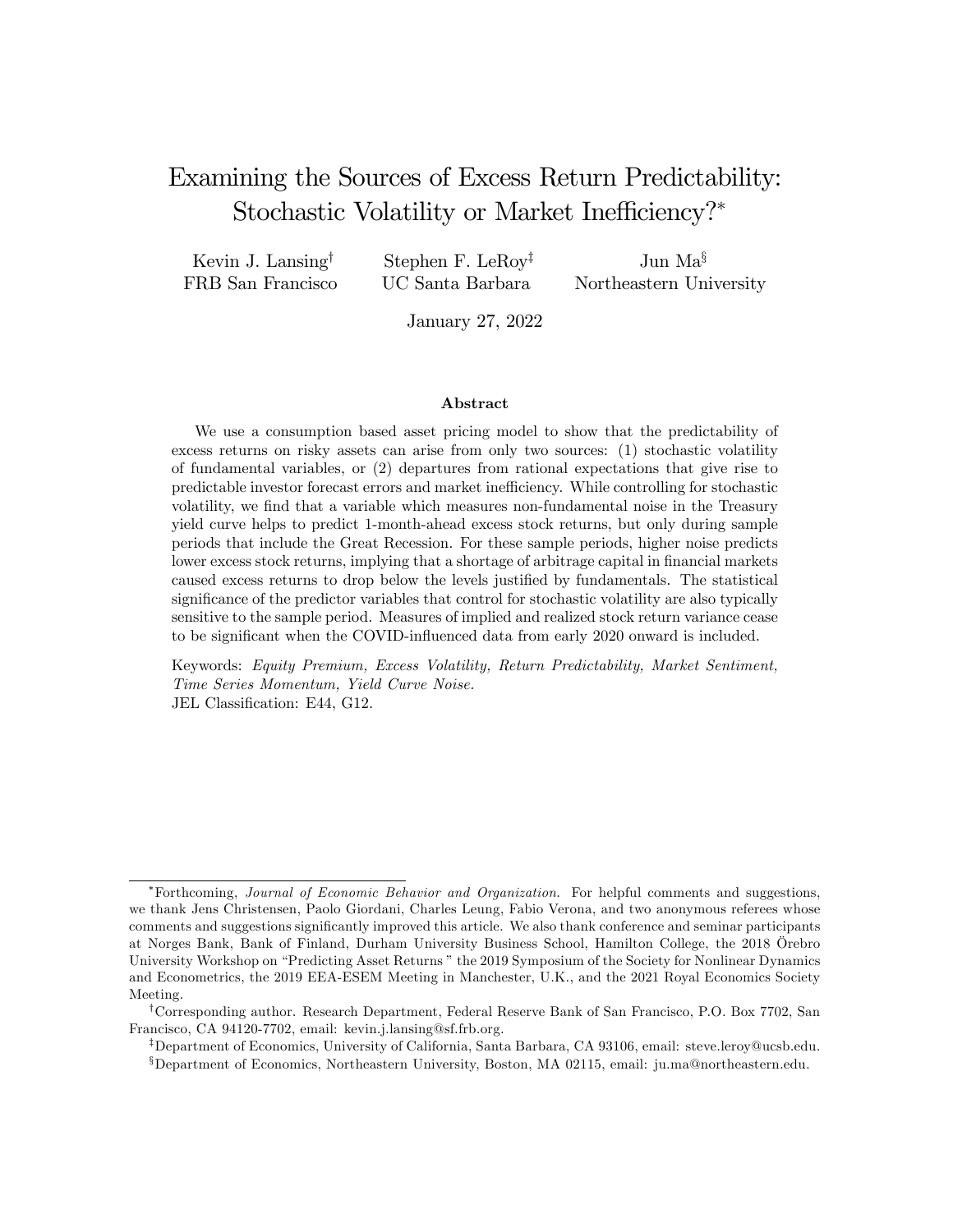# Examining the Sources of Excess Return Predictability: Stochastic Volatility or Market Inefficiency?*

Kevin J. Lansing[†]
FRB San Francisco

Stephen F. LeRoy[‡]
UC Santa Barbara

Jun Ma[§]
Northeastern University

January 27, 2022

### Abstract

We use a consumption based asset pricing model to show that the predictability of excess returns on risky assets can arise from only two sources: (1) stochastic volatility of fundamental variables, or (2) departures from rational expectations that give rise to predictable investor forecast errors and market inefficiency. While controlling for stochastic volatility, we find that a variable which measures non-fundamental noise in the Treasury yield curve helps to predict 1-month-ahead excess stock returns, but only during sample periods that include the Great Recession. For these sample periods, higher noise predicts lower excess stock returns, implying that a shortage of arbitrage capital in financial markets caused excess returns to drop below the levels justified by fundamentals. The statistical significance of the predictor variables that control for stochastic volatility are also typically sensitive to the sample period. Measures of implied and realized stock return variance cease to be significant when the COVID-influenced data from early 2020 onward is included.

Keywords: *Equity Premium, Excess Volatility, Return Predictability, Market Sentiment, Time Series Momentum, Yield Curve Noise.*
JEL Classification: E44, G12.

---

*Forthcoming, *Journal of Economic Behavior and Organization*. For helpful comments and suggestions, we thank Jens Christensen, Paolo Giordani, Charles Leung, Fabio Verona, and two anonymous referees whose comments and suggestions significantly improved this article. We also thank conference and seminar participants at Norges Bank, Bank of Finland, Durham University Business School, Hamilton College, the 2018 Örebro University Workshop on "Predicting Asset Returns " the 2019 Symposium of the Society for Nonlinear Dynamics and Econometrics, the 2019 EEA-ESEM Meeting in Manchester, U.K., and the 2021 Royal Economics Society Meeting.

[†]Corresponding author. Research Department, Federal Reserve Bank of San Francisco, P.O. Box 7702, San Francisco, CA 94120-7702, email: kevin.j.lansing@sf.frb.org.

[‡]Department of Economics, University of California, Santa Barbara, CA 93106, email: steve.leroy@ucsb.edu.

[§]Department of Economics, Northeastern University, Boston, MA 02115, email: ju.ma@northeastern.edu.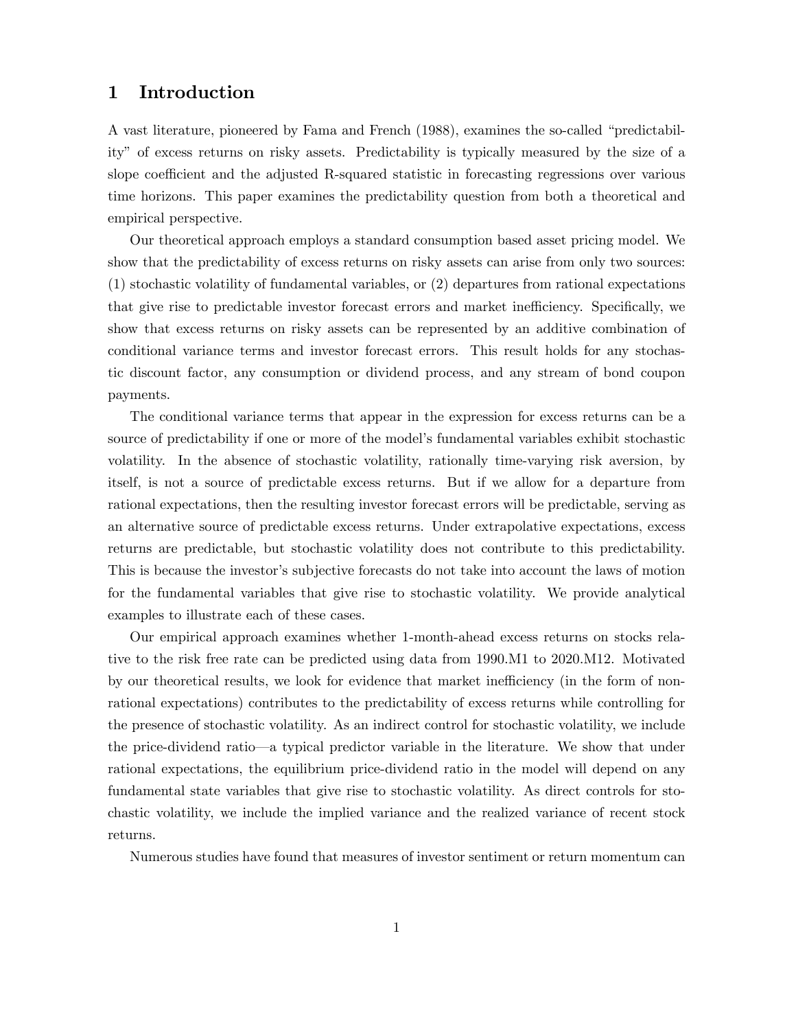# 1 Introduction

A vast literature, pioneered by Fama and French (1988), examines the so-called "predictability" of excess returns on risky assets. Predictability is typically measured by the size of a slope coefficient and the adjusted R-squared statistic in forecasting regressions over various time horizons. This paper examines the predictability question from both a theoretical and empirical perspective.

Our theoretical approach employs a standard consumption based asset pricing model. We show that the predictability of excess returns on risky assets can arise from only two sources: (1) stochastic volatility of fundamental variables, or (2) departures from rational expectations that give rise to predictable investor forecast errors and market inefficiency. Specifically, we show that excess returns on risky assets can be represented by an additive combination of conditional variance terms and investor forecast errors. This result holds for any stochastic discount factor, any consumption or dividend process, and any stream of bond coupon payments.

The conditional variance terms that appear in the expression for excess returns can be a source of predictability if one or more of the model's fundamental variables exhibit stochastic volatility. In the absence of stochastic volatility, rationally time-varying risk aversion, by itself, is not a source of predictable excess returns. But if we allow for a departure from rational expectations, then the resulting investor forecast errors will be predictable, serving as an alternative source of predictable excess returns. Under extrapolative expectations, excess returns are predictable, but stochastic volatility does not contribute to this predictability. This is because the investor's subjective forecasts do not take into account the laws of motion for the fundamental variables that give rise to stochastic volatility. We provide analytical examples to illustrate each of these cases.

Our empirical approach examines whether 1-month-ahead excess returns on stocks relative to the risk free rate can be predicted using data from 1990.M1 to 2020.M12. Motivated by our theoretical results, we look for evidence that market inefficiency (in the form of non-rational expectations) contributes to the predictability of excess returns while controlling for the presence of stochastic volatility. As an indirect control for stochastic volatility, we include the price-dividend ratio—a typical predictor variable in the literature. We show that under rational expectations, the equilibrium price-dividend ratio in the model will depend on any fundamental state variables that give rise to stochastic volatility. As direct controls for stochastic volatility, we include the implied variance and the realized variance of recent stock returns.

Numerous studies have found that measures of investor sentiment or return momentum can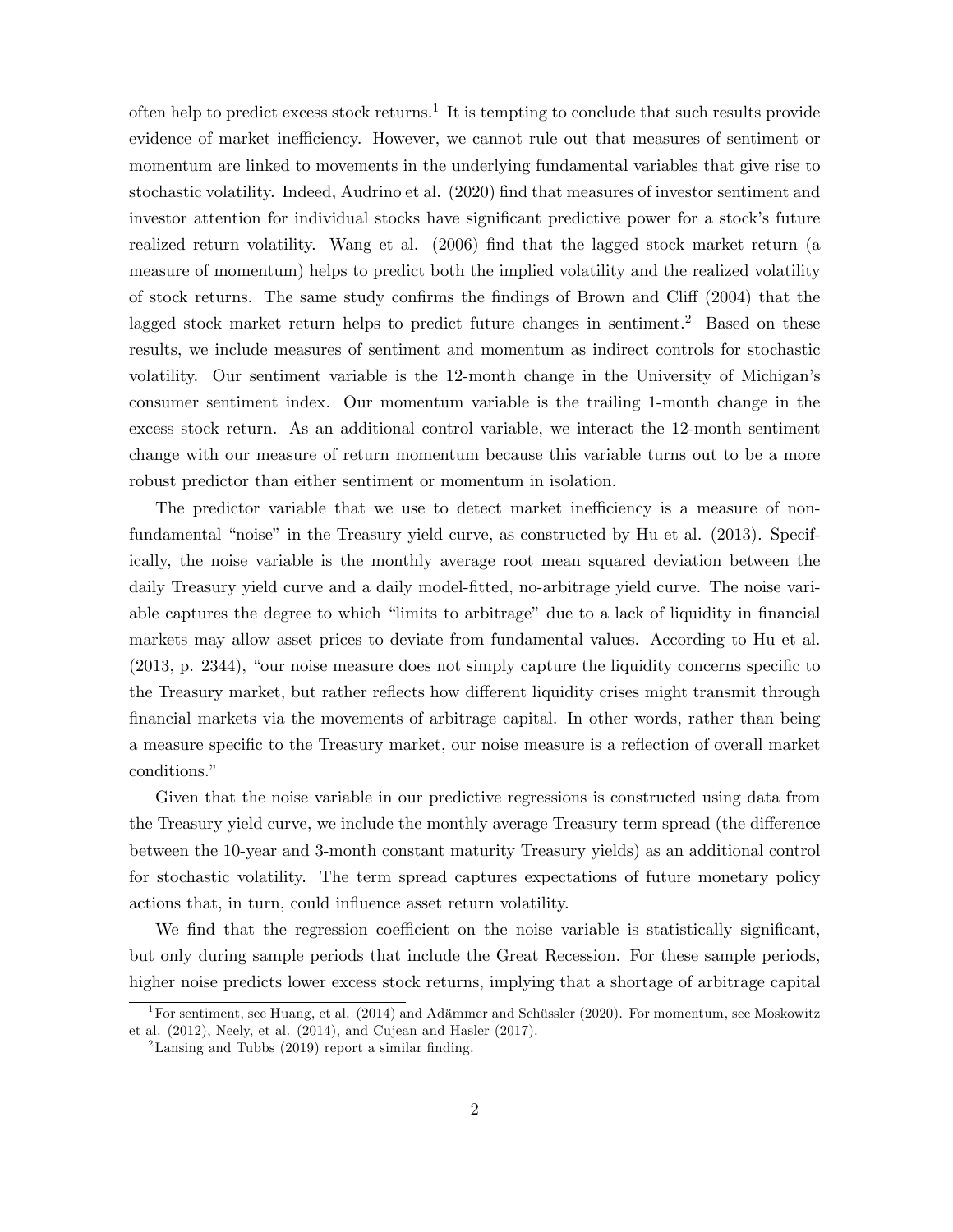often help to predict excess stock returns.[1] It is tempting to conclude that such results provide evidence of market inefficiency. However, we cannot rule out that measures of sentiment or momentum are linked to movements in the underlying fundamental variables that give rise to stochastic volatility. Indeed, Audrino et al. (2020) find that measures of investor sentiment and investor attention for individual stocks have significant predictive power for a stock's future realized return volatility. Wang et al. (2006) find that the lagged stock market return (a measure of momentum) helps to predict both the implied volatility and the realized volatility of stock returns. The same study confirms the findings of Brown and Cliff (2004) that the lagged stock market return helps to predict future changes in sentiment.[2] Based on these results, we include measures of sentiment and momentum as indirect controls for stochastic volatility. Our sentiment variable is the 12-month change in the University of Michigan's consumer sentiment index. Our momentum variable is the trailing 1-month change in the excess stock return. As an additional control variable, we interact the 12-month sentiment change with our measure of return momentum because this variable turns out to be a more robust predictor than either sentiment or momentum in isolation.

The predictor variable that we use to detect market inefficiency is a measure of non-fundamental "noise" in the Treasury yield curve, as constructed by Hu et al. (2013). Specifically, the noise variable is the monthly average root mean squared deviation between the daily Treasury yield curve and a daily model-fitted, no-arbitrage yield curve. The noise variable captures the degree to which "limits to arbitrage" due to a lack of liquidity in financial markets may allow asset prices to deviate from fundamental values. According to Hu et al. (2013, p. 2344), "our noise measure does not simply capture the liquidity concerns specific to the Treasury market, but rather reflects how different liquidity crises might transmit through financial markets via the movements of arbitrage capital. In other words, rather than being a measure specific to the Treasury market, our noise measure is a reflection of overall market conditions."

Given that the noise variable in our predictive regressions is constructed using data from the Treasury yield curve, we include the monthly average Treasury term spread (the difference between the 10-year and 3-month constant maturity Treasury yields) as an additional control for stochastic volatility. The term spread captures expectations of future monetary policy actions that, in turn, could influence asset return volatility.

We find that the regression coefficient on the noise variable is statistically significant, but only during sample periods that include the Great Recession. For these sample periods, higher noise predicts lower excess stock returns, implying that a shortage of arbitrage capital

[1] For sentiment, see Huang, et al. (2014) and Adämmer and Schüssler (2020). For momentum, see Moskowitz et al. (2012), Neely, et al. (2014), and Cujean and Hasler (2017).

[2] Lansing and Tubbs (2019) report a similar finding.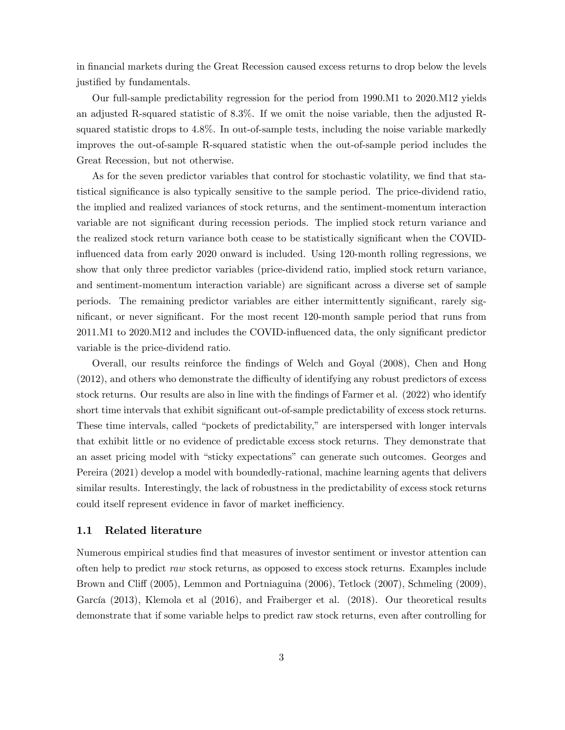in financial markets during the Great Recession caused excess returns to drop below the levels justified by fundamentals.

Our full-sample predictability regression for the period from 1990.M1 to 2020.M12 yields an adjusted R-squared statistic of 8.3%. If we omit the noise variable, then the adjusted R-squared statistic drops to 4.8%. In out-of-sample tests, including the noise variable markedly improves the out-of-sample R-squared statistic when the out-of-sample period includes the Great Recession, but not otherwise.

As for the seven predictor variables that control for stochastic volatility, we find that statistical significance is also typically sensitive to the sample period. The price-dividend ratio, the implied and realized variances of stock returns, and the sentiment-momentum interaction variable are not significant during recession periods. The implied stock return variance and the realized stock return variance both cease to be statistically significant when the COVID-influenced data from early 2020 onward is included. Using 120-month rolling regressions, we show that only three predictor variables (price-dividend ratio, implied stock return variance, and sentiment-momentum interaction variable) are significant across a diverse set of sample periods. The remaining predictor variables are either intermittently significant, rarely significant, or never significant. For the most recent 120-month sample period that runs from 2011.M1 to 2020.M12 and includes the COVID-influenced data, the only significant predictor variable is the price-dividend ratio.

Overall, our results reinforce the findings of Welch and Goyal (2008), Chen and Hong (2012), and others who demonstrate the difficulty of identifying any robust predictors of excess stock returns. Our results are also in line with the findings of Farmer et al. (2022) who identify short time intervals that exhibit significant out-of-sample predictability of excess stock returns. These time intervals, called "pockets of predictability," are interspersed with longer intervals that exhibit little or no evidence of predictable excess stock returns. They demonstrate that an asset pricing model with "sticky expectations" can generate such outcomes. Georges and Pereira (2021) develop a model with boundedly-rational, machine learning agents that delivers similar results. Interestingly, the lack of robustness in the predictability of excess stock returns could itself represent evidence in favor of market inefficiency.

## 1.1 Related literature

Numerous empirical studies find that measures of investor sentiment or investor attention can often help to predict *raw* stock returns, as opposed to excess stock returns. Examples include Brown and Cliff (2005), Lemmon and Portniaguina (2006), Tetlock (2007), Schmeling (2009), García (2013), Klemola et al (2016), and Fraiberger et al. (2018). Our theoretical results demonstrate that if some variable helps to predict raw stock returns, even after controlling for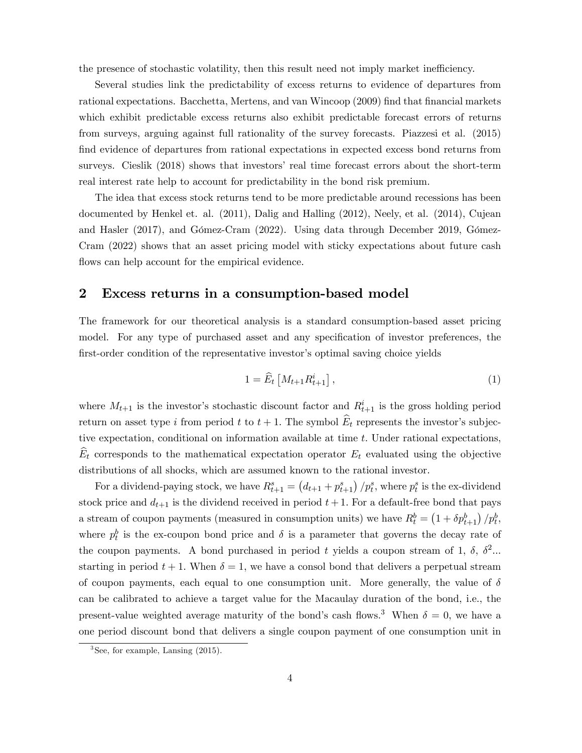the presence of stochastic volatility, then this result need not imply market inefficiency.

Several studies link the predictability of excess returns to evidence of departures from rational expectations. Bacchetta, Mertens, and van Wincoop (2009) find that financial markets which exhibit predictable excess returns also exhibit predictable forecast errors of returns from surveys, arguing against full rationality of the survey forecasts. Piazzesi et al. (2015) find evidence of departures from rational expectations in expected excess bond returns from surveys. Cieslik (2018) shows that investors' real time forecast errors about the short-term real interest rate help to account for predictability in the bond risk premium.

The idea that excess stock returns tend to be more predictable around recessions has been documented by Henkel et. al. (2011), Dalig and Halling (2012), Neely, et al. (2014), Cujean and Hasler (2017), and Gómez-Cram (2022). Using data through December 2019, Gómez-Cram (2022) shows that an asset pricing model with sticky expectations about future cash flows can help account for the empirical evidence.

## 2 Excess returns in a consumption-based model

The framework for our theoretical analysis is a standard consumption-based asset pricing model. For any type of purchased asset and any specification of investor preferences, the first-order condition of the representative investor's optimal saving choice yields

$$1 = \widehat{E}_t \left[ M_{t+1} R^i_{t+1} \right], \tag{1}$$

where $M_{t+1}$ is the investor's stochastic discount factor and $R^i_{t+1}$ is the gross holding period return on asset type $i$ from period $t$ to $t+1$. The symbol $\widehat{E}_t$ represents the investor's subjective expectation, conditional on information available at time $t$. Under rational expectations, $\widehat{E}_t$ corresponds to the mathematical expectation operator $E_t$ evaluated using the objective distributions of all shocks, which are assumed known to the rational investor.

For a dividend-paying stock, we have $R^s_{t+1} = \left( d_{t+1} + p^s_{t+1} \right) / p^s_t$, where $p^s_t$ is the ex-dividend stock price and $d_{t+1}$ is the dividend received in period $t+1$. For a default-free bond that pays a stream of coupon payments (measured in consumption units) we have $R^b_t = \left( 1 + \delta p^b_{t+1} \right) / p^b_t$, where $p^b_t$ is the ex-coupon bond price and $\delta$ is a parameter that governs the decay rate of the coupon payments. A bond purchased in period $t$ yields a coupon stream of 1, $\delta$, $\delta^2$... starting in period $t+1$. When $\delta = 1$, we have a consol bond that delivers a perpetual stream of coupon payments, each equal to one consumption unit. More generally, the value of $\delta$ can be calibrated to achieve a target value for the Macaulay duration of the bond, i.e., the present-value weighted average maturity of the bond's cash flows.[3] When $\delta = 0$, we have a one period discount bond that delivers a single coupon payment of one consumption unit in

[3] See, for example, Lansing (2015).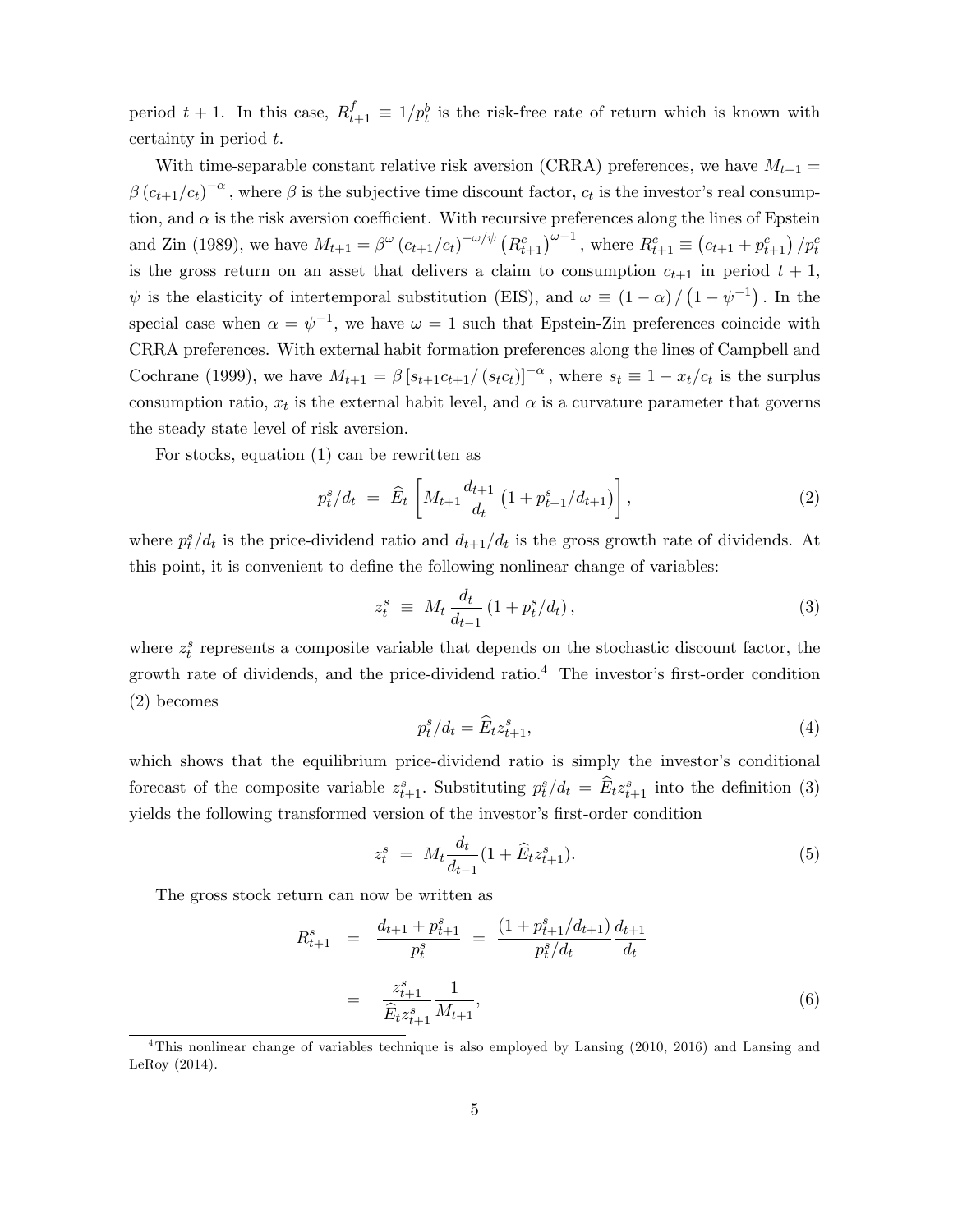period $t + 1$. In this case, $R^f_{t+1} \equiv 1/p^b_t$ is the risk-free rate of return which is known with certainty in period $t$.

With time-separable constant relative risk aversion (CRRA) preferences, we have $M_{t+1} = \beta \left(c_{t+1}/c_t\right)^{-\alpha}$, where $\beta$ is the subjective time discount factor, $c_t$ is the investor's real consumption, and $\alpha$ is the risk aversion coefficient. With recursive preferences along the lines of Epstein and Zin (1989), we have $M_{t+1} = \beta^{\omega} \left(c_{t+1}/c_t\right)^{-\omega/\psi} \left(R^c_{t+1}\right)^{\omega-1}$, where $R^c_{t+1} \equiv \left(c_{t+1} + p^c_{t+1}\right)/p^c_t$ is the gross return on an asset that delivers a claim to consumption $c_{t+1}$ in period $t + 1$, $\psi$ is the elasticity of intertemporal substitution (EIS), and $\omega \equiv (1 - \alpha)/\left(1 - \psi^{-1}\right)$. In the special case when $\alpha = \psi^{-1}$, we have $\omega = 1$ such that Epstein-Zin preferences coincide with CRRA preferences. With external habit formation preferences along the lines of Campbell and Cochrane (1999), we have $M_{t+1} = \beta \left[s_{t+1}c_{t+1}/\left(s_t c_t\right)\right]^{-\alpha}$, where $s_t \equiv 1 - x_t/c_t$ is the surplus consumption ratio, $x_t$ is the external habit level, and $\alpha$ is a curvature parameter that governs the steady state level of risk aversion.

For stocks, equation (1) can be rewritten as

$$p^s_t/d_t \ = \ \widehat{E}_t \left[ M_{t+1} \frac{d_{t+1}}{d_t} \left(1 + p^s_{t+1}/d_{t+1}\right) \right], \tag{2}$$

where $p^s_t/d_t$ is the price-dividend ratio and $d_{t+1}/d_t$ is the gross growth rate of dividends. At this point, it is convenient to define the following nonlinear change of variables:

$$z^s_t \ \equiv \ M_t \frac{d_t}{d_{t-1}} \left(1 + p^s_t/d_t\right), \tag{3}$$

where $z^s_t$ represents a composite variable that depends on the stochastic discount factor, the growth rate of dividends, and the price-dividend ratio.[4] The investor's first-order condition (2) becomes

$$p^s_t/d_t = \widehat{E}_t z^s_{t+1}, \tag{4}$$

which shows that the equilibrium price-dividend ratio is simply the investor's conditional forecast of the composite variable $z^s_{t+1}$. Substituting $p^s_t/d_t = \widehat{E}_t z^s_{t+1}$ into the definition (3) yields the following transformed version of the investor's first-order condition

$$z^s_t \ = \ M_t \frac{d_t}{d_{t-1}} (1 + \widehat{E}_t z^s_{t+1}). \tag{5}$$

The gross stock return can now be written as

$$\begin{aligned} R^s_{t+1} \ &= \ \frac{d_{t+1} + p^s_{t+1}}{p^s_t} \ = \ \frac{\left(1 + p^s_{t+1}/d_{t+1}\right)}{p^s_t/d_t} \frac{d_{t+1}}{d_t} \\ &= \ \frac{z^s_{t+1}}{\widehat{E}_t z^s_{t+1}} \frac{1}{M_{t+1}}, \end{aligned} \tag{6}$$

[4] This nonlinear change of variables technique is also employed by Lansing (2010, 2016) and Lansing and LeRoy (2014).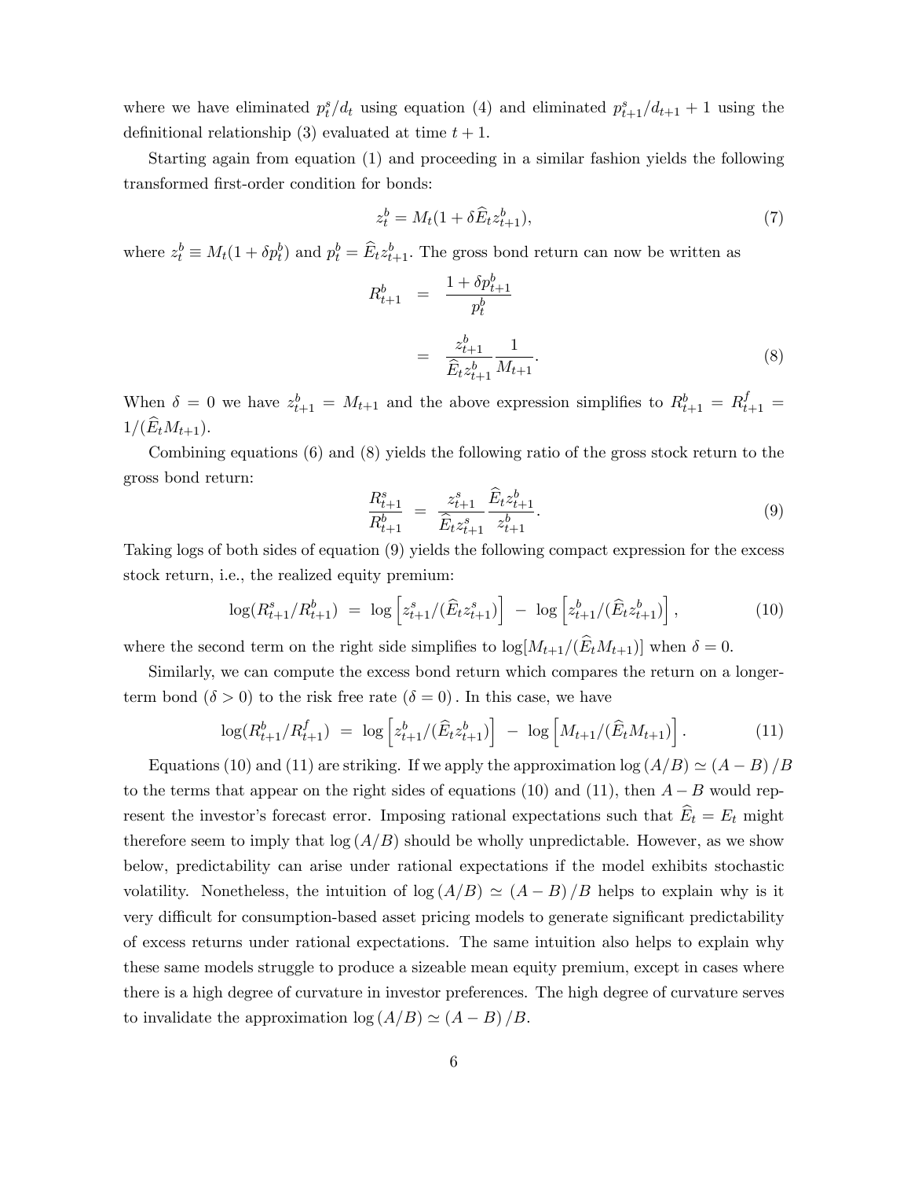where we have eliminated $p_t^s/d_t$ using equation (4) and eliminated $p_{t+1}^s/d_{t+1}+1$ using the definitional relationship (3) evaluated at time $t+1$.

Starting again from equation (1) and proceeding in a similar fashion yields the following transformed first-order condition for bonds:

$$z_t^b = M_t(1+\delta \widehat{E}_t z_{t+1}^b), \tag{7}$$

where $z_t^b \equiv M_t(1+\delta p_t^b)$ and $p_t^b = \widehat{E}_t z_{t+1}^b$. The gross bond return can now be written as

$$\begin{aligned} R_{t+1}^b &= \frac{1+\delta p_{t+1}^b}{p_t^b} \\ &= \frac{z_{t+1}^b}{\widehat{E}_t z_{t+1}^b}\frac{1}{M_{t+1}}. \end{aligned} \tag{8}$$

When $\delta = 0$ we have $z_{t+1}^b = M_{t+1}$ and the above expression simplifies to $R_{t+1}^b = R_{t+1}^f = 1/(\widehat{E}_t M_{t+1})$.

Combining equations (6) and (8) yields the following ratio of the gross stock return to the gross bond return:

$$\frac{R_{t+1}^s}{R_{t+1}^b} = \frac{z_{t+1}^s}{\widehat{E}_t z_{t+1}^s}\frac{\widehat{E}_t z_{t+1}^b}{z_{t+1}^b}. \tag{9}$$

Taking logs of both sides of equation (9) yields the following compact expression for the excess stock return, i.e., the realized equity premium:

$$\log(R_{t+1}^s/R_{t+1}^b) = \log\left[z_{t+1}^s/(\widehat{E}_t z_{t+1}^s)\right] - \log\left[z_{t+1}^b/(\widehat{E}_t z_{t+1}^b)\right], \tag{10}$$

where the second term on the right side simplifies to $\log[M_{t+1}/(\widehat{E}_t M_{t+1})]$ when $\delta = 0$.

Similarly, we can compute the excess bond return which compares the return on a longer-term bond ($\delta > 0$) to the risk free rate ($\delta = 0$). In this case, we have

$$\log(R_{t+1}^b/R_{t+1}^f) = \log\left[z_{t+1}^b/(\widehat{E}_t z_{t+1}^b)\right] - \log\left[M_{t+1}/(\widehat{E}_t M_{t+1})\right]. \tag{11}$$

Equations (10) and (11) are striking. If we apply the approximation $\log(A/B) \simeq (A-B)/B$ to the terms that appear on the right sides of equations (10) and (11), then $A-B$ would represent the investor's forecast error. Imposing rational expectations such that $\widehat{E}_t = E_t$ might therefore seem to imply that $\log(A/B)$ should be wholly unpredictable. However, as we show below, predictability can arise under rational expectations if the model exhibits stochastic volatility. Nonetheless, the intuition of $\log(A/B) \simeq (A-B)/B$ helps to explain why is it very difficult for consumption-based asset pricing models to generate significant predictability of excess returns under rational expectations. The same intuition also helps to explain why these same models struggle to produce a sizeable mean equity premium, except in cases where there is a high degree of curvature in investor preferences. The high degree of curvature serves to invalidate the approximation $\log(A/B) \simeq (A-B)/B$.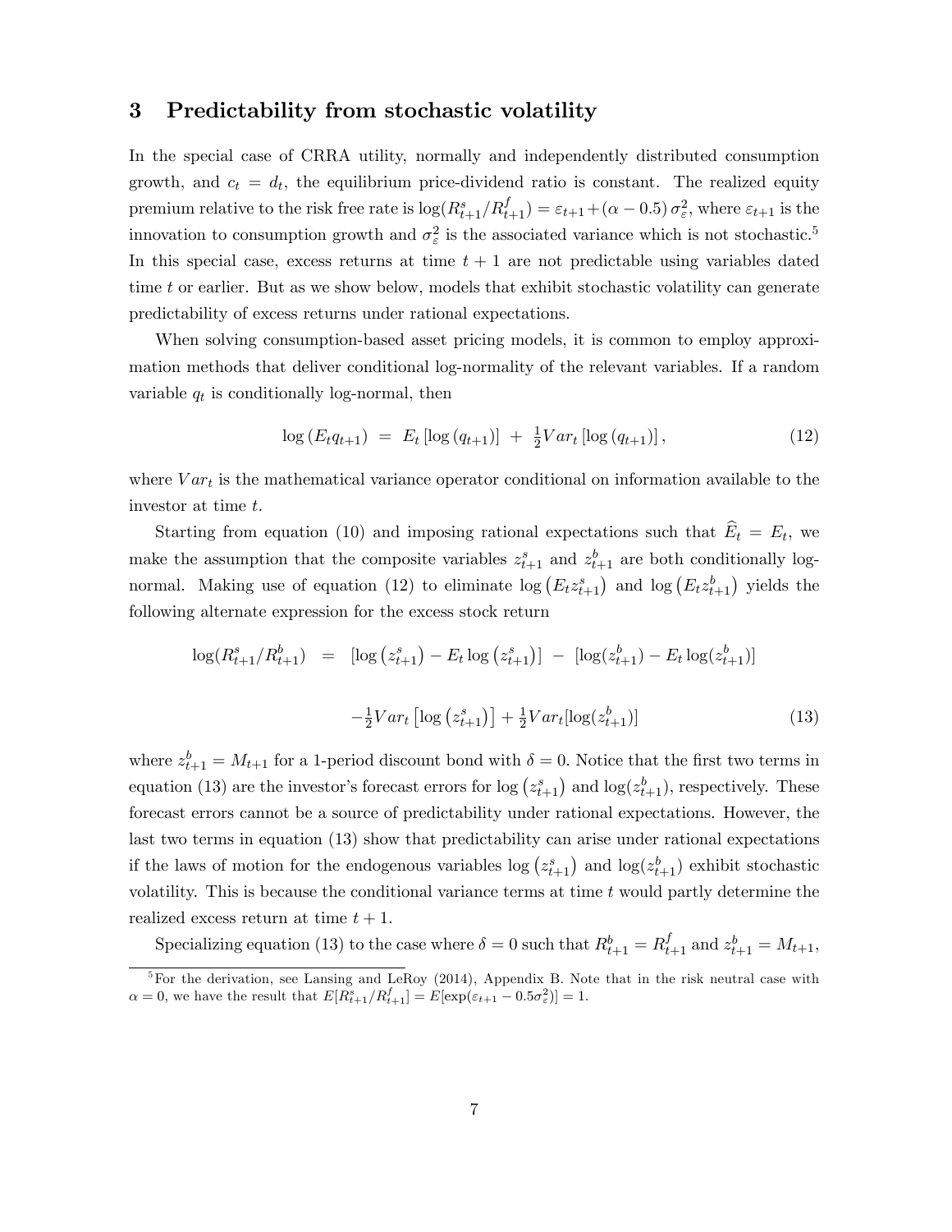## 3 Predictability from stochastic volatility

In the special case of CRRA utility, normally and independently distributed consumption growth, and $c_t = d_t$, the equilibrium price-dividend ratio is constant. The realized equity premium relative to the risk free rate is $\log(R^s_{t+1}/R^f_{t+1}) = \varepsilon_{t+1} + (\alpha - 0.5)\,\sigma^2_\varepsilon$, where $\varepsilon_{t+1}$ is the innovation to consumption growth and $\sigma^2_\varepsilon$ is the associated variance which is not stochastic.[5] In this special case, excess returns at time $t+1$ are not predictable using variables dated time $t$ or earlier. But as we show below, models that exhibit stochastic volatility can generate predictability of excess returns under rational expectations.

When solving consumption-based asset pricing models, it is common to employ approximation methods that deliver conditional log-normality of the relevant variables. If a random variable $q_t$ is conditionally log-normal, then

$$\log\left(E_t q_{t+1}\right) \;=\; E_t\left[\log\left(q_{t+1}\right)\right] \;+\; \tfrac{1}{2} Var_t\left[\log\left(q_{t+1}\right)\right], \tag{12}$$

where $Var_t$ is the mathematical variance operator conditional on information available to the investor at time $t$.

Starting from equation (10) and imposing rational expectations such that $\widehat{E}_t = E_t$, we make the assumption that the composite variables $z^s_{t+1}$ and $z^b_{t+1}$ are both conditionally log-normal. Making use of equation (12) to eliminate $\log\left(E_t z^s_{t+1}\right)$ and $\log\left(E_t z^b_{t+1}\right)$ yields the following alternate expression for the excess stock return

$$\begin{aligned}\log(R^s_{t+1}/R^b_{t+1}) \;&=\; \left[\log\left(z^s_{t+1}\right) - E_t \log\left(z^s_{t+1}\right)\right] \;-\; \left[\log(z^b_{t+1}) - E_t \log(z^b_{t+1})\right] \\ &\quad -\tfrac{1}{2} Var_t\left[\log\left(z^s_{t+1}\right)\right] + \tfrac{1}{2} Var_t[\log(z^b_{t+1})]\end{aligned} \tag{13}$$

where $z^b_{t+1} = M_{t+1}$ for a 1-period discount bond with $\delta = 0$. Notice that the first two terms in equation (13) are the investor's forecast errors for $\log\left(z^s_{t+1}\right)$ and $\log(z^b_{t+1})$, respectively. These forecast errors cannot be a source of predictability under rational expectations. However, the last two terms in equation (13) show that predictability can arise under rational expectations if the laws of motion for the endogenous variables $\log\left(z^s_{t+1}\right)$ and $\log(z^b_{t+1})$ exhibit stochastic volatility. This is because the conditional variance terms at time $t$ would partly determine the realized excess return at time $t+1$.

Specializing equation (13) to the case where $\delta = 0$ such that $R^b_{t+1} = R^f_{t+1}$ and $z^b_{t+1} = M_{t+1}$,

[5] For the derivation, see Lansing and LeRoy (2014), Appendix B. Note that in the risk neutral case with $\alpha = 0$, we have the result that $E[R^s_{t+1}/R^f_{t+1}] = E[\exp(\varepsilon_{t+1} - 0.5\sigma^2_\varepsilon)] = 1$.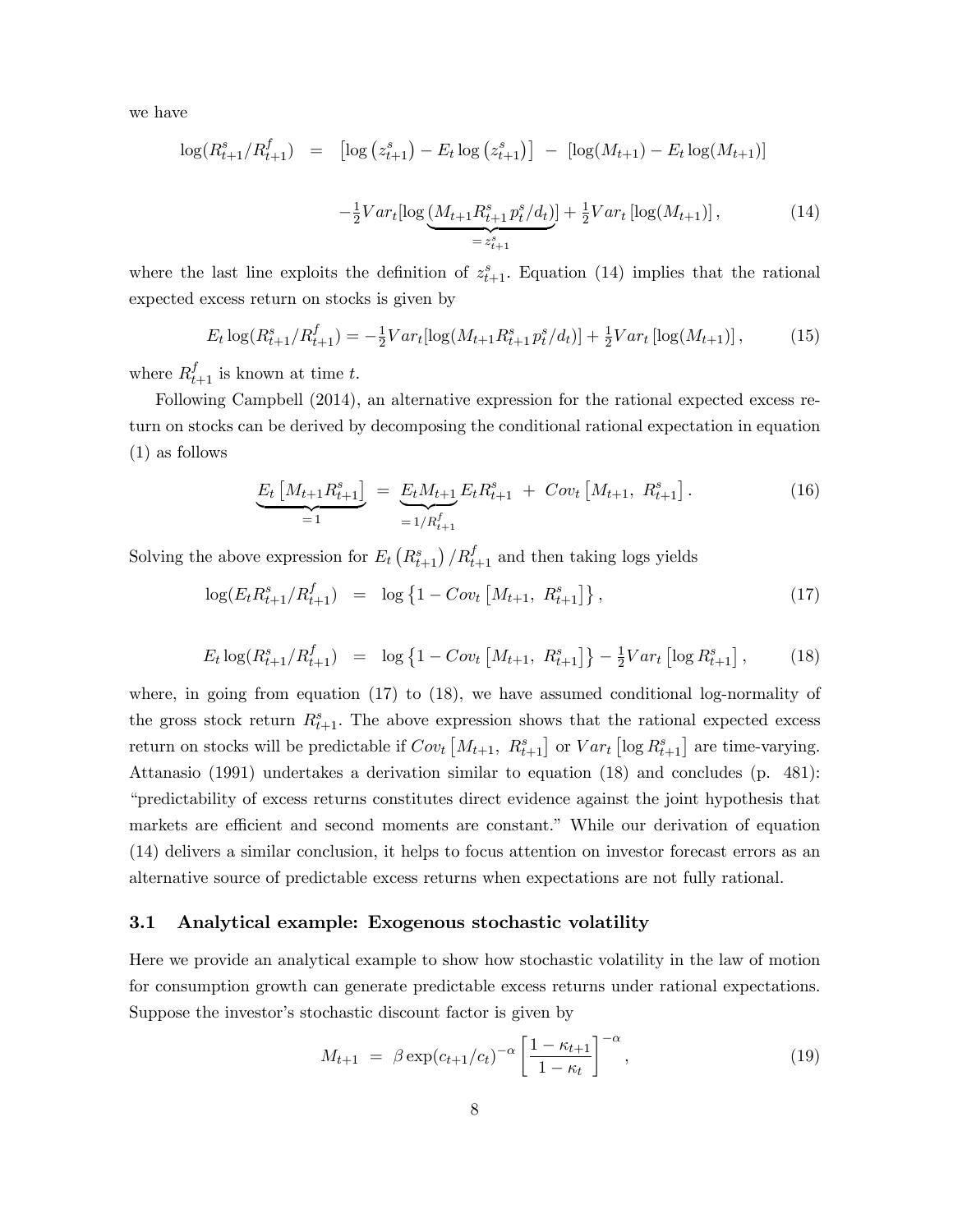we have

$$\log(R^s_{t+1}/R^f_{t+1}) \;=\; \left[\log\left(z^s_{t+1}\right) - E_t \log\left(z^s_{t+1}\right)\right] \;-\; \left[\log(M_{t+1}) - E_t \log(M_{t+1})\right]$$

$$-\tfrac{1}{2}Var_t[\log\underbrace{(M_{t+1}R^s_{t+1}\,p^s_t/d_t)}_{=z^s_{t+1}}] + \tfrac{1}{2}Var_t\left[\log(M_{t+1})\right], \tag{14}$$

where the last line exploits the definition of $z^s_{t+1}$. Equation (14) implies that the rational expected excess return on stocks is given by

$$E_t \log(R^s_{t+1}/R^f_{t+1}) = -\tfrac{1}{2}Var_t[\log(M_{t+1}R^s_{t+1}\,p^s_t/d_t)] + \tfrac{1}{2}Var_t\left[\log(M_{t+1})\right], \tag{15}$$

where $R^f_{t+1}$ is known at time $t$.

Following Campbell (2014), an alternative expression for the rational expected excess return on stocks can be derived by decomposing the conditional rational expectation in equation (1) as follows

$$\underbrace{E_t\left[M_{t+1}R^s_{t+1}\right]}_{=1} \;=\; \underbrace{E_t M_{t+1}}_{=1/R^f_{t+1}} E_t R^s_{t+1} \;+\; Cov_t\left[M_{t+1},\; R^s_{t+1}\right]. \tag{16}$$

Solving the above expression for $E_t\left(R^s_{t+1}\right)/R^f_{t+1}$ and then taking logs yields

$$\log(E_t R^s_{t+1}/R^f_{t+1}) \;=\; \log\left\{1 - Cov_t\left[M_{t+1},\; R^s_{t+1}\right]\right\}, \tag{17}$$

$$E_t \log(R^s_{t+1}/R^f_{t+1}) \;=\; \log\left\{1 - Cov_t\left[M_{t+1},\; R^s_{t+1}\right]\right\} - \tfrac{1}{2}Var_t\left[\log R^s_{t+1}\right], \tag{18}$$

where, in going from equation (17) to (18), we have assumed conditional log-normality of the gross stock return $R^s_{t+1}$. The above expression shows that the rational expected excess return on stocks will be predictable if $Cov_t\left[M_{t+1},\; R^s_{t+1}\right]$ or $Var_t\left[\log R^s_{t+1}\right]$ are time-varying. Attanasio (1991) undertakes a derivation similar to equation (18) and concludes (p. 481): "predictability of excess returns constitutes direct evidence against the joint hypothesis that markets are efficient and second moments are constant." While our derivation of equation (14) delivers a similar conclusion, it helps to focus attention on investor forecast errors as an alternative source of predictable excess returns when expectations are not fully rational.

### 3.1 Analytical example: Exogenous stochastic volatility

Here we provide an analytical example to show how stochastic volatility in the law of motion for consumption growth can generate predictable excess returns under rational expectations. Suppose the investor's stochastic discount factor is given by

$$M_{t+1} \;=\; \beta \exp(c_{t+1}/c_t)^{-\alpha}\left[\frac{1-\kappa_{t+1}}{1-\kappa_t}\right]^{-\alpha}, \tag{19}$$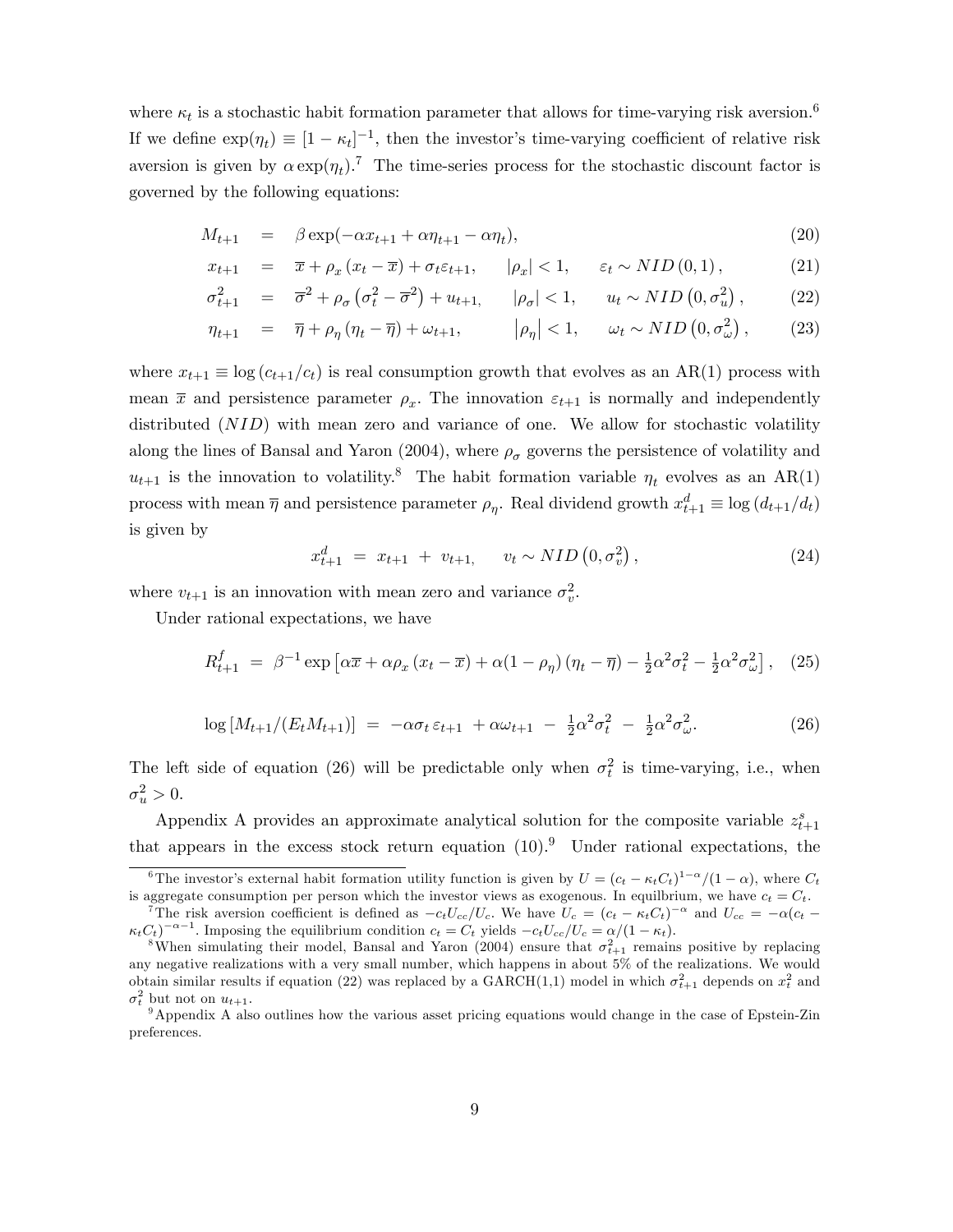where $\kappa_t$ is a stochastic habit formation parameter that allows for time-varying risk aversion.[6] If we define $\exp(\eta_t) \equiv [1 - \kappa_t]^{-1}$, then the investor's time-varying coefficient of relative risk aversion is given by $\alpha \exp(\eta_t)$.[7] The time-series process for the stochastic discount factor is governed by the following equations:

$$M_{t+1} = \beta \exp(-\alpha x_{t+1} + \alpha \eta_{t+1} - \alpha \eta_t), \tag{20}$$

$$x_{t+1} = \overline{x} + \rho_x (x_t - \overline{x}) + \sigma_t \varepsilon_{t+1}, \qquad |\rho_x| < 1, \qquad \varepsilon_t \sim NID(0, 1), \tag{21}$$

$$\sigma_{t+1}^2 = \overline{\sigma}^2 + \rho_\sigma \left(\sigma_t^2 - \overline{\sigma}^2\right) + u_{t+1}, \qquad |\rho_\sigma| < 1, \qquad u_t \sim NID\left(0, \sigma_u^2\right), \tag{22}$$

$$\eta_{t+1} = \overline{\eta} + \rho_\eta (\eta_t - \overline{\eta}) + \omega_{t+1}, \qquad |\rho_\eta| < 1, \qquad \omega_t \sim NID\left(0, \sigma_\omega^2\right), \tag{23}$$

where $x_{t+1} \equiv \log(c_{t+1}/c_t)$ is real consumption growth that evolves as an AR(1) process with mean $\overline{x}$ and persistence parameter $\rho_x$. The innovation $\varepsilon_{t+1}$ is normally and independently distributed ($NID$) with mean zero and variance of one. We allow for stochastic volatility along the lines of Bansal and Yaron (2004), where $\rho_\sigma$ governs the persistence of volatility and $u_{t+1}$ is the innovation to volatility.[8] The habit formation variable $\eta_t$ evolves as an AR(1) process with mean $\overline{\eta}$ and persistence parameter $\rho_\eta$. Real dividend growth $x_{t+1}^d \equiv \log(d_{t+1}/d_t)$ is given by

$$x_{t+1}^d = x_{t+1} + v_{t+1}, \qquad v_t \sim NID\left(0, \sigma_v^2\right), \tag{24}$$

where $v_{t+1}$ is an innovation with mean zero and variance $\sigma_v^2$.

Under rational expectations, we have

$$R_{t+1}^f = \beta^{-1} \exp\left[\alpha \overline{x} + \alpha \rho_x (x_t - \overline{x}) + \alpha(1 - \rho_\eta)(\eta_t - \overline{\eta}) - \tfrac{1}{2}\alpha^2 \sigma_t^2 - \tfrac{1}{2}\alpha^2 \sigma_\omega^2\right], \tag{25}$$

$$\log\left[M_{t+1}/(E_t M_{t+1})\right] = -\alpha \sigma_t \varepsilon_{t+1} + \alpha \omega_{t+1} - \tfrac{1}{2}\alpha^2 \sigma_t^2 - \tfrac{1}{2}\alpha^2 \sigma_\omega^2. \tag{26}$$

The left side of equation (26) will be predictable only when $\sigma_t^2$ is time-varying, i.e., when $\sigma_u^2 > 0$.

Appendix A provides an approximate analytical solution for the composite variable $z_{t+1}^s$ that appears in the excess stock return equation (10).[9] Under rational expectations, the

---

[6] The investor's external habit formation utility function is given by $U = (c_t - \kappa_t C_t)^{1-\alpha}/(1-\alpha)$, where $C_t$ is aggregate consumption per person which the investor views as exogenous. In equilbrium, we have $c_t = C_t$.

[7] The risk aversion coefficient is defined as $-c_t U_{cc}/U_c$. We have $U_c = (c_t - \kappa_t C_t)^{-\alpha}$ and $U_{cc} = -\alpha(c_t - \kappa_t C_t)^{-\alpha-1}$. Imposing the equilibrium condition $c_t = C_t$ yields $-c_t U_{cc}/U_c = \alpha/(1-\kappa_t)$.

[8] When simulating their model, Bansal and Yaron (2004) ensure that $\sigma_{t+1}^2$ remains positive by replacing any negative realizations with a very small number, which happens in about 5% of the realizations. We would obtain similar results if equation (22) was replaced by a GARCH(1,1) model in which $\sigma_{t+1}^2$ depends on $x_t^2$ and $\sigma_t^2$ but not on $u_{t+1}$.

[9] Appendix A also outlines how the various asset pricing equations would change in the case of Epstein-Zin preferences.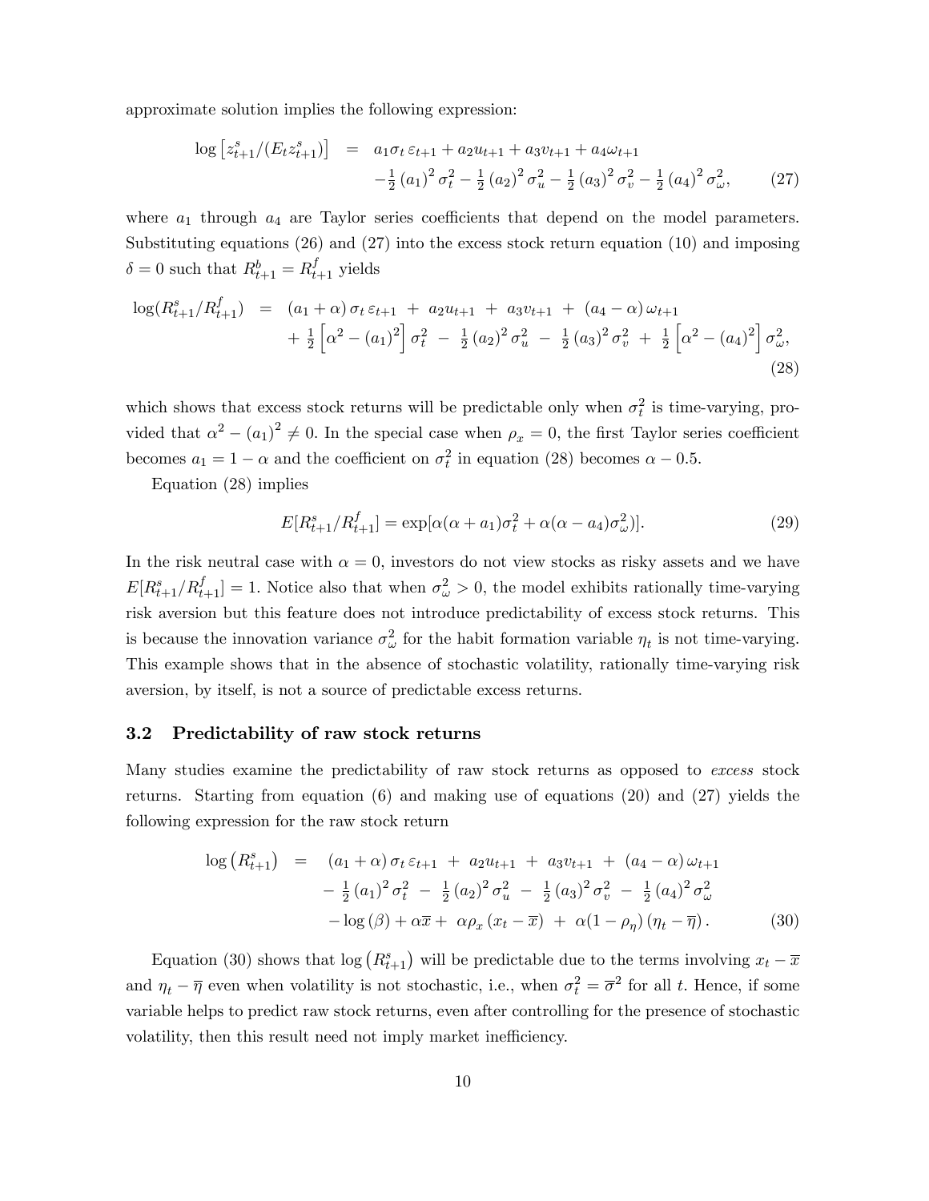approximate solution implies the following expression:

$$
\begin{aligned}
\log\left[z_{t+1}^{s}/(E_{t}z_{t+1}^{s})\right] \;&=\; a_{1}\sigma_{t}\,\varepsilon_{t+1}+a_{2}u_{t+1}+a_{3}v_{t+1}+a_{4}\omega_{t+1} \\
&\quad -\tfrac{1}{2}\left(a_{1}\right)^{2}\sigma_{t}^{2}-\tfrac{1}{2}\left(a_{2}\right)^{2}\sigma_{u}^{2}-\tfrac{1}{2}\left(a_{3}\right)^{2}\sigma_{v}^{2}-\tfrac{1}{2}\left(a_{4}\right)^{2}\sigma_{\omega}^{2}, \qquad (27)
\end{aligned}
$$

where $a_1$ through $a_4$ are Taylor series coefficients that depend on the model parameters. Substituting equations (26) and (27) into the excess stock return equation (10) and imposing $\delta = 0$ such that $R_{t+1}^{b} = R_{t+1}^{f}$ yields

$$
\begin{aligned}
\log(R_{t+1}^{s}/R_{t+1}^{f}) \;&=\; \left(a_{1}+\alpha\right)\sigma_{t}\,\varepsilon_{t+1} \;+\; a_{2}u_{t+1} \;+\; a_{3}v_{t+1} \;+\; \left(a_{4}-\alpha\right)\omega_{t+1} \\
&\quad +\; \tfrac{1}{2}\left[\alpha^{2}-\left(a_{1}\right)^{2}\right]\sigma_{t}^{2} \;-\; \tfrac{1}{2}\left(a_{2}\right)^{2}\sigma_{u}^{2} \;-\; \tfrac{1}{2}\left(a_{3}\right)^{2}\sigma_{v}^{2} \;+\; \tfrac{1}{2}\left[\alpha^{2}-\left(a_{4}\right)^{2}\right]\sigma_{\omega}^{2}, \qquad (28)
\end{aligned}
$$

which shows that excess stock returns will be predictable only when $\sigma_t^2$ is time-varying, provided that $\alpha^2 - (a_1)^2 \neq 0$. In the special case when $\rho_x = 0$, the first Taylor series coefficient becomes $a_1 = 1 - \alpha$ and the coefficient on $\sigma_t^2$ in equation (28) becomes $\alpha - 0.5$.

Equation (28) implies

$$
E[R_{t+1}^{s}/R_{t+1}^{f}] = \exp[\alpha(\alpha + a_1)\sigma_t^2 + \alpha(\alpha - a_4)\sigma_\omega^2)]. \qquad (29)
$$

In the risk neutral case with $\alpha = 0$, investors do not view stocks as risky assets and we have $E[R_{t+1}^{s}/R_{t+1}^{f}] = 1$. Notice also that when $\sigma_\omega^2 > 0$, the model exhibits rationally time-varying risk aversion but this feature does not introduce predictability of excess stock returns. This is because the innovation variance $\sigma_\omega^2$ for the habit formation variable $\eta_t$ is not time-varying. This example shows that in the absence of stochastic volatility, rationally time-varying risk aversion, by itself, is not a source of predictable excess returns.

### 3.2 Predictability of raw stock returns

Many studies examine the predictability of raw stock returns as opposed to *excess* stock returns. Starting from equation (6) and making use of equations (20) and (27) yields the following expression for the raw stock return

$$
\begin{aligned}
\log\left(R_{t+1}^{s}\right) \;&=\; \left(a_{1}+\alpha\right)\sigma_{t}\,\varepsilon_{t+1} \;+\; a_{2}u_{t+1} \;+\; a_{3}v_{t+1} \;+\; \left(a_{4}-\alpha\right)\omega_{t+1} \\
&\quad -\; \tfrac{1}{2}\left(a_{1}\right)^{2}\sigma_{t}^{2} \;-\; \tfrac{1}{2}\left(a_{2}\right)^{2}\sigma_{u}^{2} \;-\; \tfrac{1}{2}\left(a_{3}\right)^{2}\sigma_{v}^{2} \;-\; \tfrac{1}{2}\left(a_{4}\right)^{2}\sigma_{\omega}^{2} \\
&\quad -\log\left(\beta\right)+\alpha\overline{x}+\; \alpha\rho_{x}\left(x_{t}-\overline{x}\right) \;+\; \alpha(1-\rho_{\eta})\left(\eta_{t}-\overline{\eta}\right). \qquad (30)
\end{aligned}
$$

Equation (30) shows that $\log\left(R_{t+1}^{s}\right)$ will be predictable due to the terms involving $x_t - \overline{x}$ and $\eta_t - \overline{\eta}$ even when volatility is not stochastic, i.e., when $\sigma_t^2 = \overline{\sigma}^2$ for all $t$. Hence, if some variable helps to predict raw stock returns, even after controlling for the presence of stochastic volatility, then this result need not imply market inefficiency.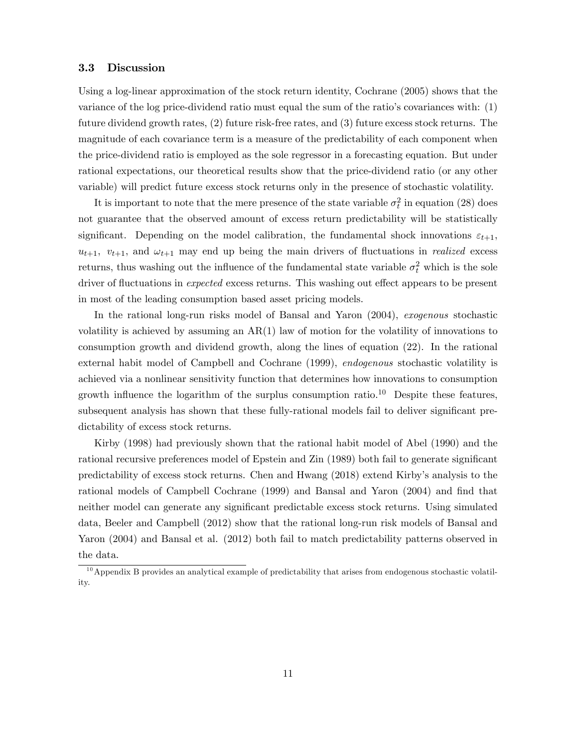### 3.3 Discussion

Using a log-linear approximation of the stock return identity, Cochrane (2005) shows that the variance of the log price-dividend ratio must equal the sum of the ratio's covariances with: (1) future dividend growth rates, (2) future risk-free rates, and (3) future excess stock returns. The magnitude of each covariance term is a measure of the predictability of each component when the price-dividend ratio is employed as the sole regressor in a forecasting equation. But under rational expectations, our theoretical results show that the price-dividend ratio (or any other variable) will predict future excess stock returns only in the presence of stochastic volatility.

It is important to note that the mere presence of the state variable $\sigma_t^2$ in equation (28) does not guarantee that the observed amount of excess return predictability will be statistically significant. Depending on the model calibration, the fundamental shock innovations $\varepsilon_{t+1}$, $u_{t+1}$, $v_{t+1}$, and $\omega_{t+1}$ may end up being the main drivers of fluctuations in *realized* excess returns, thus washing out the influence of the fundamental state variable $\sigma_t^2$ which is the sole driver of fluctuations in *expected* excess returns. This washing out effect appears to be present in most of the leading consumption based asset pricing models.

In the rational long-run risks model of Bansal and Yaron (2004), *exogenous* stochastic volatility is achieved by assuming an AR(1) law of motion for the volatility of innovations to consumption growth and dividend growth, along the lines of equation (22). In the rational external habit model of Campbell and Cochrane (1999), *endogenous* stochastic volatility is achieved via a nonlinear sensitivity function that determines how innovations to consumption growth influence the logarithm of the surplus consumption ratio.[10] Despite these features, subsequent analysis has shown that these fully-rational models fail to deliver significant predictability of excess stock returns.

Kirby (1998) had previously shown that the rational habit model of Abel (1990) and the rational recursive preferences model of Epstein and Zin (1989) both fail to generate significant predictability of excess stock returns. Chen and Hwang (2018) extend Kirby's analysis to the rational models of Campbell Cochrane (1999) and Bansal and Yaron (2004) and find that neither model can generate any significant predictable excess stock returns. Using simulated data, Beeler and Campbell (2012) show that the rational long-run risk models of Bansal and Yaron (2004) and Bansal et al. (2012) both fail to match predictability patterns observed in the data.

[10] Appendix B provides an analytical example of predictability that arises from endogenous stochastic volatility.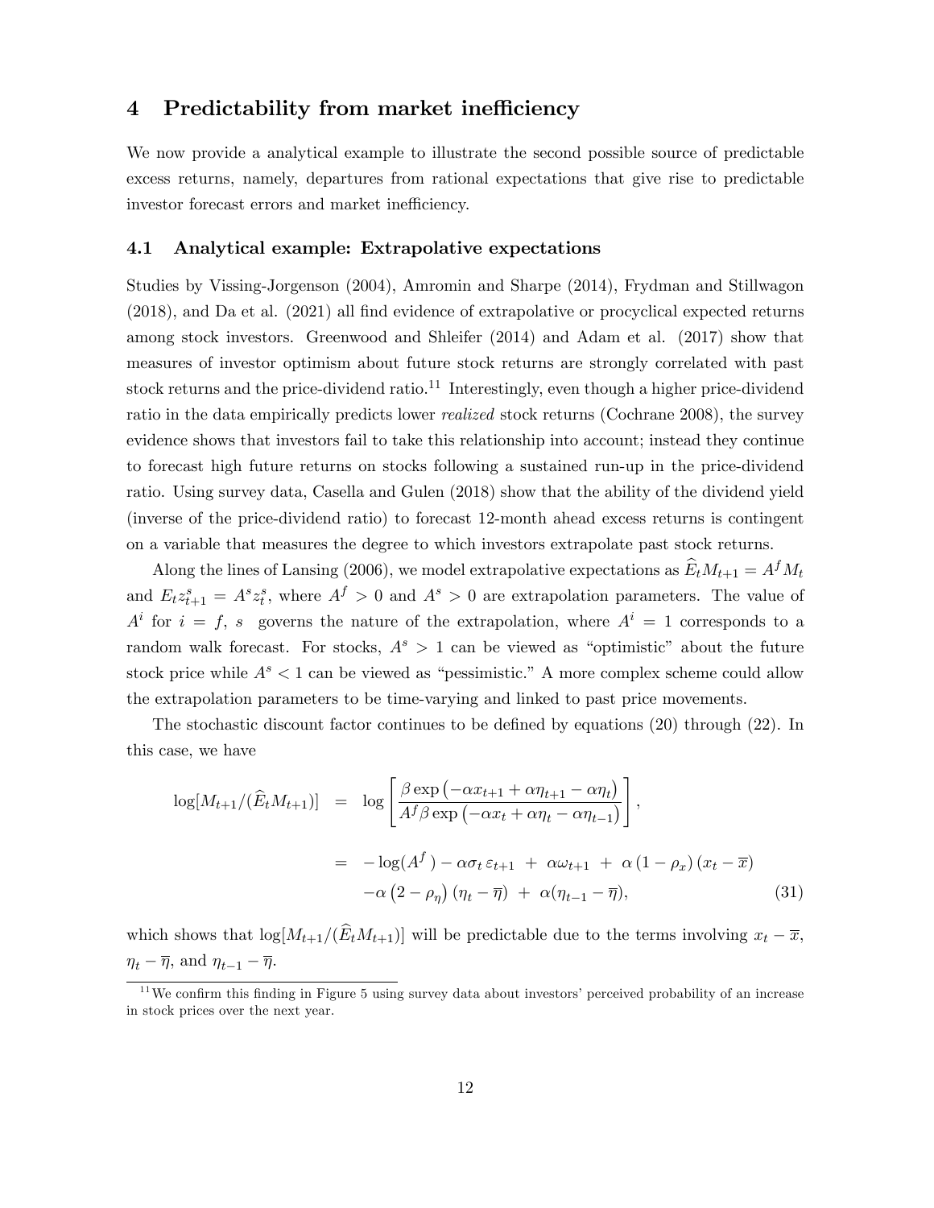## 4 Predictability from market inefficiency

We now provide a analytical example to illustrate the second possible source of predictable excess returns, namely, departures from rational expectations that give rise to predictable investor forecast errors and market inefficiency.

### 4.1 Analytical example: Extrapolative expectations

Studies by Vissing-Jorgenson (2004), Amromin and Sharpe (2014), Frydman and Stillwagon (2018), and Da et al. (2021) all find evidence of extrapolative or procyclical expected returns among stock investors. Greenwood and Shleifer (2014) and Adam et al. (2017) show that measures of investor optimism about future stock returns are strongly correlated with past stock returns and the price-dividend ratio.[11] Interestingly, even though a higher price-dividend ratio in the data empirically predicts lower *realized* stock returns (Cochrane 2008), the survey evidence shows that investors fail to take this relationship into account; instead they continue to forecast high future returns on stocks following a sustained run-up in the price-dividend ratio. Using survey data, Casella and Gulen (2018) show that the ability of the dividend yield (inverse of the price-dividend ratio) to forecast 12-month ahead excess returns is contingent on a variable that measures the degree to which investors extrapolate past stock returns.

Along the lines of Lansing (2006), we model extrapolative expectations as $\widehat{E}_t M_{t+1} = A^f M_t$ and $E_t z^s_{t+1} = A^s z^s_t$, where $A^f > 0$ and $A^s > 0$ are extrapolation parameters. The value of $A^i$ for $i = f,\ s$ governs the nature of the extrapolation, where $A^i = 1$ corresponds to a random walk forecast. For stocks, $A^s > 1$ can be viewed as "optimistic" about the future stock price while $A^s < 1$ can be viewed as "pessimistic." A more complex scheme could allow the extrapolation parameters to be time-varying and linked to past price movements.

The stochastic discount factor continues to be defined by equations (20) through (22). In this case, we have

$$
\begin{aligned}
\log[M_{t+1}/(\widehat{E}_t M_{t+1})] &= \log\left[\frac{\beta \exp\left(-\alpha x_{t+1} + \alpha \eta_{t+1} - \alpha \eta_t\right)}{A^f \beta \exp\left(-\alpha x_t + \alpha \eta_t - \alpha \eta_{t-1}\right)}\right], \\
&= -\log(A^f) - \alpha \sigma_t\, \varepsilon_{t+1} \;+\; \alpha \omega_{t+1} \;+\; \alpha\left(1-\rho_x\right)\left(x_t - \overline{x}\right) \\
&\quad -\alpha\left(2-\rho_\eta\right)\left(\eta_t - \overline{\eta}\right) \;+\; \alpha(\eta_{t-1} - \overline{\eta}),
\end{aligned}
\tag{31}
$$

which shows that $\log[M_{t+1}/(\widehat{E}_t M_{t+1})]$ will be predictable due to the terms involving $x_t - \overline{x}$, $\eta_t - \overline{\eta}$, and $\eta_{t-1} - \overline{\eta}$.

[11] We confirm this finding in Figure 5 using survey data about investors' perceived probability of an increase in stock prices over the next year.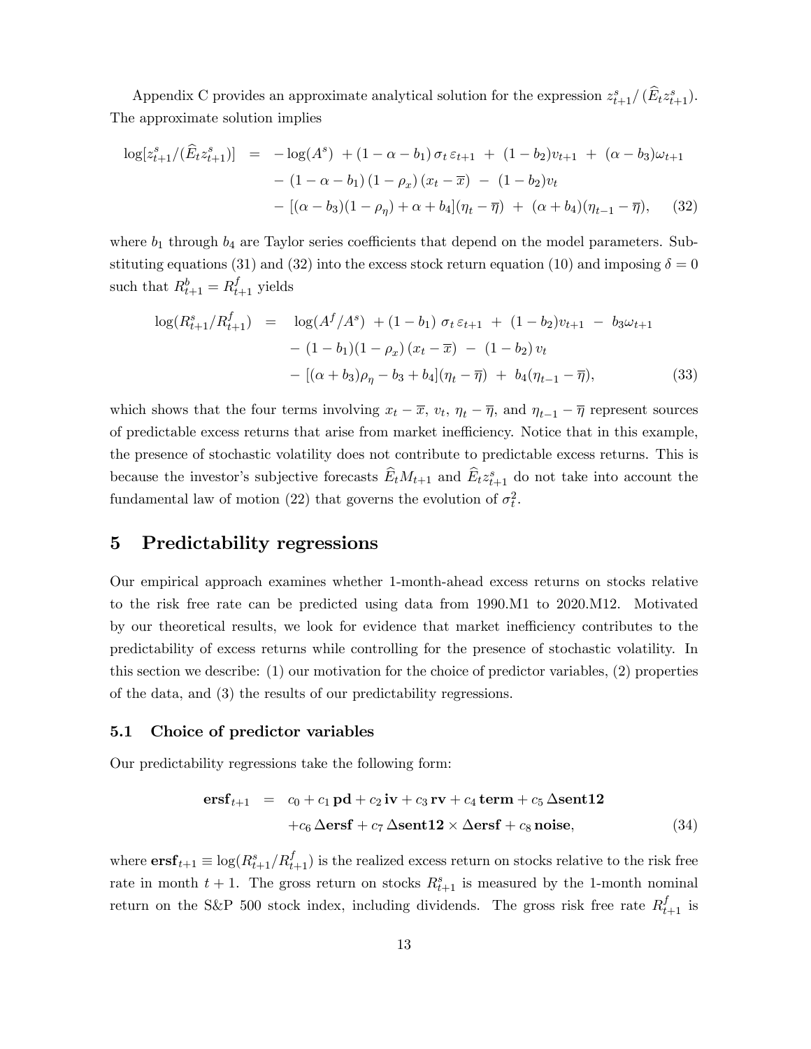Appendix C provides an approximate analytical solution for the expression $z^s_{t+1}/\,(\widehat{E}_t z^s_{t+1})$. The approximate solution implies

$$
\begin{aligned}
\log[z^s_{t+1}/(\widehat{E}_t z^s_{t+1})] \;\; = \;\; & -\log(A^s) \; + (1-\alpha-b_1)\,\sigma_t\,\varepsilon_{t+1} \; + \; (1-b_2)v_{t+1} \; + \; (\alpha-b_3)\omega_{t+1} \\
& -\,(1-\alpha-b_1)\,(1-\rho_x)\,(x_t-\overline{x}) \; - \; (1-b_2)v_t \\
& -\,[(\alpha-b_3)(1-\rho_\eta)+\alpha+b_4](\eta_t-\overline{\eta}) \; + \; (\alpha+b_4)(\eta_{t-1}-\overline{\eta}), \qquad (32)
\end{aligned}
$$

where $b_1$ through $b_4$ are Taylor series coefficients that depend on the model parameters. Substituting equations (31) and (32) into the excess stock return equation (10) and imposing $\delta = 0$ such that $R^b_{t+1} = R^f_{t+1}$ yields

$$
\begin{aligned}
\log(R^s_{t+1}/R^f_{t+1}) \;\; = \;\; & \log(A^f/A^s) \; + (1-b_1)\,\sigma_t\,\varepsilon_{t+1} \; + \; (1-b_2)v_{t+1} \; - \; b_3\omega_{t+1} \\
& -\,(1-b_1)(1-\rho_x)\,(x_t-\overline{x}) \; - \; (1-b_2)\,v_t \\
& -\,[(\alpha+b_3)\rho_\eta - b_3 + b_4](\eta_t-\overline{\eta}) \; + \; b_4(\eta_{t-1}-\overline{\eta}), \qquad (33)
\end{aligned}
$$

which shows that the four terms involving $x_t - \overline{x}$, $v_t$, $\eta_t - \overline{\eta}$, and $\eta_{t-1} - \overline{\eta}$ represent sources of predictable excess returns that arise from market inefficiency. Notice that in this example, the presence of stochastic volatility does not contribute to predictable excess returns. This is because the investor's subjective forecasts $\widehat{E}_t M_{t+1}$ and $\widehat{E}_t z^s_{t+1}$ do not take into account the fundamental law of motion (22) that governs the evolution of $\sigma^2_t$.

## 5 Predictability regressions

Our empirical approach examines whether 1-month-ahead excess returns on stocks relative to the risk free rate can be predicted using data from 1990.M1 to 2020.M12. Motivated by our theoretical results, we look for evidence that market inefficiency contributes to the predictability of excess returns while controlling for the presence of stochastic volatility. In this section we describe: (1) our motivation for the choice of predictor variables, (2) properties of the data, and (3) the results of our predictability regressions.

### 5.1 Choice of predictor variables

Our predictability regressions take the following form:

$$
\begin{aligned}
\mathbf{ersf}_{t+1} \;\; = \;\; & c_0 + c_1\,\mathbf{pd} + c_2\,\mathbf{iv} + c_3\,\mathbf{rv} + c_4\,\mathbf{term} + c_5\,\Delta\mathbf{sent12} \\
& + c_6\,\Delta\mathbf{ersf} + c_7\,\Delta\mathbf{sent12}\times\Delta\mathbf{ersf} + c_8\,\mathbf{noise}, \qquad (34)
\end{aligned}
$$

where $\mathbf{ersf}_{t+1} \equiv \log(R^s_{t+1}/R^f_{t+1})$ is the realized excess return on stocks relative to the risk free rate in month $t+1$. The gross return on stocks $R^s_{t+1}$ is measured by the 1-month nominal return on the S&P 500 stock index, including dividends. The gross risk free rate $R^f_{t+1}$ is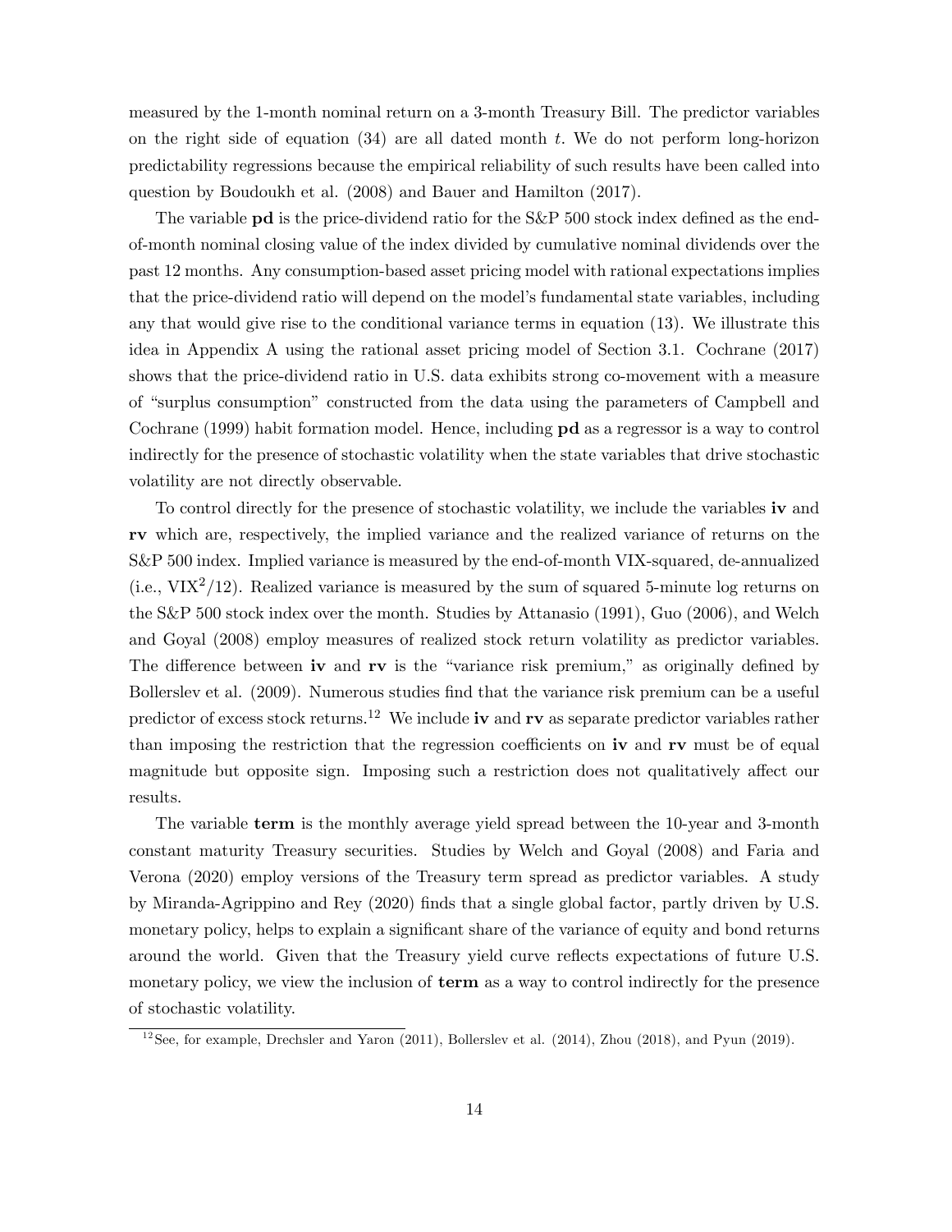measured by the 1-month nominal return on a 3-month Treasury Bill. The predictor variables on the right side of equation (34) are all dated month $t$. We do not perform long-horizon predictability regressions because the empirical reliability of such results have been called into question by Boudoukh et al. (2008) and Bauer and Hamilton (2017).

The variable **pd** is the price-dividend ratio for the S&P 500 stock index defined as the end-of-month nominal closing value of the index divided by cumulative nominal dividends over the past 12 months. Any consumption-based asset pricing model with rational expectations implies that the price-dividend ratio will depend on the model's fundamental state variables, including any that would give rise to the conditional variance terms in equation (13). We illustrate this idea in Appendix A using the rational asset pricing model of Section 3.1. Cochrane (2017) shows that the price-dividend ratio in U.S. data exhibits strong co-movement with a measure of "surplus consumption" constructed from the data using the parameters of Campbell and Cochrane (1999) habit formation model. Hence, including **pd** as a regressor is a way to control indirectly for the presence of stochastic volatility when the state variables that drive stochastic volatility are not directly observable.

To control directly for the presence of stochastic volatility, we include the variables **iv** and **rv** which are, respectively, the implied variance and the realized variance of returns on the S&P 500 index. Implied variance is measured by the end-of-month VIX-squared, de-annualized (i.e., $\text{VIX}^2/12$). Realized variance is measured by the sum of squared 5-minute log returns on the S&P 500 stock index over the month. Studies by Attanasio (1991), Guo (2006), and Welch and Goyal (2008) employ measures of realized stock return volatility as predictor variables. The difference between **iv** and **rv** is the "variance risk premium," as originally defined by Bollerslev et al. (2009). Numerous studies find that the variance risk premium can be a useful predictor of excess stock returns.[12] We include **iv** and **rv** as separate predictor variables rather than imposing the restriction that the regression coefficients on **iv** and **rv** must be of equal magnitude but opposite sign. Imposing such a restriction does not qualitatively affect our results.

The variable **term** is the monthly average yield spread between the 10-year and 3-month constant maturity Treasury securities. Studies by Welch and Goyal (2008) and Faria and Verona (2020) employ versions of the Treasury term spread as predictor variables. A study by Miranda-Agrippino and Rey (2020) finds that a single global factor, partly driven by U.S. monetary policy, helps to explain a significant share of the variance of equity and bond returns around the world. Given that the Treasury yield curve reflects expectations of future U.S. monetary policy, we view the inclusion of **term** as a way to control indirectly for the presence of stochastic volatility.

[12] See, for example, Drechsler and Yaron (2011), Bollerslev et al. (2014), Zhou (2018), and Pyun (2019).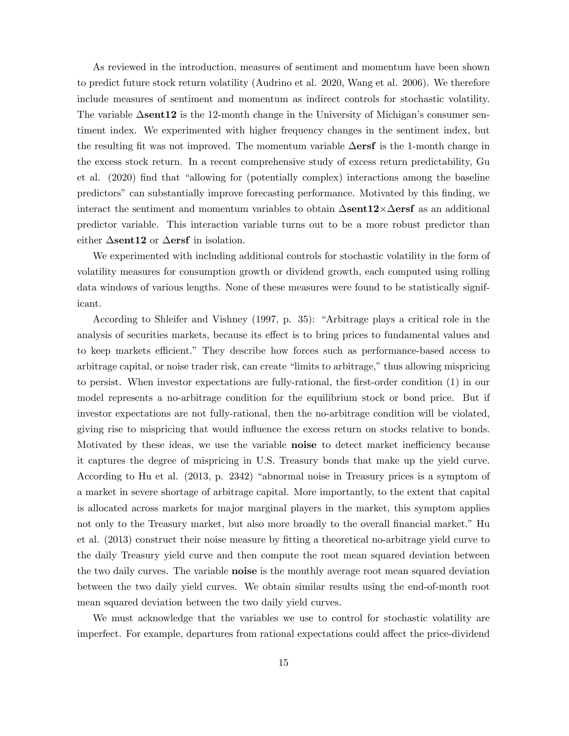As reviewed in the introduction, measures of sentiment and momentum have been shown to predict future stock return volatility (Audrino et al. 2020, Wang et al. 2006). We therefore include measures of sentiment and momentum as indirect controls for stochastic volatility. The variable $\Delta$**sent12** is the 12-month change in the University of Michigan's consumer sentiment index. We experimented with higher frequency changes in the sentiment index, but the resulting fit was not improved. The momentum variable $\Delta$**ersf** is the 1-month change in the excess stock return. In a recent comprehensive study of excess return predictability, Gu et al. (2020) find that "allowing for (potentially complex) interactions among the baseline predictors" can substantially improve forecasting performance. Motivated by this finding, we interact the sentiment and momentum variables to obtain $\Delta$**sent12**$\times\Delta$**ersf** as an additional predictor variable. This interaction variable turns out to be a more robust predictor than either $\Delta$**sent12** or $\Delta$**ersf** in isolation.

We experimented with including additional controls for stochastic volatility in the form of volatility measures for consumption growth or dividend growth, each computed using rolling data windows of various lengths. None of these measures were found to be statistically significant.

According to Shleifer and Vishney (1997, p. 35): "Arbitrage plays a critical role in the analysis of securities markets, because its effect is to bring prices to fundamental values and to keep markets efficient." They describe how forces such as performance-based access to arbitrage capital, or noise trader risk, can create "limits to arbitrage," thus allowing mispricing to persist. When investor expectations are fully-rational, the first-order condition (1) in our model represents a no-arbitrage condition for the equilibrium stock or bond price. But if investor expectations are not fully-rational, then the no-arbitrage condition will be violated, giving rise to mispricing that would influence the excess return on stocks relative to bonds. Motivated by these ideas, we use the variable **noise** to detect market inefficiency because it captures the degree of mispricing in U.S. Treasury bonds that make up the yield curve. According to Hu et al. (2013, p. 2342) "abnormal noise in Treasury prices is a symptom of a market in severe shortage of arbitrage capital. More importantly, to the extent that capital is allocated across markets for major marginal players in the market, this symptom applies not only to the Treasury market, but also more broadly to the overall financial market." Hu et al. (2013) construct their noise measure by fitting a theoretical no-arbitrage yield curve to the daily Treasury yield curve and then compute the root mean squared deviation between the two daily curves. The variable **noise** is the monthly average root mean squared deviation between the two daily yield curves. We obtain similar results using the end-of-month root mean squared deviation between the two daily yield curves.

We must acknowledge that the variables we use to control for stochastic volatility are imperfect. For example, departures from rational expectations could affect the price-dividend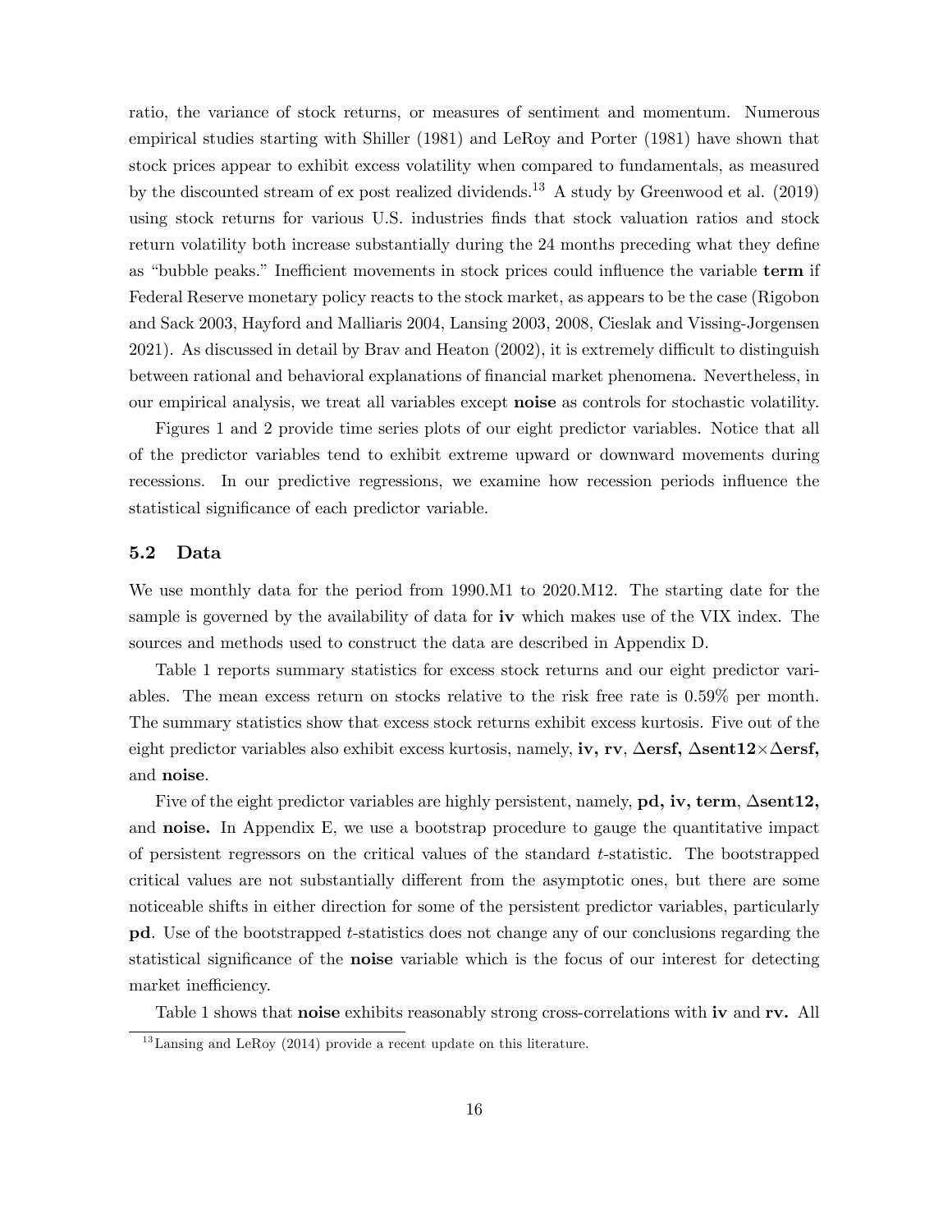ratio, the variance of stock returns, or measures of sentiment and momentum. Numerous empirical studies starting with Shiller (1981) and LeRoy and Porter (1981) have shown that stock prices appear to exhibit excess volatility when compared to fundamentals, as measured by the discounted stream of ex post realized dividends.[13] A study by Greenwood et al. (2019) using stock returns for various U.S. industries finds that stock valuation ratios and stock return volatility both increase substantially during the 24 months preceding what they define as "bubble peaks." Inefficient movements in stock prices could influence the variable **term** if Federal Reserve monetary policy reacts to the stock market, as appears to be the case (Rigobon and Sack 2003, Hayford and Malliaris 2004, Lansing 2003, 2008, Cieslak and Vissing-Jorgensen 2021). As discussed in detail by Brav and Heaton (2002), it is extremely difficult to distinguish between rational and behavioral explanations of financial market phenomena. Nevertheless, in our empirical analysis, we treat all variables except **noise** as controls for stochastic volatility.

Figures 1 and 2 provide time series plots of our eight predictor variables. Notice that all of the predictor variables tend to exhibit extreme upward or downward movements during recessions. In our predictive regressions, we examine how recession periods influence the statistical significance of each predictor variable.

## 5.2 Data

We use monthly data for the period from 1990.M1 to 2020.M12. The starting date for the sample is governed by the availability of data for **iv** which makes use of the VIX index. The sources and methods used to construct the data are described in Appendix D.

Table 1 reports summary statistics for excess stock returns and our eight predictor variables. The mean excess return on stocks relative to the risk free rate is 0.59% per month. The summary statistics show that excess stock returns exhibit excess kurtosis. Five out of the eight predictor variables also exhibit excess kurtosis, namely, **iv**, **rv**, **Δersf**, **Δsent12×Δersf**, and **noise**.

Five of the eight predictor variables are highly persistent, namely, **pd**, **iv**, **term**, **Δsent12**, and **noise.** In Appendix E, we use a bootstrap procedure to gauge the quantitative impact of persistent regressors on the critical values of the standard $t$-statistic. The bootstrapped critical values are not substantially different from the asymptotic ones, but there are some noticeable shifts in either direction for some of the persistent predictor variables, particularly **pd**. Use of the bootstrapped $t$-statistics does not change any of our conclusions regarding the statistical significance of the **noise** variable which is the focus of our interest for detecting market inefficiency.

Table 1 shows that **noise** exhibits reasonably strong cross-correlations with **iv** and **rv.** All

[13] Lansing and LeRoy (2014) provide a recent update on this literature.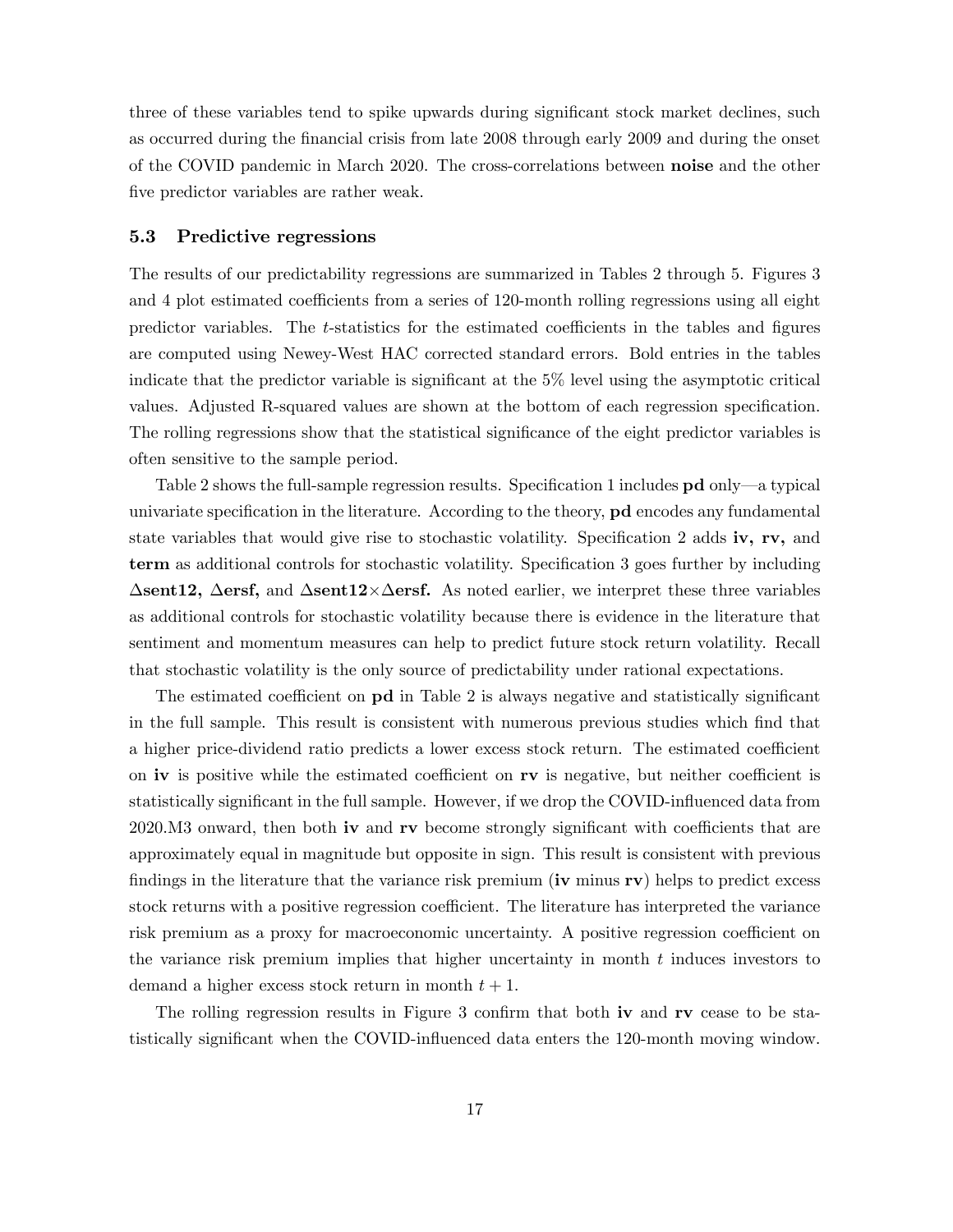three of these variables tend to spike upwards during significant stock market declines, such as occurred during the financial crisis from late 2008 through early 2009 and during the onset of the COVID pandemic in March 2020. The cross-correlations between **noise** and the other five predictor variables are rather weak.

### 5.3 Predictive regressions

The results of our predictability regressions are summarized in Tables 2 through 5. Figures 3 and 4 plot estimated coefficients from a series of 120-month rolling regressions using all eight predictor variables. The $t$-statistics for the estimated coefficients in the tables and figures are computed using Newey-West HAC corrected standard errors. Bold entries in the tables indicate that the predictor variable is significant at the 5% level using the asymptotic critical values. Adjusted R-squared values are shown at the bottom of each regression specification. The rolling regressions show that the statistical significance of the eight predictor variables is often sensitive to the sample period.

Table 2 shows the full-sample regression results. Specification 1 includes **pd** only—a typical univariate specification in the literature. According to the theory, **pd** encodes any fundamental state variables that would give rise to stochastic volatility. Specification 2 adds **iv, rv,** and **term** as additional controls for stochastic volatility. Specification 3 goes further by including **Δsent12, Δersf,** and **Δsent12×Δersf.** As noted earlier, we interpret these three variables as additional controls for stochastic volatility because there is evidence in the literature that sentiment and momentum measures can help to predict future stock return volatility. Recall that stochastic volatility is the only source of predictability under rational expectations.

The estimated coefficient on **pd** in Table 2 is always negative and statistically significant in the full sample. This result is consistent with numerous previous studies which find that a higher price-dividend ratio predicts a lower excess stock return. The estimated coefficient on **iv** is positive while the estimated coefficient on **rv** is negative, but neither coefficient is statistically significant in the full sample. However, if we drop the COVID-influenced data from 2020.M3 onward, then both **iv** and **rv** become strongly significant with coefficients that are approximately equal in magnitude but opposite in sign. This result is consistent with previous findings in the literature that the variance risk premium (**iv** minus **rv**) helps to predict excess stock returns with a positive regression coefficient. The literature has interpreted the variance risk premium as a proxy for macroeconomic uncertainty. A positive regression coefficient on the variance risk premium implies that higher uncertainty in month $t$ induces investors to demand a higher excess stock return in month $t+1$.

The rolling regression results in Figure 3 confirm that both **iv** and **rv** cease to be statistically significant when the COVID-influenced data enters the 120-month moving window.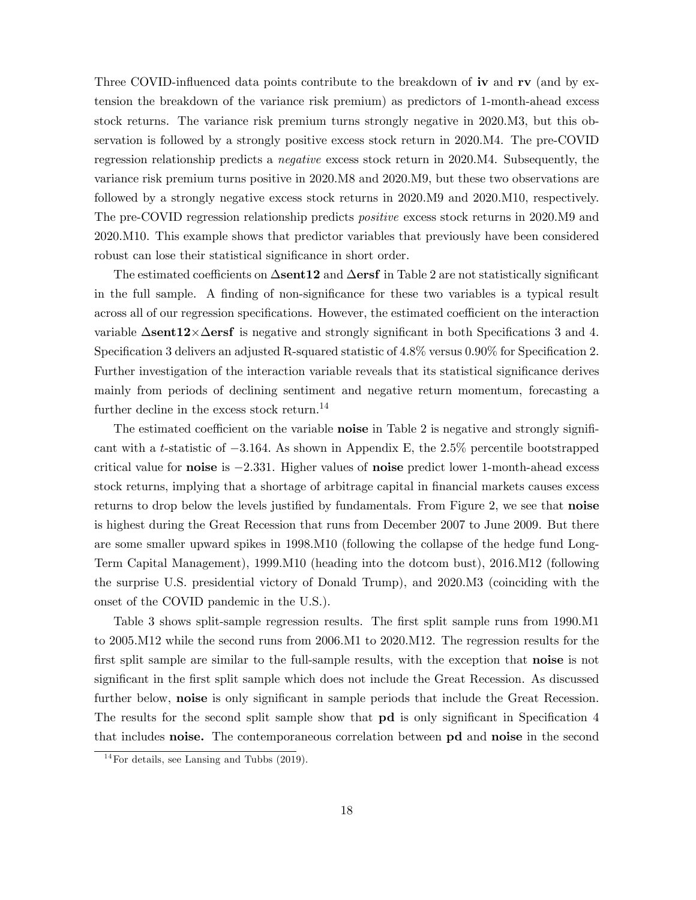Three COVID-influenced data points contribute to the breakdown of **iv** and **rv** (and by extension the breakdown of the variance risk premium) as predictors of 1-month-ahead excess stock returns. The variance risk premium turns strongly negative in 2020.M3, but this observation is followed by a strongly positive excess stock return in 2020.M4. The pre-COVID regression relationship predicts a *negative* excess stock return in 2020.M4. Subsequently, the variance risk premium turns positive in 2020.M8 and 2020.M9, but these two observations are followed by a strongly negative excess stock returns in 2020.M9 and 2020.M10, respectively. The pre-COVID regression relationship predicts *positive* excess stock returns in 2020.M9 and 2020.M10. This example shows that predictor variables that previously have been considered robust can lose their statistical significance in short order.

The estimated coefficients on $\mathbf{\Delta sent12}$ and $\mathbf{\Delta ersf}$ in Table 2 are not statistically significant in the full sample. A finding of non-significance for these two variables is a typical result across all of our regression specifications. However, the estimated coefficient on the interaction variable $\mathbf{\Delta sent12} \times \mathbf{\Delta ersf}$ is negative and strongly significant in both Specifications 3 and 4. Specification 3 delivers an adjusted R-squared statistic of 4.8% versus 0.90% for Specification 2. Further investigation of the interaction variable reveals that its statistical significance derives mainly from periods of declining sentiment and negative return momentum, forecasting a further decline in the excess stock return.[14]

The estimated coefficient on the variable **noise** in Table 2 is negative and strongly significant with a $t$-statistic of $-3.164$. As shown in Appendix E, the 2.5% percentile bootstrapped critical value for **noise** is $-2.331$. Higher values of **noise** predict lower 1-month-ahead excess stock returns, implying that a shortage of arbitrage capital in financial markets causes excess returns to drop below the levels justified by fundamentals. From Figure 2, we see that **noise** is highest during the Great Recession that runs from December 2007 to June 2009. But there are some smaller upward spikes in 1998.M10 (following the collapse of the hedge fund Long-Term Capital Management), 1999.M10 (heading into the dotcom bust), 2016.M12 (following the surprise U.S. presidential victory of Donald Trump), and 2020.M3 (coinciding with the onset of the COVID pandemic in the U.S.).

Table 3 shows split-sample regression results. The first split sample runs from 1990.M1 to 2005.M12 while the second runs from 2006.M1 to 2020.M12. The regression results for the first split sample are similar to the full-sample results, with the exception that **noise** is not significant in the first split sample which does not include the Great Recession. As discussed further below, **noise** is only significant in sample periods that include the Great Recession. The results for the second split sample show that **pd** is only significant in Specification 4 that includes **noise.** The contemporaneous correlation between **pd** and **noise** in the second

[14] For details, see Lansing and Tubbs (2019).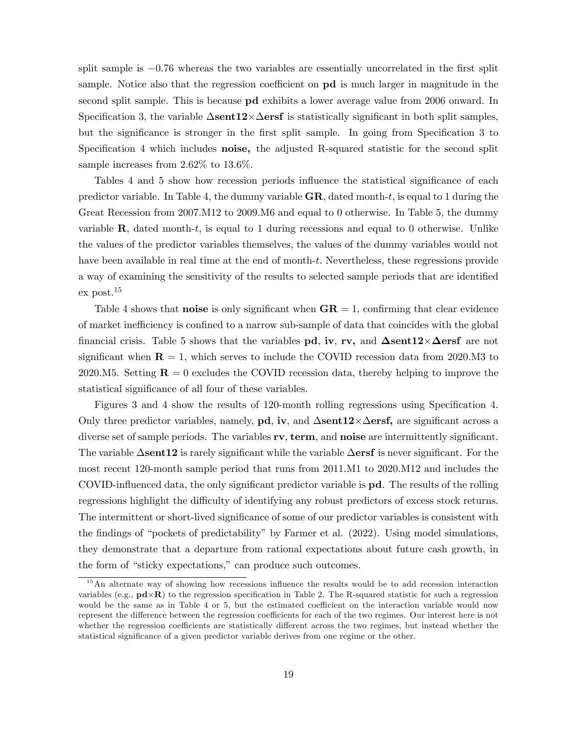split sample is $-0.76$ whereas the two variables are essentially uncorrelated in the first split sample. Notice also that the regression coefficient on **pd** is much larger in magnitude in the second split sample. This is because **pd** exhibits a lower average value from 2006 onward. In Specification 3, the variable $\mathbf{\Delta sent12}\times\mathbf{\Delta ersf}$ is statistically significant in both split samples, but the significance is stronger in the first split sample. In going from Specification 3 to Specification 4 which includes **noise,** the adjusted R-squared statistic for the second split sample increases from 2.62% to 13.6%.

Tables 4 and 5 show how recession periods influence the statistical significance of each predictor variable. In Table 4, the dummy variable **GR**, dated month-$t$, is equal to 1 during the Great Recession from 2007.M12 to 2009.M6 and equal to 0 otherwise. In Table 5, the dummy variable **R**, dated month-$t$, is equal to 1 during recessions and equal to 0 otherwise. Unlike the values of the predictor variables themselves, the values of the dummy variables would not have been available in real time at the end of month-$t$. Nevertheless, these regressions provide a way of examining the sensitivity of the results to selected sample periods that are identified ex post.[15]

Table 4 shows that **noise** is only significant when $\mathbf{GR} = 1$, confirming that clear evidence of market inefficiency is confined to a narrow sub-sample of data that coincides with the global financial crisis. Table 5 shows that the variables **pd**, **iv**, **rv,** and $\mathbf{\Delta sent12}\times\mathbf{\Delta ersf}$ are not significant when $\mathbf{R} = 1$, which serves to include the COVID recession data from 2020.M3 to 2020.M5. Setting $\mathbf{R} = 0$ excludes the COVID recession data, thereby helping to improve the statistical significance of all four of these variables.

Figures 3 and 4 show the results of 120-month rolling regressions using Specification 4. Only three predictor variables, namely, **pd**, **iv**, and $\mathbf{\Delta sent12}\times\mathbf{\Delta ersf}$, are significant across a diverse set of sample periods. The variables **rv**, **term**, and **noise** are intermittently significant. The variable $\mathbf{\Delta sent12}$ is rarely significant while the variable $\mathbf{\Delta ersf}$ is never significant. For the most recent 120-month sample period that runs from 2011.M1 to 2020.M12 and includes the COVID-influenced data, the only significant predictor variable is **pd**. The results of the rolling regressions highlight the difficulty of identifying any robust predictors of excess stock returns. The intermittent or short-lived significance of some of our predictor variables is consistent with the findings of "pockets of predictability" by Farmer et al. (2022). Using model simulations, they demonstrate that a departure from rational expectations about future cash growth, in the form of "sticky expectations," can produce such outcomes.

[15] An alternate way of showing how recessions influence the results would be to add recession interaction variables (e.g., $\mathbf{pd}\times\mathbf{R}$) to the regression specification in Table 2. The R-squared statistic for such a regression would be the same as in Table 4 or 5, but the estimated coefficient on the interaction variable would now represent the difference between the regression coefficients for each of the two regimes. Our interest here is not whether the regression coefficients are statistically different across the two regimes, but instead whether the statistical significance of a given predictor variable derives from one regime or the other.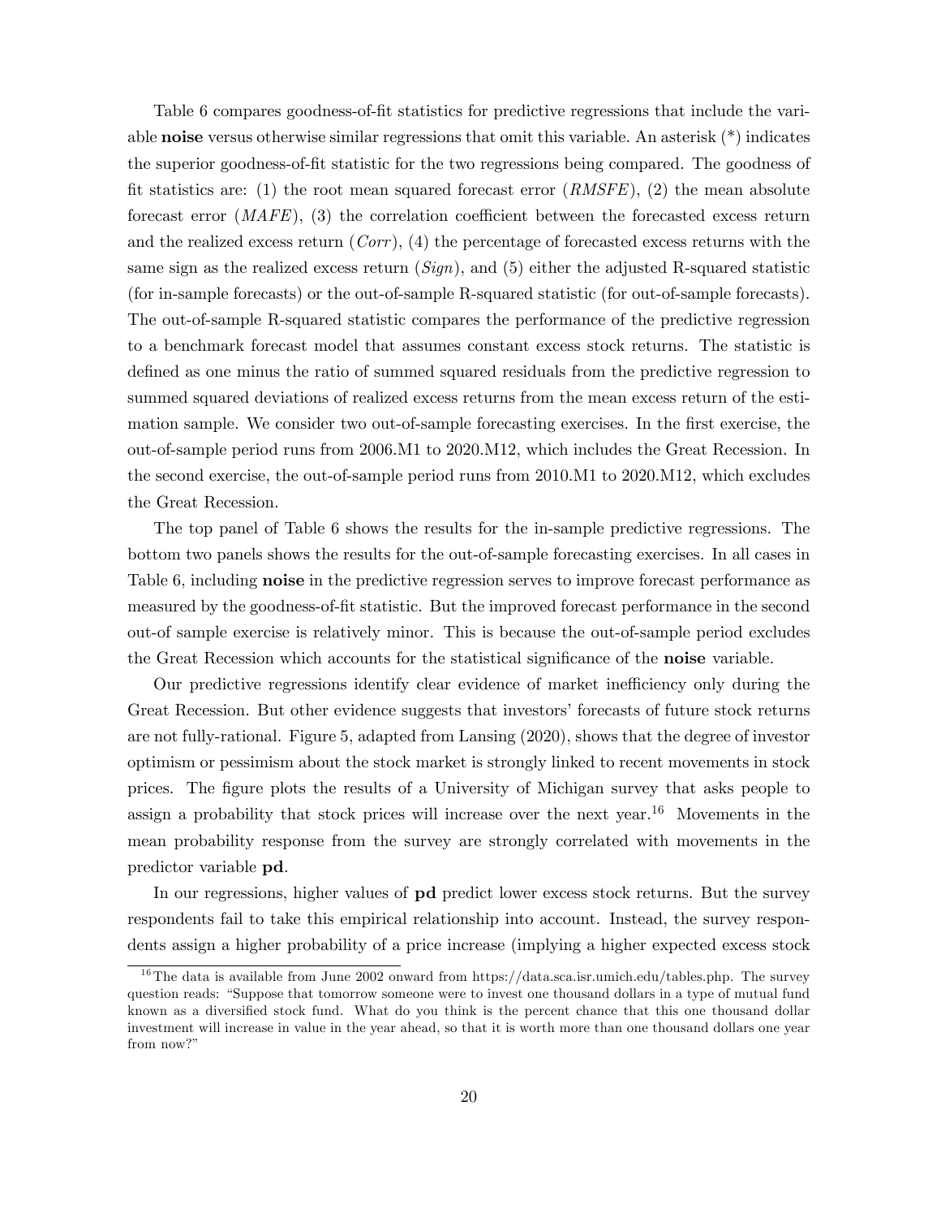Table 6 compares goodness-of-fit statistics for predictive regressions that include the variable **noise** versus otherwise similar regressions that omit this variable. An asterisk (*) indicates the superior goodness-of-fit statistic for the two regressions being compared. The goodness of fit statistics are: (1) the root mean squared forecast error (*RMSFE*), (2) the mean absolute forecast error (*MAFE*), (3) the correlation coefficient between the forecasted excess return and the realized excess return (*Corr*), (4) the percentage of forecasted excess returns with the same sign as the realized excess return (*Sign*), and (5) either the adjusted R-squared statistic (for in-sample forecasts) or the out-of-sample R-squared statistic (for out-of-sample forecasts). The out-of-sample R-squared statistic compares the performance of the predictive regression to a benchmark forecast model that assumes constant excess stock returns. The statistic is defined as one minus the ratio of summed squared residuals from the predictive regression to summed squared deviations of realized excess returns from the mean excess return of the estimation sample. We consider two out-of-sample forecasting exercises. In the first exercise, the out-of-sample period runs from 2006.M1 to 2020.M12, which includes the Great Recession. In the second exercise, the out-of-sample period runs from 2010.M1 to 2020.M12, which excludes the Great Recession.

The top panel of Table 6 shows the results for the in-sample predictive regressions. The bottom two panels shows the results for the out-of-sample forecasting exercises. In all cases in Table 6, including **noise** in the predictive regression serves to improve forecast performance as measured by the goodness-of-fit statistic. But the improved forecast performance in the second out-of sample exercise is relatively minor. This is because the out-of-sample period excludes the Great Recession which accounts for the statistical significance of the **noise** variable.

Our predictive regressions identify clear evidence of market inefficiency only during the Great Recession. But other evidence suggests that investors' forecasts of future stock returns are not fully-rational. Figure 5, adapted from Lansing (2020), shows that the degree of investor optimism or pessimism about the stock market is strongly linked to recent movements in stock prices. The figure plots the results of a University of Michigan survey that asks people to assign a probability that stock prices will increase over the next year.[16] Movements in the mean probability response from the survey are strongly correlated with movements in the predictor variable **pd**.

In our regressions, higher values of **pd** predict lower excess stock returns. But the survey respondents fail to take this empirical relationship into account. Instead, the survey respondents assign a higher probability of a price increase (implying a higher expected excess stock

[16] The data is available from June 2002 onward from https://data.sca.isr.umich.edu/tables.php. The survey question reads: "Suppose that tomorrow someone were to invest one thousand dollars in a type of mutual fund known as a diversified stock fund. What do you think is the percent chance that this one thousand dollar investment will increase in value in the year ahead, so that it is worth more than one thousand dollars one year from now?"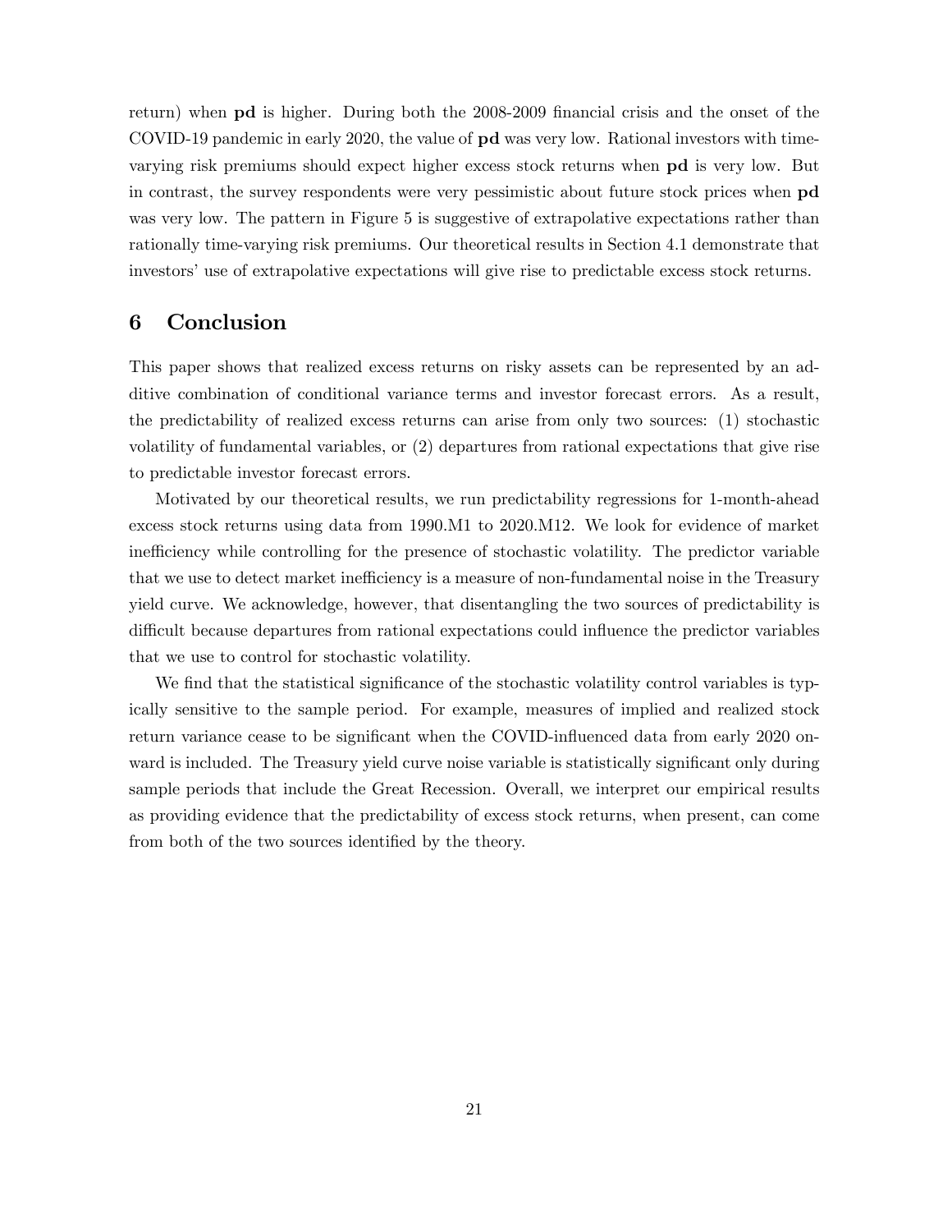return) when **pd** is higher. During both the 2008-2009 financial crisis and the onset of the COVID-19 pandemic in early 2020, the value of **pd** was very low. Rational investors with time-varying risk premiums should expect higher excess stock returns when **pd** is very low. But in contrast, the survey respondents were very pessimistic about future stock prices when **pd** was very low. The pattern in Figure 5 is suggestive of extrapolative expectations rather than rationally time-varying risk premiums. Our theoretical results in Section 4.1 demonstrate that investors' use of extrapolative expectations will give rise to predictable excess stock returns.

# 6 Conclusion

This paper shows that realized excess returns on risky assets can be represented by an additive combination of conditional variance terms and investor forecast errors. As a result, the predictability of realized excess returns can arise from only two sources: (1) stochastic volatility of fundamental variables, or (2) departures from rational expectations that give rise to predictable investor forecast errors.

Motivated by our theoretical results, we run predictability regressions for 1-month-ahead excess stock returns using data from 1990.M1 to 2020.M12. We look for evidence of market inefficiency while controlling for the presence of stochastic volatility. The predictor variable that we use to detect market inefficiency is a measure of non-fundamental noise in the Treasury yield curve. We acknowledge, however, that disentangling the two sources of predictability is difficult because departures from rational expectations could influence the predictor variables that we use to control for stochastic volatility.

We find that the statistical significance of the stochastic volatility control variables is typically sensitive to the sample period. For example, measures of implied and realized stock return variance cease to be significant when the COVID-influenced data from early 2020 onward is included. The Treasury yield curve noise variable is statistically significant only during sample periods that include the Great Recession. Overall, we interpret our empirical results as providing evidence that the predictability of excess stock returns, when present, can come from both of the two sources identified by the theory.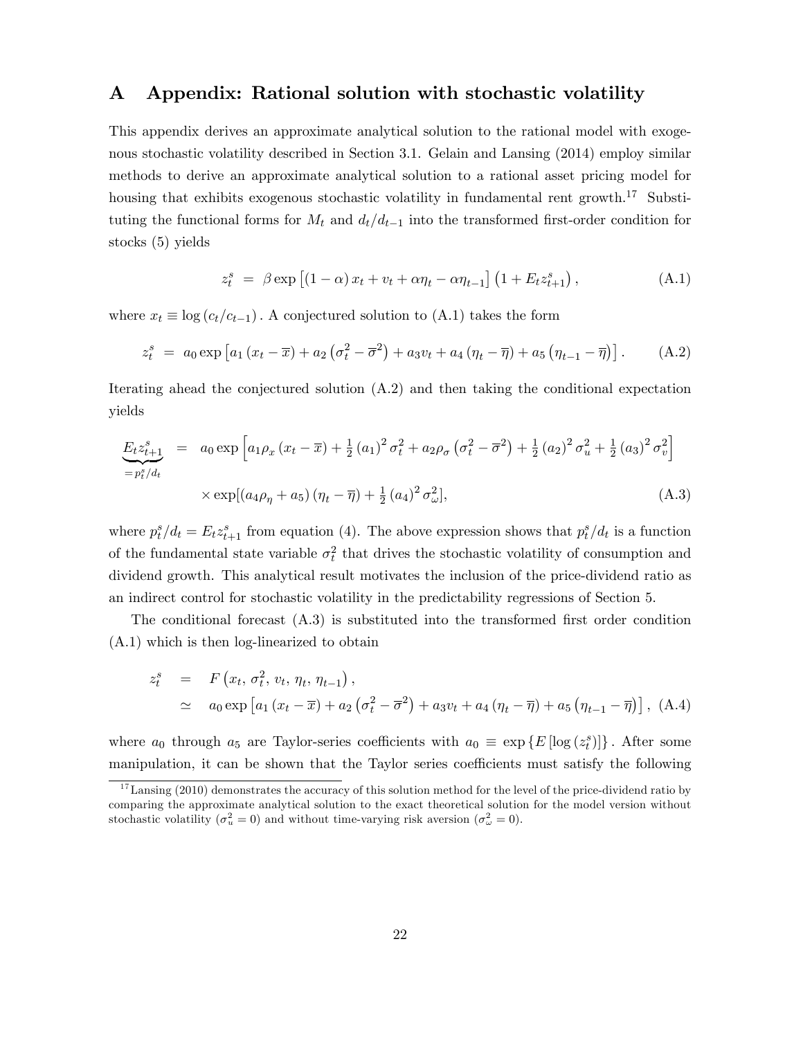# A Appendix: Rational solution with stochastic volatility

This appendix derives an approximate analytical solution to the rational model with exogenous stochastic volatility described in Section 3.1. Gelain and Lansing (2014) employ similar methods to derive an approximate analytical solution to a rational asset pricing model for housing that exhibits exogenous stochastic volatility in fundamental rent growth.[17] Substituting the functional forms for $M_t$ and $d_t/d_{t-1}$ into the transformed first-order condition for stocks (5) yields

$$z_t^s \;=\; \beta \exp\left[(1-\alpha)\, x_t + v_t + \alpha\eta_t - \alpha\eta_{t-1}\right]\left(1 + E_t z_{t+1}^s\right), \tag{A.1}$$

where $x_t \equiv \log\left(c_t/c_{t-1}\right)$. A conjectured solution to (A.1) takes the form

$$z_t^s \;=\; a_0 \exp\left[a_1\left(x_t - \overline{x}\right) + a_2\left(\sigma_t^2 - \overline{\sigma}^2\right) + a_3 v_t + a_4\left(\eta_t - \overline{\eta}\right) + a_5\left(\eta_{t-1} - \overline{\eta}\right)\right]. \tag{A.2}$$

Iterating ahead the conjectured solution (A.2) and then taking the conditional expectation yields

$$\begin{aligned}
\underbrace{E_t z_{t+1}^s}_{=p_t^s/d_t} \;&=\; a_0 \exp\left[a_1\rho_x\left(x_t - \overline{x}\right) + \tfrac{1}{2}\left(a_1\right)^2\sigma_t^2 + a_2\rho_\sigma\left(\sigma_t^2 - \overline{\sigma}^2\right) + \tfrac{1}{2}\left(a_2\right)^2\sigma_u^2 + \tfrac{1}{2}\left(a_3\right)^2\sigma_v^2\right] \\
&\quad \times \exp[\left(a_4\rho_\eta + a_5\right)\left(\eta_t - \overline{\eta}\right) + \tfrac{1}{2}\left(a_4\right)^2\sigma_\omega^2],
\end{aligned} \tag{A.3}$$

where $p_t^s/d_t = E_t z_{t+1}^s$ from equation (4). The above expression shows that $p_t^s/d_t$ is a function of the fundamental state variable $\sigma_t^2$ that drives the stochastic volatility of consumption and dividend growth. This analytical result motivates the inclusion of the price-dividend ratio as an indirect control for stochastic volatility in the predictability regressions of Section 5.

The conditional forecast (A.3) is substituted into the transformed first order condition (A.1) which is then log-linearized to obtain

$$\begin{aligned}
z_t^s \;&=\; F\left(x_t,\, \sigma_t^2,\, v_t,\, \eta_t,\, \eta_{t-1}\right), \\
&\simeq\; a_0 \exp\left[a_1\left(x_t - \overline{x}\right) + a_2\left(\sigma_t^2 - \overline{\sigma}^2\right) + a_3 v_t + a_4\left(\eta_t - \overline{\eta}\right) + a_5\left(\eta_{t-1} - \overline{\eta}\right)\right],
\end{aligned} \tag{A.4}$$

where $a_0$ through $a_5$ are Taylor-series coefficients with $a_0 \equiv \exp\left\{E\left[\log\left(z_t^s\right)\right]\right\}$. After some manipulation, it can be shown that the Taylor series coefficients must satisfy the following

[17] Lansing (2010) demonstrates the accuracy of this solution method for the level of the price-dividend ratio by comparing the approximate analytical solution to the exact theoretical solution for the model version without stochastic volatility ($\sigma_u^2 = 0$) and without time-varying risk aversion ($\sigma_\omega^2 = 0$).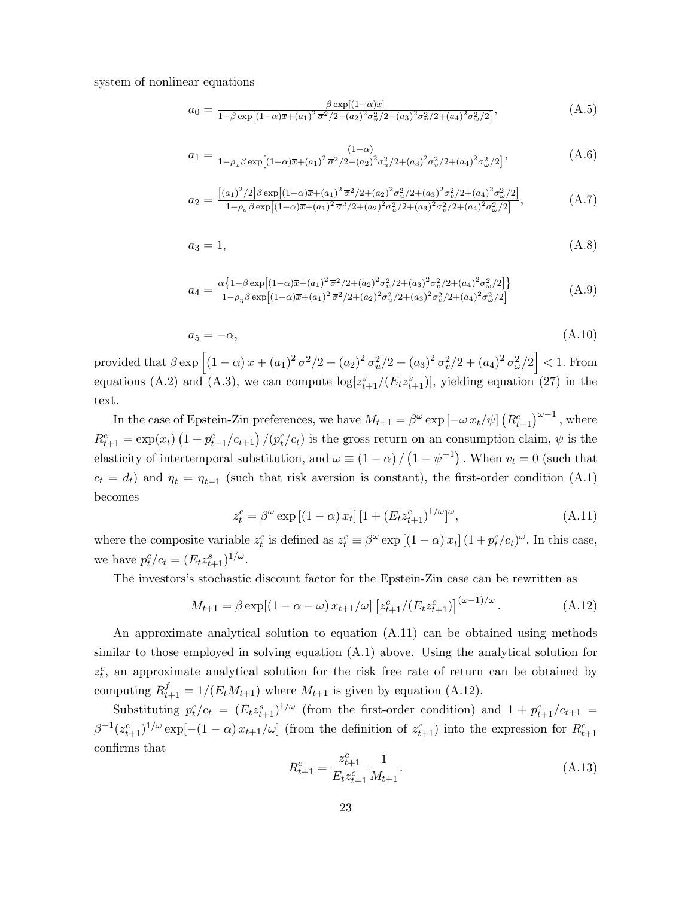system of nonlinear equations

$$a_0 = \frac{\beta \exp[(1-\alpha)\overline{x}]}{1-\beta \exp\left[(1-\alpha)\overline{x}+(a_1)^2\,\overline{\sigma}^2/2+(a_2)^2\sigma_u^2/2+(a_3)^2\sigma_v^2/2+(a_4)^2\sigma_\omega^2/2\right]}, \tag{A.5}$$

$$a_1 = \frac{(1-\alpha)}{1-\rho_x\beta \exp\left[(1-\alpha)\overline{x}+(a_1)^2\,\overline{\sigma}^2/2+(a_2)^2\sigma_u^2/2+(a_3)^2\sigma_v^2/2+(a_4)^2\sigma_\omega^2/2\right]}, \tag{A.6}$$

$$a_2 = \frac{\left[(a_1)^2/2\right]\beta \exp\left[(1-\alpha)\overline{x}+(a_1)^2\,\overline{\sigma}^2/2+(a_2)^2\sigma_u^2/2+(a_3)^2\sigma_v^2/2+(a_4)^2\sigma_\omega^2/2\right]}{1-\rho_\sigma\beta \exp\left[(1-\alpha)\overline{x}+(a_1)^2\,\overline{\sigma}^2/2+(a_2)^2\sigma_u^2/2+(a_3)^2\sigma_v^2/2+(a_4)^2\sigma_\omega^2/2\right]}, \tag{A.7}$$

$$a_3 = 1, \tag{A.8}$$

$$a_4 = \frac{\alpha\left\{1-\beta \exp\left[(1-\alpha)\overline{x}+(a_1)^2\,\overline{\sigma}^2/2+(a_2)^2\sigma_u^2/2+(a_3)^2\sigma_v^2/2+(a_4)^2\sigma_\omega^2/2\right]\right\}}{1-\rho_\eta\beta \exp\left[(1-\alpha)\overline{x}+(a_1)^2\,\overline{\sigma}^2/2+(a_2)^2\sigma_u^2/2+(a_3)^2\sigma_v^2/2+(a_4)^2\sigma_\omega^2/2\right]} \tag{A.9}$$

$$a_5 = -\alpha, \tag{A.10}$$

provided that $\beta \exp\left[(1-\alpha)\,\overline{x} + (a_1)^2\,\overline{\sigma}^2/2 + (a_2)^2\,\sigma_u^2/2 + (a_3)^2\,\sigma_v^2/2 + (a_4)^2\,\sigma_\omega^2/2\right] < 1$. From equations (A.2) and (A.3), we can compute $\log[z_{t+1}^s/(E_t z_{t+1}^s)]$, yielding equation (27) in the text.

In the case of Epstein-Zin preferences, we have $M_{t+1} = \beta^\omega \exp\left[-\omega\, x_t/\psi\right]\left(R_{t+1}^c\right)^{\omega-1}$, where $R_{t+1}^c = \exp(x_t)\left(1+p_{t+1}^c/c_{t+1}\right)/(p_t^c/c_t)$ is the gross return on an consumption claim, $\psi$ is the elasticity of intertemporal substitution, and $\omega \equiv (1-\alpha)/\left(1-\psi^{-1}\right)$. When $v_t = 0$ (such that $c_t = d_t$) and $\eta_t = \eta_{t-1}$ (such that risk aversion is constant), the first-order condition (A.1) becomes

$$z_t^c = \beta^\omega \exp\left[(1-\alpha)\,x_t\right]\left[1+(E_t z_{t+1}^c)^{1/\omega}\right]^\omega, \tag{A.11}$$

where the composite variable $z_t^c$ is defined as $z_t^c \equiv \beta^\omega \exp\left[(1-\alpha)\,x_t\right](1+p_t^c/c_t)^\omega$. In this case, we have $p_t^c/c_t = (E_t z_{t+1}^s)^{1/\omega}$.

The investors's stochastic discount factor for the Epstein-Zin case can be rewritten as

$$M_{t+1} = \beta \exp[(1-\alpha-\omega)\,x_{t+1}/\omega]\left[z_{t+1}^c/(E_t z_{t+1}^c)\right]^{(\omega-1)/\omega}. \tag{A.12}$$

An approximate analytical solution to equation (A.11) can be obtained using methods similar to those employed in solving equation (A.1) above. Using the analytical solution for $z_t^c$, an approximate analytical solution for the risk free rate of return can be obtained by computing $R_{t+1}^f = 1/(E_t M_{t+1})$ where $M_{t+1}$ is given by equation (A.12).

Substituting $p_t^c/c_t = (E_t z_{t+1}^s)^{1/\omega}$ (from the first-order condition) and $1 + p_{t+1}^c/c_{t+1} = \beta^{-1}(z_{t+1}^c)^{1/\omega}\exp[-(1-\alpha)\,x_{t+1}/\omega]$ (from the definition of $z_{t+1}^c$) into the expression for $R_{t+1}^c$ confirms that

$$R_{t+1}^c = \frac{z_{t+1}^c}{E_t z_{t+1}^c}\frac{1}{M_{t+1}}. \tag{A.13}$$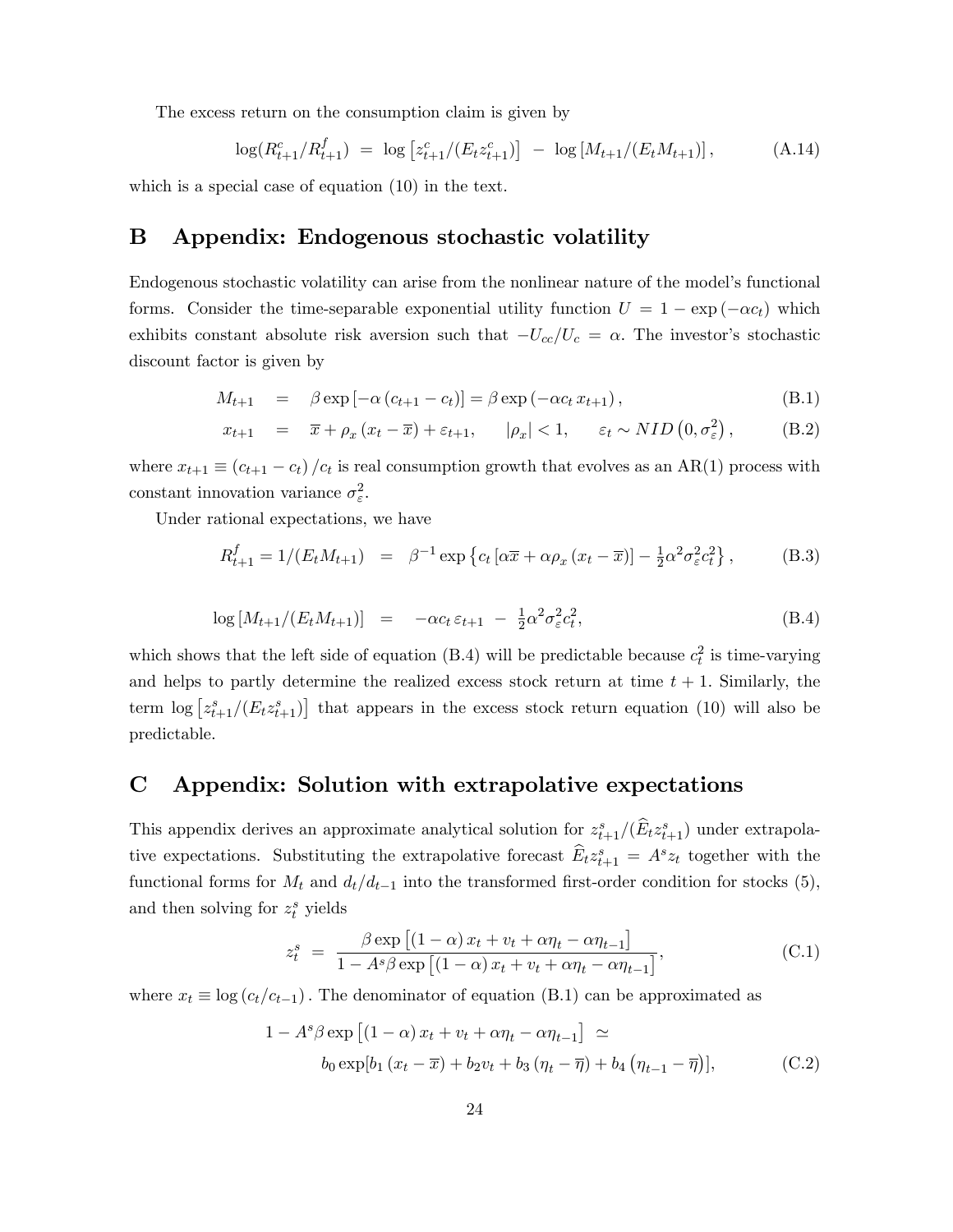The excess return on the consumption claim is given by

$$\log(R^c_{t+1}/R^f_{t+1}) \;=\; \log\left[z^c_{t+1}/(E_t z^c_{t+1})\right] \;-\; \log\left[M_{t+1}/(E_t M_{t+1})\right], \tag{A.14}$$

which is a special case of equation (10) in the text.

# B Appendix: Endogenous stochastic volatility

Endogenous stochastic volatility can arise from the nonlinear nature of the model's functional forms. Consider the time-separable exponential utility function $U = 1 - \exp(-\alpha c_t)$ which exhibits constant absolute risk aversion such that $-U_{cc}/U_c = \alpha$. The investor's stochastic discount factor is given by

$$M_{t+1} \;=\; \beta \exp\left[-\alpha\left(c_{t+1} - c_t\right)\right] = \beta \exp\left(-\alpha c_t\, x_{t+1}\right), \tag{B.1}$$

$$x_{t+1} \;=\; \overline{x} + \rho_x\left(x_t - \overline{x}\right) + \varepsilon_{t+1}, \qquad |\rho_x| < 1, \qquad \varepsilon_t \sim NID\left(0, \sigma^2_\varepsilon\right), \tag{B.2}$$

where $x_{t+1} \equiv \left(c_{t+1} - c_t\right)/c_t$ is real consumption growth that evolves as an AR(1) process with constant innovation variance $\sigma^2_\varepsilon$.

Under rational expectations, we have

$$R^f_{t+1} = 1/(E_t M_{t+1}) \;=\; \beta^{-1} \exp\left\{c_t\left[\alpha\overline{x} + \alpha\rho_x\left(x_t - \overline{x}\right)\right] - \tfrac{1}{2}\alpha^2\sigma^2_\varepsilon c^2_t\right\}, \tag{B.3}$$

$$\log\left[M_{t+1}/(E_t M_{t+1})\right] \;=\; -\alpha c_t\, \varepsilon_{t+1} \;-\; \tfrac{1}{2}\alpha^2\sigma^2_\varepsilon c^2_t, \tag{B.4}$$

which shows that the left side of equation (B.4) will be predictable because $c^2_t$ is time-varying and helps to partly determine the realized excess stock return at time $t+1$. Similarly, the term $\log\left[z^s_{t+1}/(E_t z^s_{t+1})\right]$ that appears in the excess stock return equation (10) will also be predictable.

# C Appendix: Solution with extrapolative expectations

This appendix derives an approximate analytical solution for $z^s_{t+1}/(\widehat{E}_t z^s_{t+1})$ under extrapolative expectations. Substituting the extrapolative forecast $\widehat{E}_t z^s_{t+1} = A^s z_t$ together with the functional forms for $M_t$ and $d_t/d_{t-1}$ into the transformed first-order condition for stocks (5), and then solving for $z^s_t$ yields

$$z^s_t \;=\; \frac{\beta \exp\left[\left(1-\alpha\right)x_t + v_t + \alpha\eta_t - \alpha\eta_{t-1}\right]}{1 - A^s\beta\exp\left[\left(1-\alpha\right)x_t + v_t + \alpha\eta_t - \alpha\eta_{t-1}\right]}, \tag{C.1}$$

where $x_t \equiv \log\left(c_t/c_{t-1}\right)$. The denominator of equation (B.1) can be approximated as

$$\begin{aligned} 1 - A^s\beta\exp\left[\left(1-\alpha\right)x_t + v_t + \alpha\eta_t - \alpha\eta_{t-1}\right] \;&\simeq \\ b_0 \exp[b_1\left(x_t - \overline{x}\right) + b_2 v_t &+ b_3\left(\eta_t - \overline{\eta}\right) + b_4\left(\eta_{t-1} - \overline{\eta}\right)], \end{aligned} \tag{C.2}$$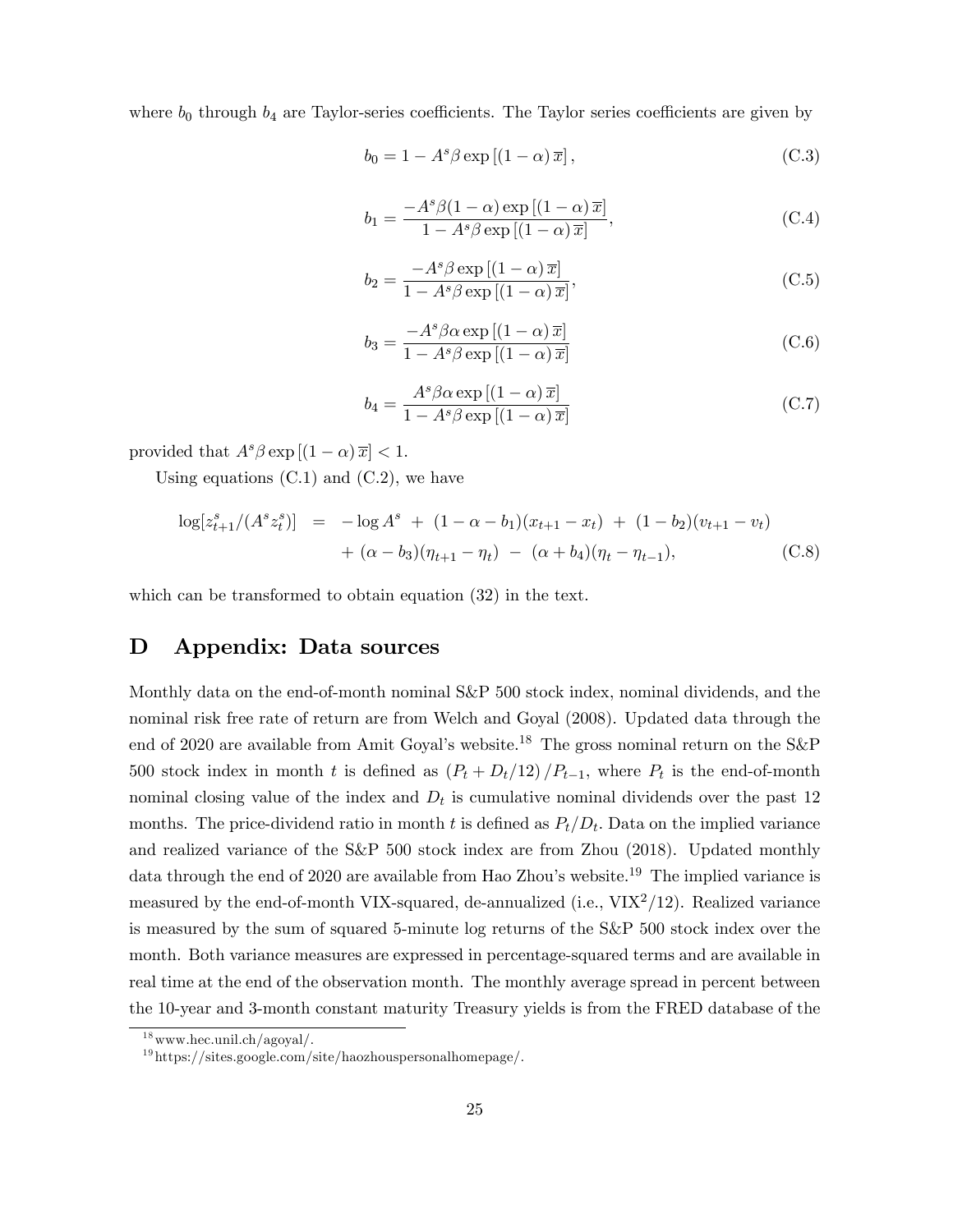where $b_0$ through $b_4$ are Taylor-series coefficients. The Taylor series coefficients are given by

$$b_0 = 1 - A^s \beta \exp\left[(1-\alpha)\,\overline{x}\right], \tag{C.3}$$

$$b_1 = \frac{-A^s \beta (1-\alpha) \exp\left[(1-\alpha)\,\overline{x}\right]}{1 - A^s \beta \exp\left[(1-\alpha)\,\overline{x}\right]}, \tag{C.4}$$

$$b_2 = \frac{-A^s \beta \exp\left[(1-\alpha)\,\overline{x}\right]}{1 - A^s \beta \exp\left[(1-\alpha)\,\overline{x}\right]}, \tag{C.5}$$

$$b_3 = \frac{-A^s \beta \alpha \exp\left[(1-\alpha)\,\overline{x}\right]}{1 - A^s \beta \exp\left[(1-\alpha)\,\overline{x}\right]} \tag{C.6}$$

$$b_4 = \frac{A^s \beta \alpha \exp\left[(1-\alpha)\,\overline{x}\right]}{1 - A^s \beta \exp\left[(1-\alpha)\,\overline{x}\right]} \tag{C.7}$$

provided that $A^s \beta \exp\left[(1-\alpha)\,\overline{x}\right] < 1$.

Using equations (C.1) and (C.2), we have

$$\begin{aligned} \log[z^s_{t+1}/(A^s z^s_t)] \;\; &= \;\; -\log A^s \; + \; (1-\alpha-b_1)(x_{t+1}-x_t) \; + \; (1-b_2)(v_{t+1}-v_t) \\ &\quad + \; (\alpha-b_3)(\eta_{t+1}-\eta_t) \; - \; (\alpha+b_4)(\eta_t-\eta_{t-1}), \end{aligned} \tag{C.8}$$

which can be transformed to obtain equation (32) in the text.

# D Appendix: Data sources

Monthly data on the end-of-month nominal S&P 500 stock index, nominal dividends, and the nominal risk free rate of return are from Welch and Goyal (2008). Updated data through the end of 2020 are available from Amit Goyal's website.[18] The gross nominal return on the S&P 500 stock index in month $t$ is defined as $(P_t + D_t/12)/P_{t-1}$, where $P_t$ is the end-of-month nominal closing value of the index and $D_t$ is cumulative nominal dividends over the past 12 months. The price-dividend ratio in month $t$ is defined as $P_t/D_t$. Data on the implied variance and realized variance of the S&P 500 stock index are from Zhou (2018). Updated monthly data through the end of 2020 are available from Hao Zhou's website.[19] The implied variance is measured by the end-of-month VIX-squared, de-annualized (i.e., $\text{VIX}^2/12$). Realized variance is measured by the sum of squared 5-minute log returns of the S&P 500 stock index over the month. Both variance measures are expressed in percentage-squared terms and are available in real time at the end of the observation month. The monthly average spread in percent between the 10-year and 3-month constant maturity Treasury yields is from the FRED database of the

[18] www.hec.unil.ch/agoyal/.

[19] https://sites.google.com/site/haozhouspersonalhomepage/.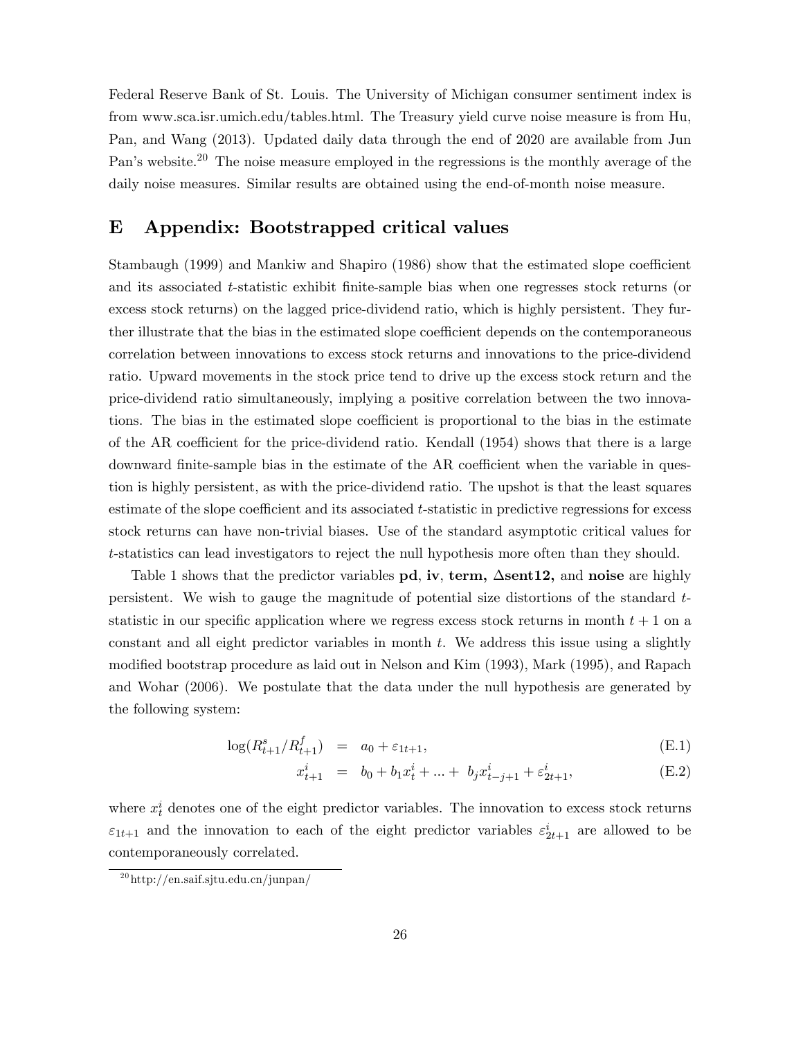Federal Reserve Bank of St. Louis. The University of Michigan consumer sentiment index is from www.sca.isr.umich.edu/tables.html. The Treasury yield curve noise measure is from Hu, Pan, and Wang (2013). Updated daily data through the end of 2020 are available from Jun Pan's website.[20] The noise measure employed in the regressions is the monthly average of the daily noise measures. Similar results are obtained using the end-of-month noise measure.

# E Appendix: Bootstrapped critical values

Stambaugh (1999) and Mankiw and Shapiro (1986) show that the estimated slope coefficient and its associated $t$-statistic exhibit finite-sample bias when one regresses stock returns (or excess stock returns) on the lagged price-dividend ratio, which is highly persistent. They further illustrate that the bias in the estimated slope coefficient depends on the contemporaneous correlation between innovations to excess stock returns and innovations to the price-dividend ratio. Upward movements in the stock price tend to drive up the excess stock return and the price-dividend ratio simultaneously, implying a positive correlation between the two innovations. The bias in the estimated slope coefficient is proportional to the bias in the estimate of the AR coefficient for the price-dividend ratio. Kendall (1954) shows that there is a large downward finite-sample bias in the estimate of the AR coefficient when the variable in question is highly persistent, as with the price-dividend ratio. The upshot is that the least squares estimate of the slope coefficient and its associated $t$-statistic in predictive regressions for excess stock returns can have non-trivial biases. Use of the standard asymptotic critical values for $t$-statistics can lead investigators to reject the null hypothesis more often than they should.

Table 1 shows that the predictor variables **pd**, **iv**, **term**, **$\Delta$sent12,** and **noise** are highly persistent. We wish to gauge the magnitude of potential size distortions of the standard $t$-statistic in our specific application where we regress excess stock returns in month $t+1$ on a constant and all eight predictor variables in month $t$. We address this issue using a slightly modified bootstrap procedure as laid out in Nelson and Kim (1993), Mark (1995), and Rapach and Wohar (2006). We postulate that the data under the null hypothesis are generated by the following system:

$$\log(R^s_{t+1}/R^f_{t+1}) = a_0 + \varepsilon_{1t+1}, \tag{E.1}$$

$$x^i_{t+1} = b_0 + b_1 x^i_t + ... + b_j x^i_{t-j+1} + \varepsilon^i_{2t+1}, \tag{E.2}$$

where $x^i_t$ denotes one of the eight predictor variables. The innovation to excess stock returns $\varepsilon_{1t+1}$ and the innovation to each of the eight predictor variables $\varepsilon^i_{2t+1}$ are allowed to be contemporaneously correlated.

[20] http://en.saif.sjtu.edu.cn/junpan/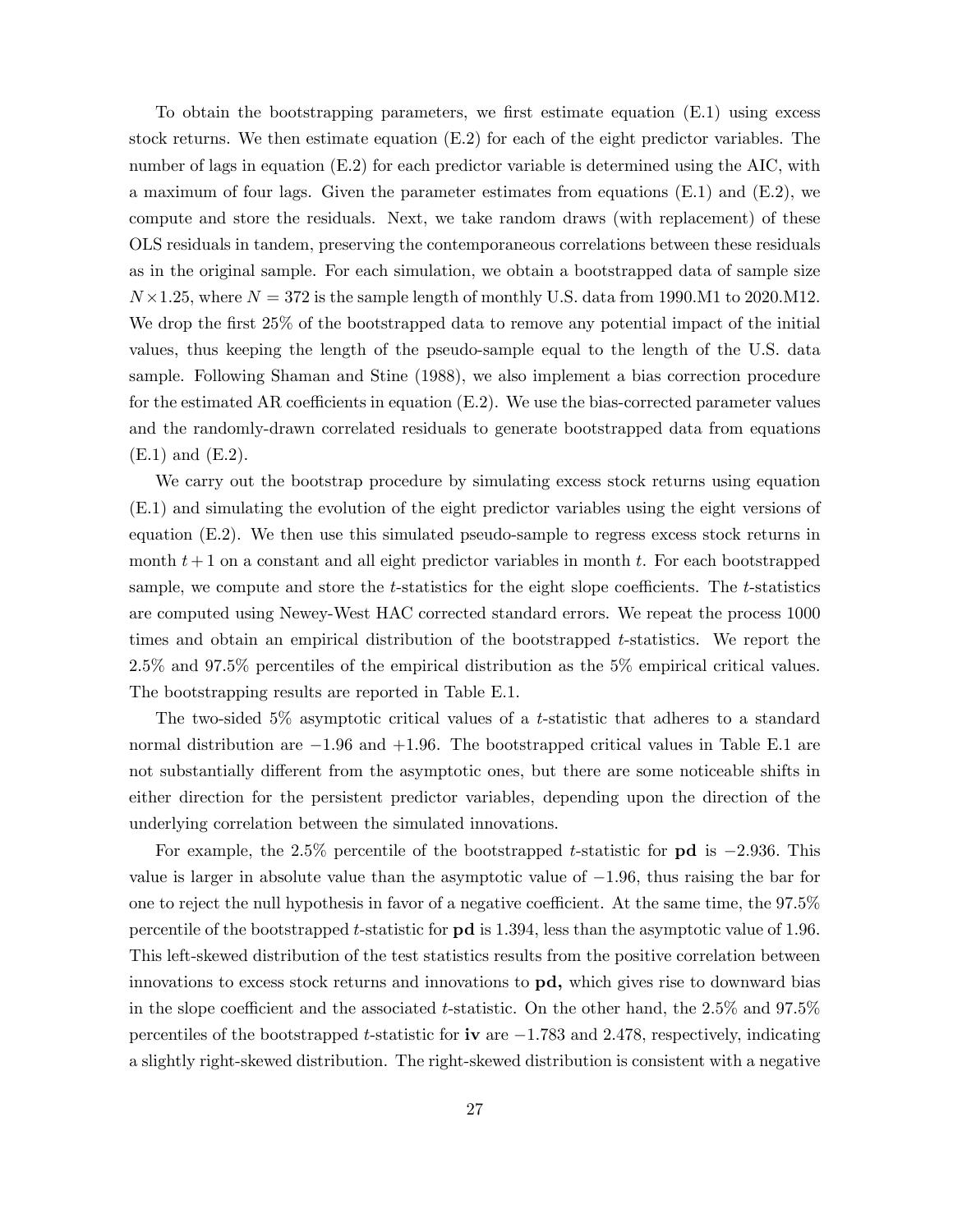To obtain the bootstrapping parameters, we first estimate equation (E.1) using excess stock returns. We then estimate equation (E.2) for each of the eight predictor variables. The number of lags in equation (E.2) for each predictor variable is determined using the AIC, with a maximum of four lags. Given the parameter estimates from equations (E.1) and (E.2), we compute and store the residuals. Next, we take random draws (with replacement) of these OLS residuals in tandem, preserving the contemporaneous correlations between these residuals as in the original sample. For each simulation, we obtain a bootstrapped data of sample size $N \times 1.25$, where $N = 372$ is the sample length of monthly U.S. data from 1990.M1 to 2020.M12. We drop the first 25% of the bootstrapped data to remove any potential impact of the initial values, thus keeping the length of the pseudo-sample equal to the length of the U.S. data sample. Following Shaman and Stine (1988), we also implement a bias correction procedure for the estimated AR coefficients in equation (E.2). We use the bias-corrected parameter values and the randomly-drawn correlated residuals to generate bootstrapped data from equations (E.1) and (E.2).

We carry out the bootstrap procedure by simulating excess stock returns using equation (E.1) and simulating the evolution of the eight predictor variables using the eight versions of equation (E.2). We then use this simulated pseudo-sample to regress excess stock returns in month $t+1$ on a constant and all eight predictor variables in month $t$. For each bootstrapped sample, we compute and store the $t$-statistics for the eight slope coefficients. The $t$-statistics are computed using Newey-West HAC corrected standard errors. We repeat the process 1000 times and obtain an empirical distribution of the bootstrapped $t$-statistics. We report the 2.5% and 97.5% percentiles of the empirical distribution as the 5% empirical critical values. The bootstrapping results are reported in Table E.1.

The two-sided 5% asymptotic critical values of a $t$-statistic that adheres to a standard normal distribution are $-1.96$ and $+1.96$. The bootstrapped critical values in Table E.1 are not substantially different from the asymptotic ones, but there are some noticeable shifts in either direction for the persistent predictor variables, depending upon the direction of the underlying correlation between the simulated innovations.

For example, the 2.5% percentile of the bootstrapped $t$-statistic for **pd** is $-2.936$. This value is larger in absolute value than the asymptotic value of $-1.96$, thus raising the bar for one to reject the null hypothesis in favor of a negative coefficient. At the same time, the 97.5% percentile of the bootstrapped $t$-statistic for **pd** is 1.394, less than the asymptotic value of 1.96. This left-skewed distribution of the test statistics results from the positive correlation between innovations to excess stock returns and innovations to **pd,** which gives rise to downward bias in the slope coefficient and the associated $t$-statistic. On the other hand, the 2.5% and 97.5% percentiles of the bootstrapped $t$-statistic for **iv** are $-1.783$ and 2.478, respectively, indicating a slightly right-skewed distribution. The right-skewed distribution is consistent with a negative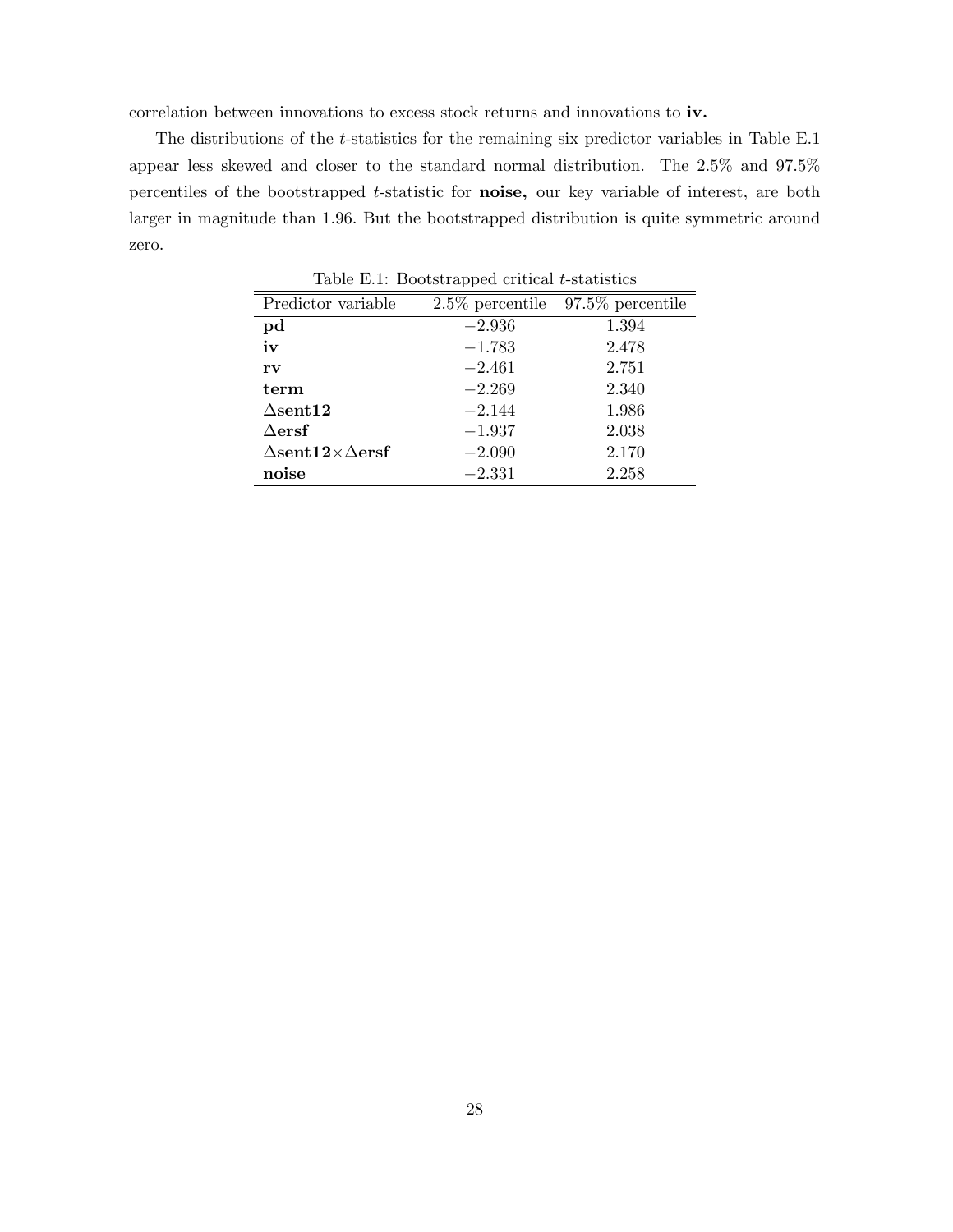correlation between innovations to excess stock returns and innovations to **iv.**

The distributions of the $t$-statistics for the remaining six predictor variables in Table E.1 appear less skewed and closer to the standard normal distribution. The 2.5% and 97.5% percentiles of the bootstrapped $t$-statistic for **noise,** our key variable of interest, are both larger in magnitude than 1.96. But the bootstrapped distribution is quite symmetric around zero.

Table E.1: Bootstrapped critical $t$-statistics

| Predictor variable | 2.5% percentile | 97.5% percentile |
|---|---|---|
| **pd** | −2.936 | 1.394 |
| **iv** | −1.783 | 2.478 |
| **rv** | −2.461 | 2.751 |
| **term** | −2.269 | 2.340 |
| **Δsent12** | −2.144 | 1.986 |
| **Δersf** | −1.937 | 2.038 |
| **Δsent12×Δersf** | −2.090 | 2.170 |
| **noise** | −2.331 | 2.258 |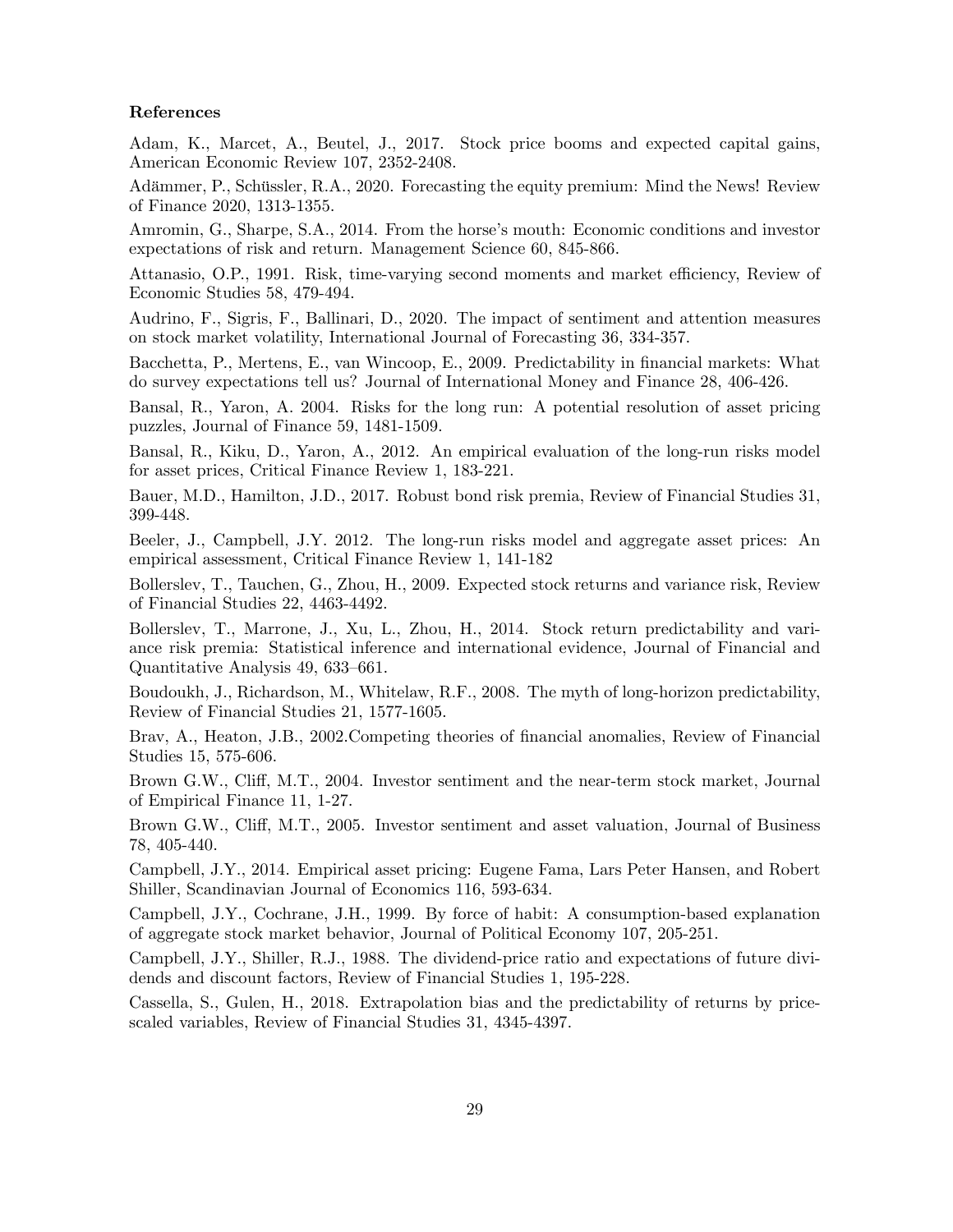**References**

Adam, K., Marcet, A., Beutel, J., 2017. Stock price booms and expected capital gains, American Economic Review 107, 2352-2408.

Adämmer, P., Schüssler, R.A., 2020. Forecasting the equity premium: Mind the News! Review of Finance 2020, 1313-1355.

Amromin, G., Sharpe, S.A., 2014. From the horse's mouth: Economic conditions and investor expectations of risk and return. Management Science 60, 845-866.

Attanasio, O.P., 1991. Risk, time-varying second moments and market efficiency, Review of Economic Studies 58, 479-494.

Audrino, F., Sigris, F., Ballinari, D., 2020. The impact of sentiment and attention measures on stock market volatility, International Journal of Forecasting 36, 334-357.

Bacchetta, P., Mertens, E., van Wincoop, E., 2009. Predictability in financial markets: What do survey expectations tell us? Journal of International Money and Finance 28, 406-426.

Bansal, R., Yaron, A. 2004. Risks for the long run: A potential resolution of asset pricing puzzles, Journal of Finance 59, 1481-1509.

Bansal, R., Kiku, D., Yaron, A., 2012. An empirical evaluation of the long-run risks model for asset prices, Critical Finance Review 1, 183-221.

Bauer, M.D., Hamilton, J.D., 2017. Robust bond risk premia, Review of Financial Studies 31, 399-448.

Beeler, J., Campbell, J.Y. 2012. The long-run risks model and aggregate asset prices: An empirical assessment, Critical Finance Review 1, 141-182

Bollerslev, T., Tauchen, G., Zhou, H., 2009. Expected stock returns and variance risk, Review of Financial Studies 22, 4463-4492.

Bollerslev, T., Marrone, J., Xu, L., Zhou, H., 2014. Stock return predictability and variance risk premia: Statistical inference and international evidence, Journal of Financial and Quantitative Analysis 49, 633–661.

Boudoukh, J., Richardson, M., Whitelaw, R.F., 2008. The myth of long-horizon predictability, Review of Financial Studies 21, 1577-1605.

Brav, A., Heaton, J.B., 2002.Competing theories of financial anomalies, Review of Financial Studies 15, 575-606.

Brown G.W., Cliff, M.T., 2004. Investor sentiment and the near-term stock market, Journal of Empirical Finance 11, 1-27.

Brown G.W., Cliff, M.T., 2005. Investor sentiment and asset valuation, Journal of Business 78, 405-440.

Campbell, J.Y., 2014. Empirical asset pricing: Eugene Fama, Lars Peter Hansen, and Robert Shiller, Scandinavian Journal of Economics 116, 593-634.

Campbell, J.Y., Cochrane, J.H., 1999. By force of habit: A consumption-based explanation of aggregate stock market behavior, Journal of Political Economy 107, 205-251.

Campbell, J.Y., Shiller, R.J., 1988. The dividend-price ratio and expectations of future dividends and discount factors, Review of Financial Studies 1, 195-228.

Cassella, S., Gulen, H., 2018. Extrapolation bias and the predictability of returns by price-scaled variables, Review of Financial Studies 31, 4345-4397.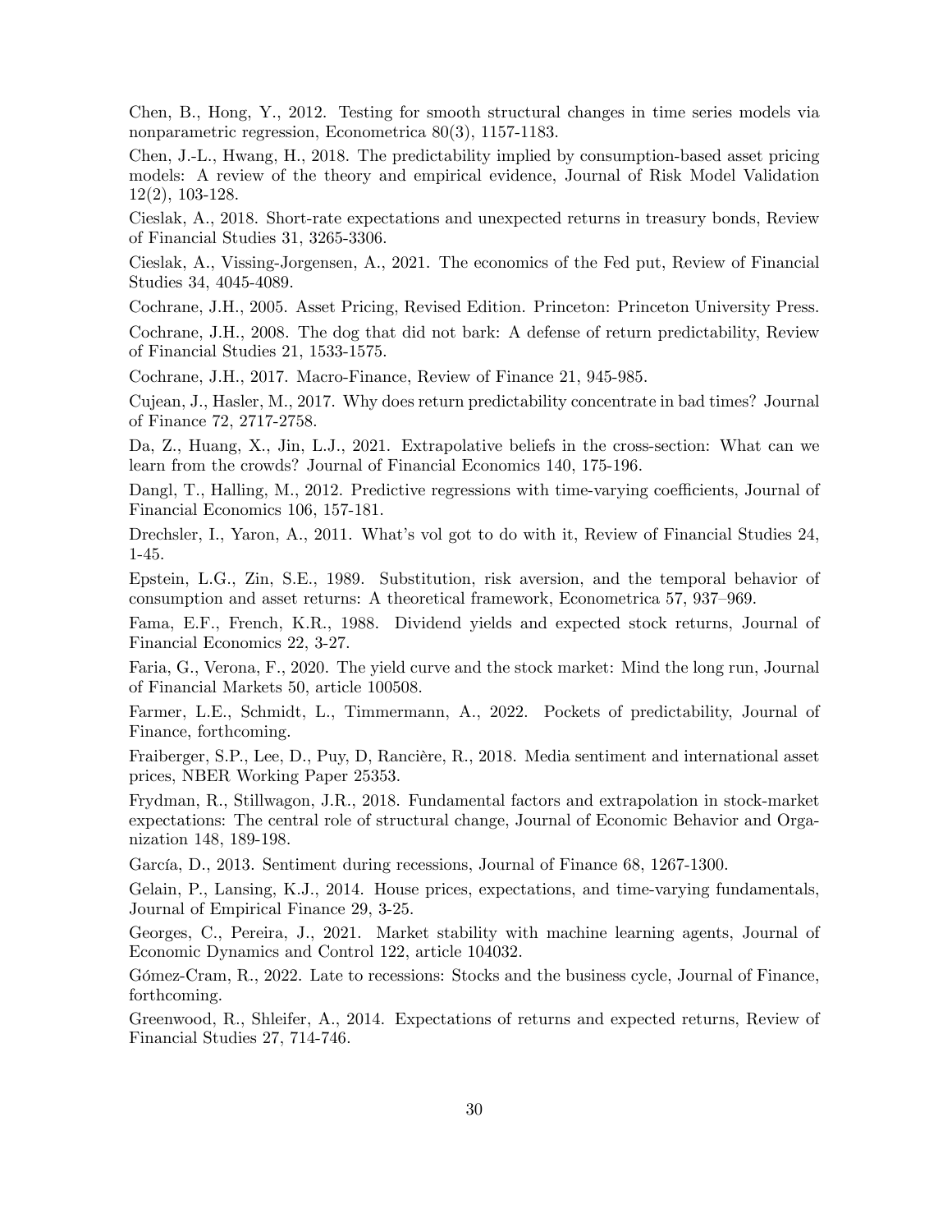Chen, B., Hong, Y., 2012. Testing for smooth structural changes in time series models via nonparametric regression, Econometrica 80(3), 1157-1183.

Chen, J.-L., Hwang, H., 2018. The predictability implied by consumption-based asset pricing models: A review of the theory and empirical evidence, Journal of Risk Model Validation 12(2), 103-128.

Cieslak, A., 2018. Short-rate expectations and unexpected returns in treasury bonds, Review of Financial Studies 31, 3265-3306.

Cieslak, A., Vissing-Jorgensen, A., 2021. The economics of the Fed put, Review of Financial Studies 34, 4045-4089.

Cochrane, J.H., 2005. Asset Pricing, Revised Edition. Princeton: Princeton University Press.

Cochrane, J.H., 2008. The dog that did not bark: A defense of return predictability, Review of Financial Studies 21, 1533-1575.

Cochrane, J.H., 2017. Macro-Finance, Review of Finance 21, 945-985.

Cujean, J., Hasler, M., 2017. Why does return predictability concentrate in bad times? Journal of Finance 72, 2717-2758.

Da, Z., Huang, X., Jin, L.J., 2021. Extrapolative beliefs in the cross-section: What can we learn from the crowds? Journal of Financial Economics 140, 175-196.

Dangl, T., Halling, M., 2012. Predictive regressions with time-varying coefficients, Journal of Financial Economics 106, 157-181.

Drechsler, I., Yaron, A., 2011. What's vol got to do with it, Review of Financial Studies 24, 1-45.

Epstein, L.G., Zin, S.E., 1989. Substitution, risk aversion, and the temporal behavior of consumption and asset returns: A theoretical framework, Econometrica 57, 937–969.

Fama, E.F., French, K.R., 1988. Dividend yields and expected stock returns, Journal of Financial Economics 22, 3-27.

Faria, G., Verona, F., 2020. The yield curve and the stock market: Mind the long run, Journal of Financial Markets 50, article 100508.

Farmer, L.E., Schmidt, L., Timmermann, A., 2022. Pockets of predictability, Journal of Finance, forthcoming.

Fraiberger, S.P., Lee, D., Puy, D, Ranciére, R., 2018. Media sentiment and international asset prices, NBER Working Paper 25353.

Frydman, R., Stillwagon, J.R., 2018. Fundamental factors and extrapolation in stock-market expectations: The central role of structural change, Journal of Economic Behavior and Organization 148, 189-198.

García, D., 2013. Sentiment during recessions, Journal of Finance 68, 1267-1300.

Gelain, P., Lansing, K.J., 2014. House prices, expectations, and time-varying fundamentals, Journal of Empirical Finance 29, 3-25.

Georges, C., Pereira, J., 2021. Market stability with machine learning agents, Journal of Economic Dynamics and Control 122, article 104032.

Gómez-Cram, R., 2022. Late to recessions: Stocks and the business cycle, Journal of Finance, forthcoming.

Greenwood, R., Shleifer, A., 2014. Expectations of returns and expected returns, Review of Financial Studies 27, 714-746.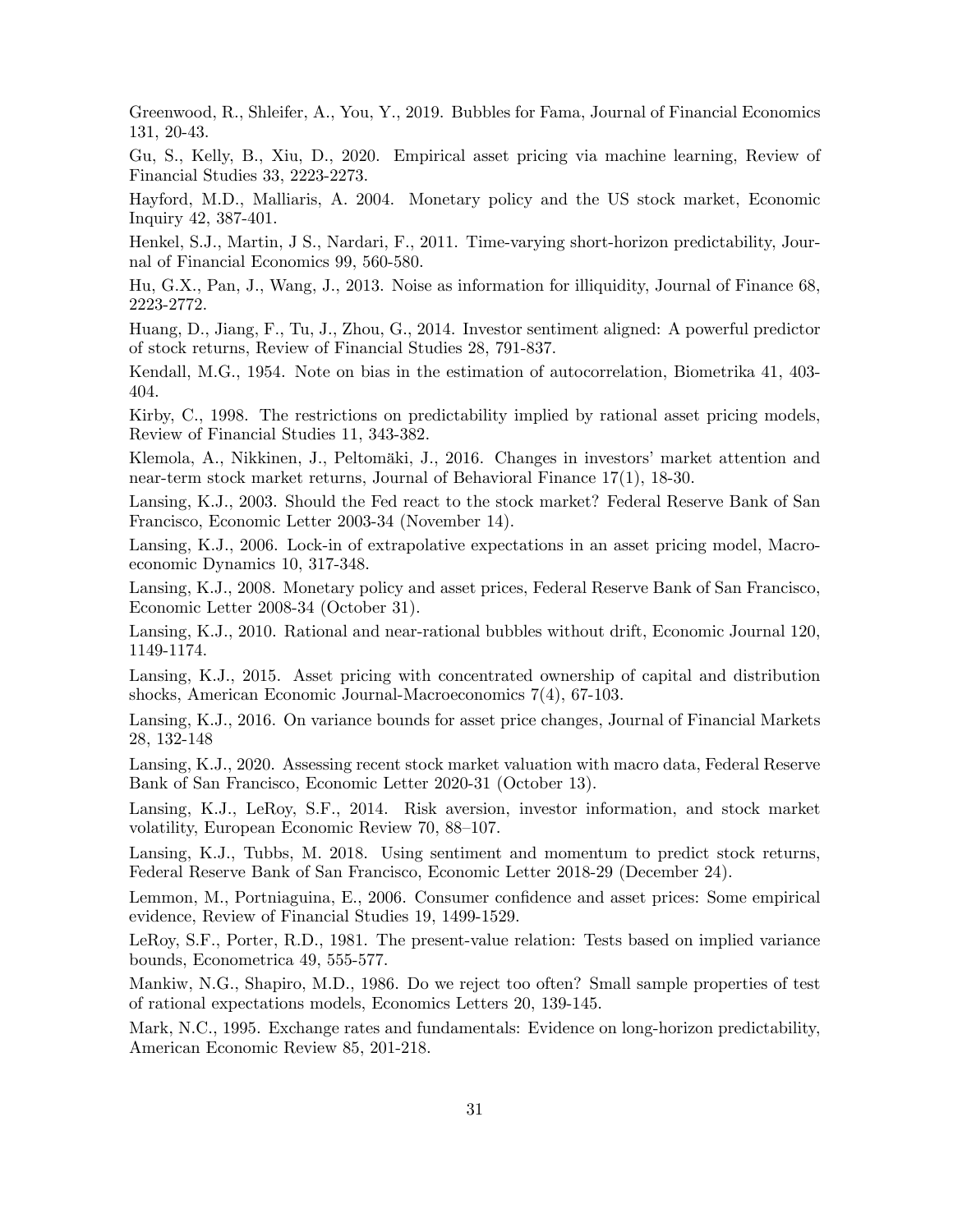Greenwood, R., Shleifer, A., You, Y., 2019. Bubbles for Fama, Journal of Financial Economics 131, 20-43.

Gu, S., Kelly, B., Xiu, D., 2020. Empirical asset pricing via machine learning, Review of Financial Studies 33, 2223-2273.

Hayford, M.D., Malliaris, A. 2004. Monetary policy and the US stock market, Economic Inquiry 42, 387-401.

Henkel, S.J., Martin, J S., Nardari, F., 2011. Time-varying short-horizon predictability, Journal of Financial Economics 99, 560-580.

Hu, G.X., Pan, J., Wang, J., 2013. Noise as information for illiquidity, Journal of Finance 68, 2223-2772.

Huang, D., Jiang, F., Tu, J., Zhou, G., 2014. Investor sentiment aligned: A powerful predictor of stock returns, Review of Financial Studies 28, 791-837.

Kendall, M.G., 1954. Note on bias in the estimation of autocorrelation, Biometrika 41, 403-404.

Kirby, C., 1998. The restrictions on predictability implied by rational asset pricing models, Review of Financial Studies 11, 343-382.

Klemola, A., Nikkinen, J., Peltomäki, J., 2016. Changes in investors' market attention and near-term stock market returns, Journal of Behavioral Finance 17(1), 18-30.

Lansing, K.J., 2003. Should the Fed react to the stock market? Federal Reserve Bank of San Francisco, Economic Letter 2003-34 (November 14).

Lansing, K.J., 2006. Lock-in of extrapolative expectations in an asset pricing model, Macroeconomic Dynamics 10, 317-348.

Lansing, K.J., 2008. Monetary policy and asset prices, Federal Reserve Bank of San Francisco, Economic Letter 2008-34 (October 31).

Lansing, K.J., 2010. Rational and near-rational bubbles without drift, Economic Journal 120, 1149-1174.

Lansing, K.J., 2015. Asset pricing with concentrated ownership of capital and distribution shocks, American Economic Journal-Macroeconomics 7(4), 67-103.

Lansing, K.J., 2016. On variance bounds for asset price changes, Journal of Financial Markets 28, 132-148

Lansing, K.J., 2020. Assessing recent stock market valuation with macro data, Federal Reserve Bank of San Francisco, Economic Letter 2020-31 (October 13).

Lansing, K.J., LeRoy, S.F., 2014. Risk aversion, investor information, and stock market volatility, European Economic Review 70, 88–107.

Lansing, K.J., Tubbs, M. 2018. Using sentiment and momentum to predict stock returns, Federal Reserve Bank of San Francisco, Economic Letter 2018-29 (December 24).

Lemmon, M., Portniaguina, E., 2006. Consumer confidence and asset prices: Some empirical evidence, Review of Financial Studies 19, 1499-1529.

LeRoy, S.F., Porter, R.D., 1981. The present-value relation: Tests based on implied variance bounds, Econometrica 49, 555-577.

Mankiw, N.G., Shapiro, M.D., 1986. Do we reject too often? Small sample properties of test of rational expectations models, Economics Letters 20, 139-145.

Mark, N.C., 1995. Exchange rates and fundamentals: Evidence on long-horizon predictability, American Economic Review 85, 201-218.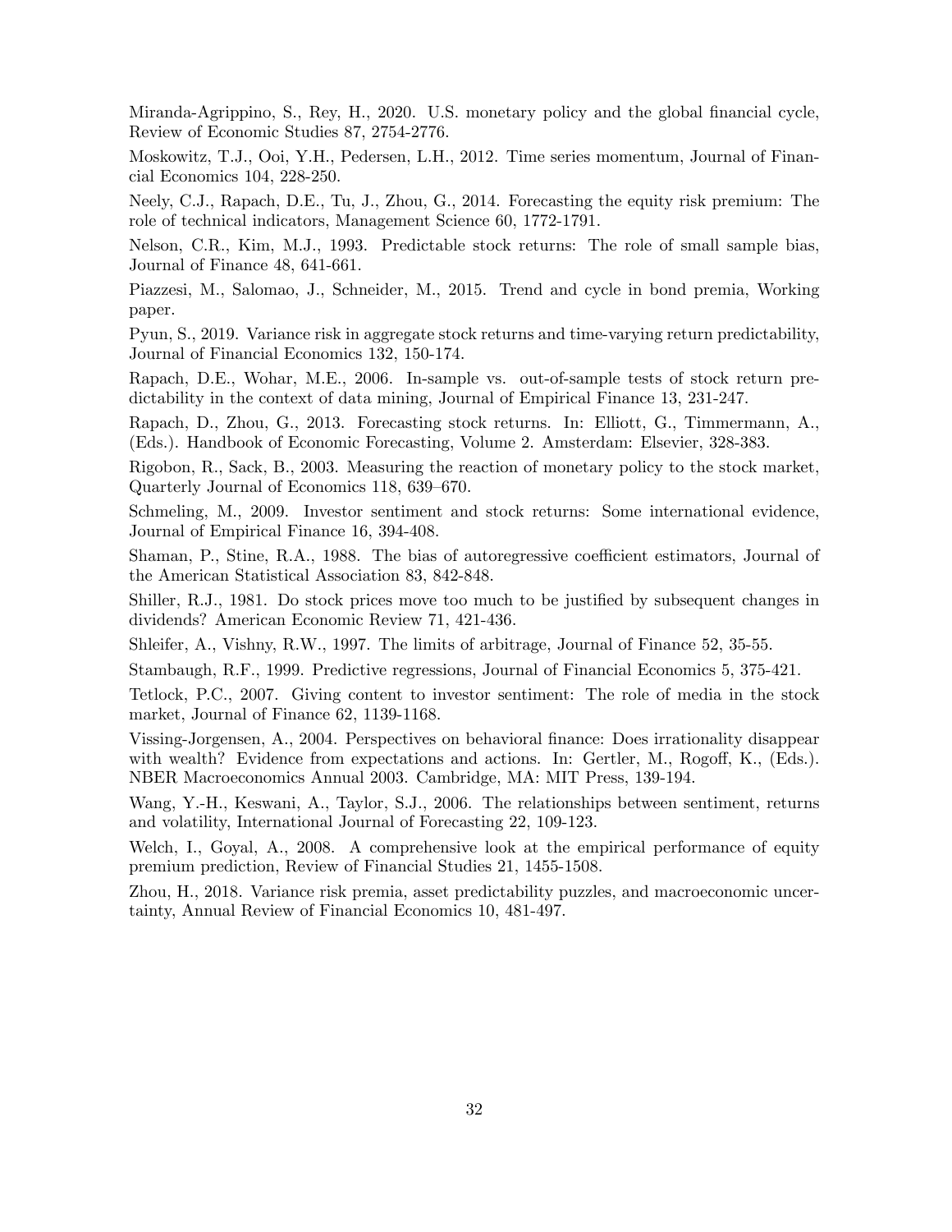Miranda-Agrippino, S., Rey, H., 2020. U.S. monetary policy and the global financial cycle, Review of Economic Studies 87, 2754-2776.

Moskowitz, T.J., Ooi, Y.H., Pedersen, L.H., 2012. Time series momentum, Journal of Financial Economics 104, 228-250.

Neely, C.J., Rapach, D.E., Tu, J., Zhou, G., 2014. Forecasting the equity risk premium: The role of technical indicators, Management Science 60, 1772-1791.

Nelson, C.R., Kim, M.J., 1993. Predictable stock returns: The role of small sample bias, Journal of Finance 48, 641-661.

Piazzesi, M., Salomao, J., Schneider, M., 2015. Trend and cycle in bond premia, Working paper.

Pyun, S., 2019. Variance risk in aggregate stock returns and time-varying return predictability, Journal of Financial Economics 132, 150-174.

Rapach, D.E., Wohar, M.E., 2006. In-sample vs. out-of-sample tests of stock return predictability in the context of data mining, Journal of Empirical Finance 13, 231-247.

Rapach, D., Zhou, G., 2013. Forecasting stock returns. In: Elliott, G., Timmermann, A., (Eds.). Handbook of Economic Forecasting, Volume 2. Amsterdam: Elsevier, 328-383.

Rigobon, R., Sack, B., 2003. Measuring the reaction of monetary policy to the stock market, Quarterly Journal of Economics 118, 639–670.

Schmeling, M., 2009. Investor sentiment and stock returns: Some international evidence, Journal of Empirical Finance 16, 394-408.

Shaman, P., Stine, R.A., 1988. The bias of autoregressive coefficient estimators, Journal of the American Statistical Association 83, 842-848.

Shiller, R.J., 1981. Do stock prices move too much to be justified by subsequent changes in dividends? American Economic Review 71, 421-436.

Shleifer, A., Vishny, R.W., 1997. The limits of arbitrage, Journal of Finance 52, 35-55.

Stambaugh, R.F., 1999. Predictive regressions, Journal of Financial Economics 5, 375-421.

Tetlock, P.C., 2007. Giving content to investor sentiment: The role of media in the stock market, Journal of Finance 62, 1139-1168.

Vissing-Jorgensen, A., 2004. Perspectives on behavioral finance: Does irrationality disappear with wealth? Evidence from expectations and actions. In: Gertler, M., Rogoff, K., (Eds.). NBER Macroeconomics Annual 2003. Cambridge, MA: MIT Press, 139-194.

Wang, Y.-H., Keswani, A., Taylor, S.J., 2006. The relationships between sentiment, returns and volatility, International Journal of Forecasting 22, 109-123.

Welch, I., Goyal, A., 2008. A comprehensive look at the empirical performance of equity premium prediction, Review of Financial Studies 21, 1455-1508.

Zhou, H., 2018. Variance risk premia, asset predictability puzzles, and macroeconomic uncertainty, Annual Review of Financial Economics 10, 481-497.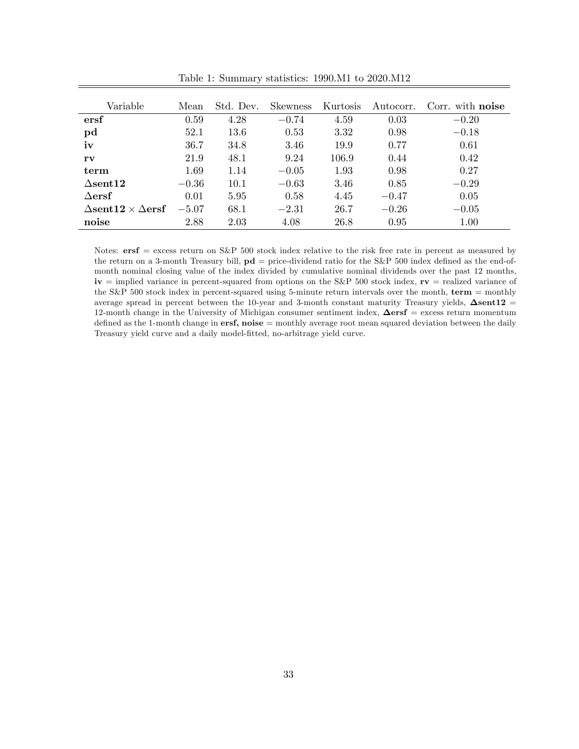Table 1: Summary statistics: 1990.M1 to 2020.M12

| Variable | Mean | Std. Dev. | Skewness | Kurtosis | Autocorr. | Corr. with **noise** |
|---|---|---|---|---|---|---|
| **ersf** | 0.59 | 4.28 | −0.74 | 4.59 | 0.03 | −0.20 |
| **pd** | 52.1 | 13.6 | 0.53 | 3.32 | 0.98 | −0.18 |
| **iv** | 36.7 | 34.8 | 3.46 | 19.9 | 0.77 | 0.61 |
| **rv** | 21.9 | 48.1 | 9.24 | 106.9 | 0.44 | 0.42 |
| **term** | 1.69 | 1.14 | −0.05 | 1.93 | 0.98 | 0.27 |
| $\Delta$**sent12** | −0.36 | 10.1 | −0.63 | 3.46 | 0.85 | −0.29 |
| $\Delta$**ersf** | 0.01 | 5.95 | 0.58 | 4.45 | −0.47 | 0.05 |
| $\Delta$**sent12** $\times$ $\Delta$**ersf** | −5.07 | 68.1 | −2.31 | 26.7 | −0.26 | −0.05 |
| **noise** | 2.88 | 2.03 | 4.08 | 26.8 | 0.95 | 1.00 |

Notes: **ersf** = excess return on S&P 500 stock index relative to the risk free rate in percent as measured by the return on a 3-month Treasury bill, **pd** = price-dividend ratio for the S&P 500 index defined as the end-of-month nominal closing value of the index divided by cumulative nominal dividends over the past 12 months, **iv** = implied variance in percent-squared from options on the S&P 500 stock index, **rv** = realized variance of the S&P 500 stock index in percent-squared using 5-minute return intervals over the month, **term** = monthly average spread in percent between the 10-year and 3-month constant maturity Treasury yields, $\boldsymbol{\Delta}$**sent12** = 12-month change in the University of Michigan consumer sentiment index, $\boldsymbol{\Delta}$**ersf** = excess return momentum defined as the 1-month change in **ersf, noise** = monthly average root mean squared deviation between the daily Treasury yield curve and a daily model-fitted, no-arbitrage yield curve.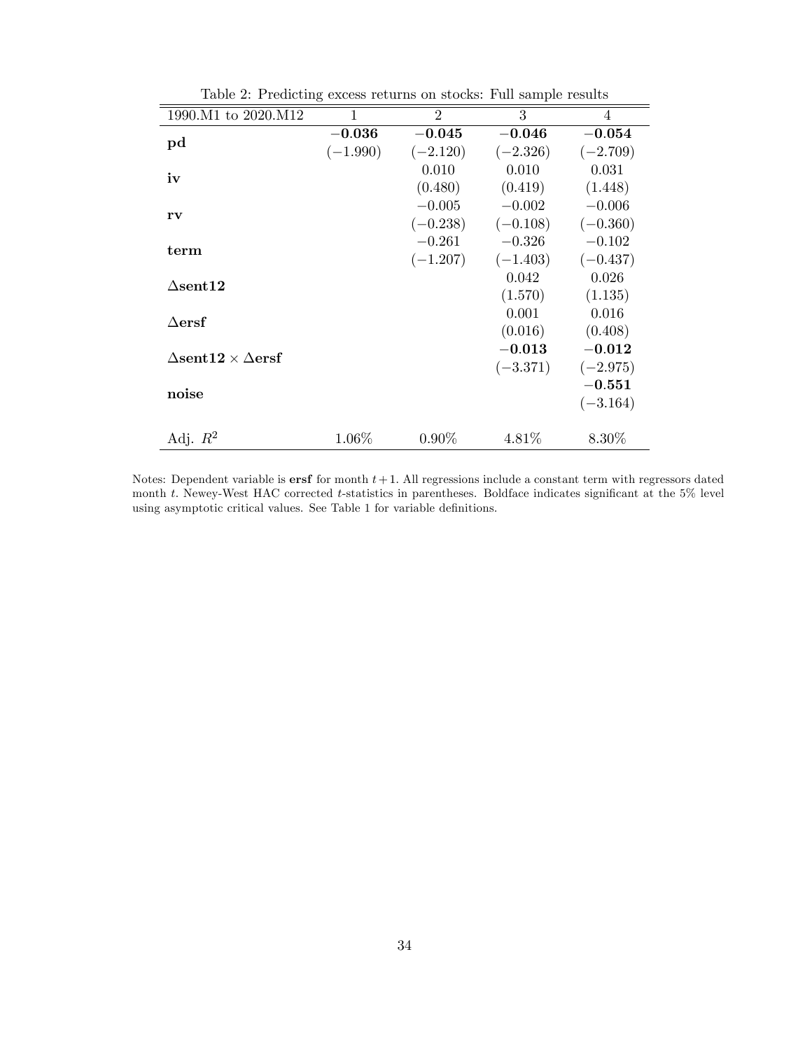Table 2: Predicting excess returns on stocks: Full sample results

| 1990.M1 to 2020.M12 | 1 | 2 | 3 | 4 |
|---|---|---|---|---|
| **pd** | **−0.036** | **−0.045** | **−0.046** | **−0.054** |
| | (−1.990) | (−2.120) | (−2.326) | (−2.709) |
| **iv** | | 0.010 | 0.010 | 0.031 |
| | | (0.480) | (0.419) | (1.448) |
| **rv** | | −0.005 | −0.002 | −0.006 |
| | | (−0.238) | (−0.108) | (−0.360) |
| **term** | | −0.261 | −0.326 | −0.102 |
| | | (−1.207) | (−1.403) | (−0.437) |
| $\Delta$**sent12** | | | 0.042 | 0.026 |
| | | | (1.570) | (1.135) |
| $\Delta$**ersf** | | | 0.001 | 0.016 |
| | | | (0.016) | (0.408) |
| $\Delta$**sent12** $\times$ $\Delta$**ersf** | | | **−0.013** | **−0.012** |
| | | | (−3.371) | (−2.975) |
| **noise** | | | | **−0.551** |
| | | | | (−3.164) |
| Adj. $R^2$ | 1.06% | 0.90% | 4.81% | 8.30% |

Notes: Dependent variable is **ersf** for month $t+1$. All regressions include a constant term with regressors dated month $t$. Newey-West HAC corrected $t$-statistics in parentheses. Boldface indicates significant at the 5% level using asymptotic critical values. See Table 1 for variable definitions.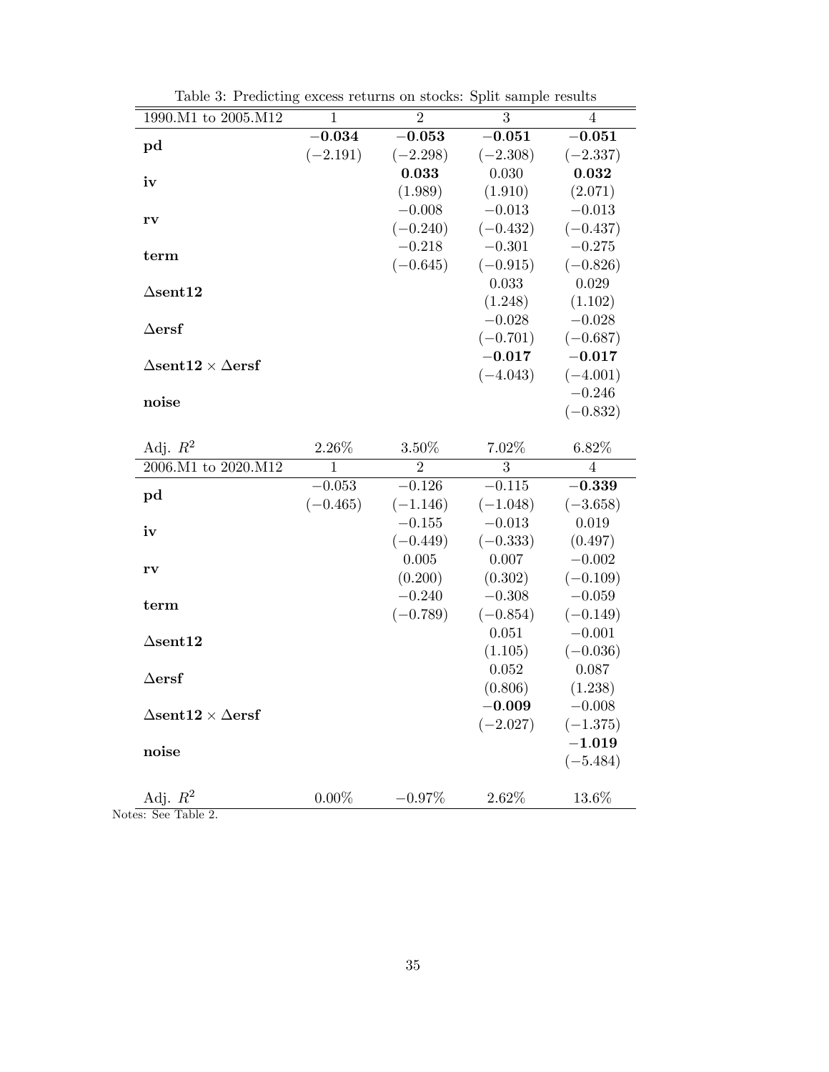Table 3: Predicting excess returns on stocks: Split sample results

| 1990.M1 to 2005.M12 | 1 | 2 | 3 | 4 |
|---|---|---|---|---|
| **pd** | **−0.034** | **−0.053** | **−0.051** | **−0.051** |
| | (−2.191) | (−2.298) | (−2.308) | (−2.337) |
| **iv** | | **0.033** | 0.030 | **0.032** |
| | | (1.989) | (1.910) | (2.071) |
| **rv** | | −0.008 | −0.013 | −0.013 |
| | | (−0.240) | (−0.432) | (−0.437) |
| **term** | | −0.218 | −0.301 | −0.275 |
| | | (−0.645) | (−0.915) | (−0.826) |
| $\Delta$**sent12** | | | 0.033 | 0.029 |
| | | | (1.248) | (1.102) |
| $\Delta$**ersf** | | | −0.028 | −0.028 |
| | | | (−0.701) | (−0.687) |
| $\Delta$**sent12** $\times$ $\Delta$**ersf** | | | **−0.017** | **−0.017** |
| | | | (−4.043) | (−4.001) |
| **noise** | | | | −0.246 |
| | | | | (−0.832) |
| Adj. $R^2$ | 2.26% | 3.50% | 7.02% | 6.82% |
| **2006.M1 to 2020.M12** | **1** | **2** | **3** | **4** |
| **pd** | −0.053 | −0.126 | −0.115 | **−0.339** |
| | (−0.465) | (−1.146) | (−1.048) | (−3.658) |
| **iv** | | −0.155 | −0.013 | 0.019 |
| | | (−0.449) | (−0.333) | (0.497) |
| **rv** | | 0.005 | 0.007 | −0.002 |
| | | (0.200) | (0.302) | (−0.109) |
| **term** | | −0.240 | −0.308 | −0.059 |
| | | (−0.789) | (−0.854) | (−0.149) |
| $\Delta$**sent12** | | | 0.051 | −0.001 |
| | | | (1.105) | (−0.036) |
| $\Delta$**ersf** | | | 0.052 | 0.087 |
| | | | (0.806) | (1.238) |
| $\Delta$**sent12** $\times$ $\Delta$**ersf** | | | **−0.009** | −0.008 |
| | | | (−2.027) | (−1.375) |
| **noise** | | | | **−1.019** |
| | | | | (−5.484) |
| Adj. $R^2$ | 0.00% | −0.97% | 2.62% | 13.6% |

Notes: See Table 2.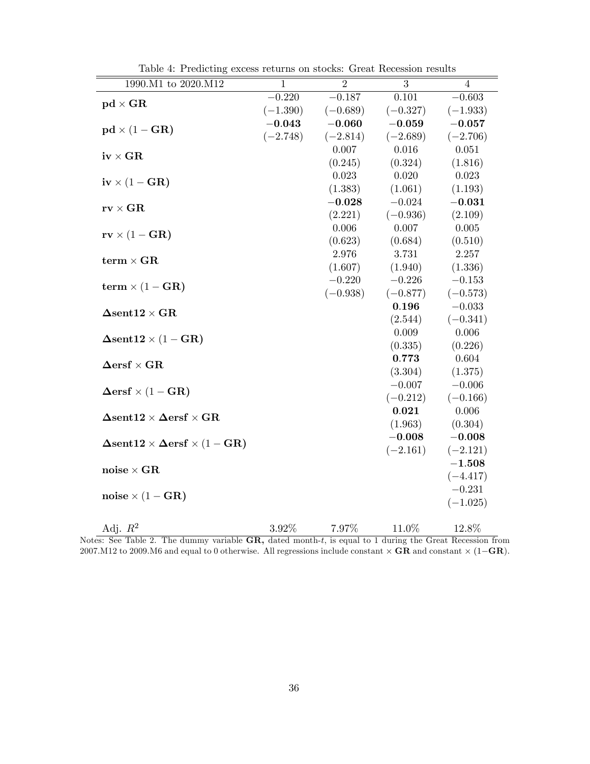Table 4: Predicting excess returns on stocks: Great Recession results

| 1990.M1 to 2020.M12 | 1 | 2 | 3 | 4 |
|---|---|---|---|---|
| $\mathbf{pd} \times \mathbf{GR}$ | $-0.220$ | $-0.187$ | $0.101$ | $-0.603$ |
| | $(-1.390)$ | $(-0.689)$ | $(-0.327)$ | $(-1.933)$ |
| $\mathbf{pd} \times (1 - \mathbf{GR})$ | $\mathbf{-0.043}$ | $\mathbf{-0.060}$ | $\mathbf{-0.059}$ | $\mathbf{-0.057}$ |
| | $(-2.748)$ | $(-2.814)$ | $(-2.689)$ | $(-2.706)$ |
| $\mathbf{iv} \times \mathbf{GR}$ | | $0.007$ | $0.016$ | $0.051$ |
| | | $(0.245)$ | $(0.324)$ | $(1.816)$ |
| $\mathbf{iv} \times (1 - \mathbf{GR})$ | | $0.023$ | $0.020$ | $0.023$ |
| | | $(1.383)$ | $(1.061)$ | $(1.193)$ |
| $\mathbf{rv} \times \mathbf{GR}$ | | $\mathbf{-0.028}$ | $-0.024$ | $\mathbf{-0.031}$ |
| | | $(2.221)$ | $(-0.936)$ | $(2.109)$ |
| $\mathbf{rv} \times (1 - \mathbf{GR})$ | | $0.006$ | $0.007$ | $0.005$ |
| | | $(0.623)$ | $(0.684)$ | $(0.510)$ |
| $\mathbf{term} \times \mathbf{GR}$ | | $2.976$ | $3.731$ | $2.257$ |
| | | $(1.607)$ | $(1.940)$ | $(1.336)$ |
| $\mathbf{term} \times (1 - \mathbf{GR})$ | | $-0.220$ | $-0.226$ | $-0.153$ |
| | | $(-0.938)$ | $(-0.877)$ | $(-0.573)$ |
| $\mathbf{\Delta sent12} \times \mathbf{GR}$ | | | $\mathbf{0.196}$ | $-0.033$ |
| | | | $(2.544)$ | $(-0.341)$ |
| $\mathbf{\Delta sent12} \times (1 - \mathbf{GR})$ | | | $0.009$ | $0.006$ |
| | | | $(0.335)$ | $(0.226)$ |
| $\mathbf{\Delta ersf} \times \mathbf{GR}$ | | | $\mathbf{0.773}$ | $0.604$ |
| | | | $(3.304)$ | $(1.375)$ |
| $\mathbf{\Delta ersf} \times (1 - \mathbf{GR})$ | | | $-0.007$ | $-0.006$ |
| | | | $(-0.212)$ | $(-0.166)$ |
| $\mathbf{\Delta sent12} \times \mathbf{\Delta ersf} \times \mathbf{GR}$ | | | $\mathbf{0.021}$ | $0.006$ |
| | | | $(1.963)$ | $(0.304)$ |
| $\mathbf{\Delta sent12} \times \mathbf{\Delta ersf} \times (1 - \mathbf{GR})$ | | | $\mathbf{-0.008}$ | $\mathbf{-0.008}$ |
| | | | $(-2.161)$ | $(-2.121)$ |
| $\mathbf{noise} \times \mathbf{GR}$ | | | | $\mathbf{-1.508}$ |
| | | | | $(-4.417)$ |
| $\mathbf{noise} \times (1 - \mathbf{GR})$ | | | | $-0.231$ |
| | | | | $(-1.025)$ |
| Adj. $R^2$ | 3.92% | 7.97% | 11.0% | 12.8% |

Notes: See Table 2. The dummy variable **GR,** dated month-$t$, is equal to 1 during the Great Recession from 2007.M12 to 2009.M6 and equal to 0 otherwise. All regressions include constant $\times$ **GR** and constant $\times$ (1$-$**GR**).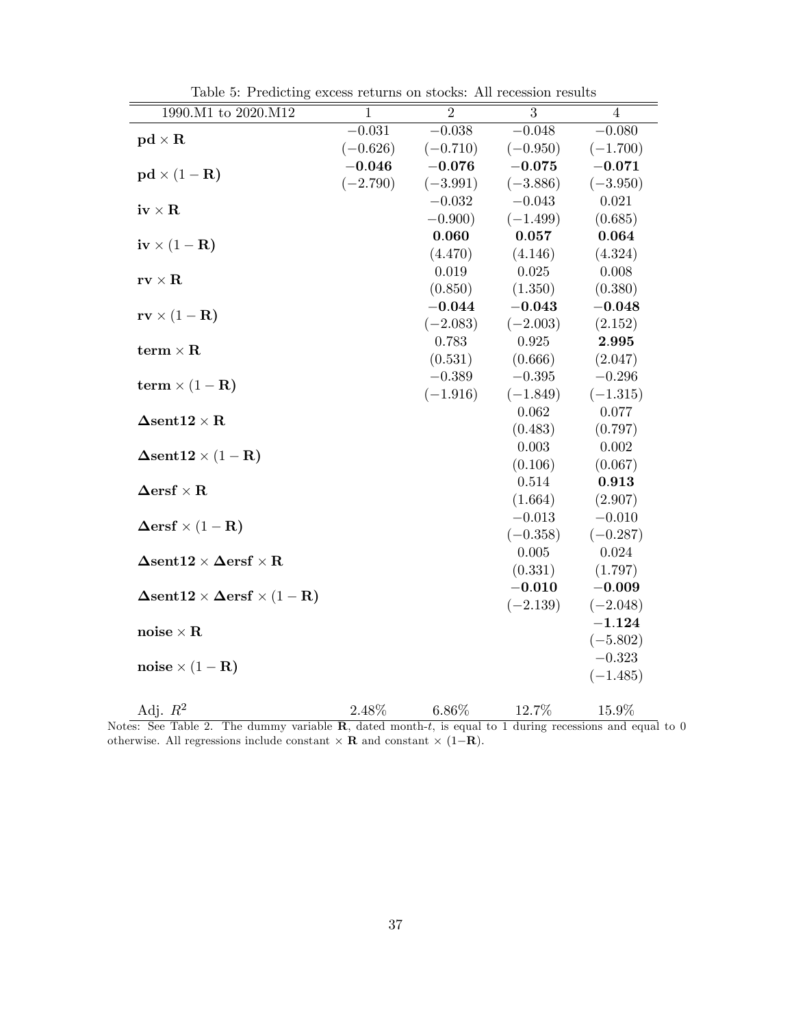Table 5: Predicting excess returns on stocks: All recession results

| 1990.M1 to 2020.M12 | 1 | 2 | 3 | 4 |
|---|---|---|---|---|
| $\mathbf{pd} \times \mathbf{R}$ | $-0.031$ | $-0.038$ | $-0.048$ | $-0.080$ |
| | $(-0.626)$ | $(-0.710)$ | $(-0.950)$ | $(-1.700)$ |
| $\mathbf{pd} \times (1-\mathbf{R})$ | $\mathbf{-0.046}$ | $\mathbf{-0.076}$ | $\mathbf{-0.075}$ | $\mathbf{-0.071}$ |
| | $(-2.790)$ | $(-3.991)$ | $(-3.886)$ | $(-3.950)$ |
| $\mathbf{iv} \times \mathbf{R}$ | | $-0.032$ | $-0.043$ | $0.021$ |
| | | $(-0.900)$ | $(-1.499)$ | $(0.685)$ |
| $\mathbf{iv} \times (1-\mathbf{R})$ | | $\mathbf{0.060}$ | $\mathbf{0.057}$ | $\mathbf{0.064}$ |
| | | $(4.470)$ | $(4.146)$ | $(4.324)$ |
| $\mathbf{rv} \times \mathbf{R}$ | | $0.019$ | $0.025$ | $0.008$ |
| | | $(0.850)$ | $(1.350)$ | $(0.380)$ |
| $\mathbf{rv} \times (1-\mathbf{R})$ | | $\mathbf{-0.044}$ | $\mathbf{-0.043}$ | $\mathbf{-0.048}$ |
| | | $(-2.083)$ | $(-2.003)$ | $(2.152)$ |
| $\mathbf{term} \times \mathbf{R}$ | | $0.783$ | $0.925$ | $\mathbf{2.995}$ |
| | | $(0.531)$ | $(0.666)$ | $(2.047)$ |
| $\mathbf{term} \times (1-\mathbf{R})$ | | $-0.389$ | $-0.395$ | $-0.296$ |
| | | $(-1.916)$ | $(-1.849)$ | $(-1.315)$ |
| $\mathbf{\Delta sent12} \times \mathbf{R}$ | | | $0.062$ | $0.077$ |
| | | | $(0.483)$ | $(0.797)$ |
| $\mathbf{\Delta sent12} \times (1-\mathbf{R})$ | | | $0.003$ | $0.002$ |
| | | | $(0.106)$ | $(0.067)$ |
| $\mathbf{\Delta ersf} \times \mathbf{R}$ | | | $0.514$ | $\mathbf{0.913}$ |
| | | | $(1.664)$ | $(2.907)$ |
| $\mathbf{\Delta ersf} \times (1-\mathbf{R})$ | | | $-0.013$ | $-0.010$ |
| | | | $(-0.358)$ | $(-0.287)$ |
| $\mathbf{\Delta sent12} \times \mathbf{\Delta ersf} \times \mathbf{R}$ | | | $0.005$ | $0.024$ |
| | | | $(0.331)$ | $(1.797)$ |
| $\mathbf{\Delta sent12} \times \mathbf{\Delta ersf} \times (1-\mathbf{R})$ | | | $\mathbf{-0.010}$ | $\mathbf{-0.009}$ |
| | | | $(-2.139)$ | $(-2.048)$ |
| $\mathbf{noise} \times \mathbf{R}$ | | | | $\mathbf{-1.124}$ |
| | | | | $(-5.802)$ |
| $\mathbf{noise} \times (1-\mathbf{R})$ | | | | $-0.323$ |
| | | | | $(-1.485)$ |
| Adj. $R^2$ | 2.48% | 6.86% | 12.7% | 15.9% |

Notes: See Table 2. The dummy variable $\mathbf{R}$, dated month-$t$, is equal to 1 during recessions and equal to 0 otherwise. All regressions include constant $\times$ $\mathbf{R}$ and constant $\times$ $(1-\mathbf{R})$.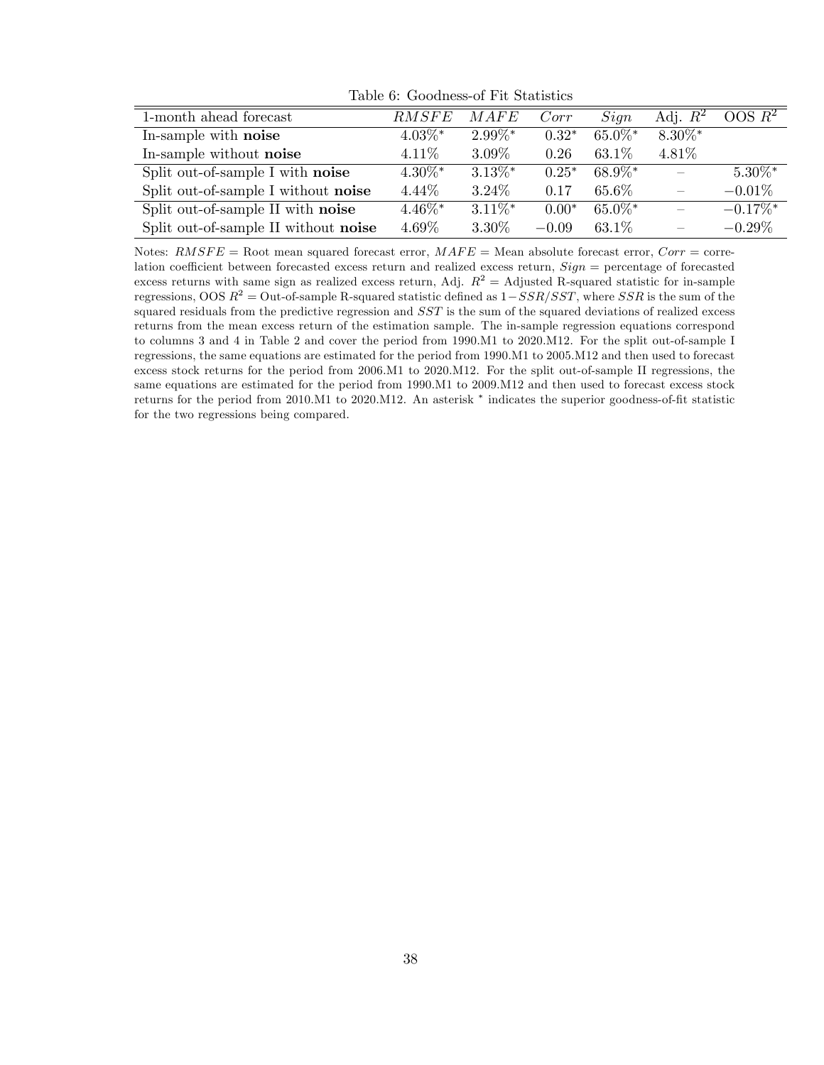Table 6: Goodness-of Fit Statistics

| 1-month ahead forecast | $RMSFE$ | $MAFE$ | $Corr$ | $Sign$ | Adj. $R^2$ | OOS $R^2$ |
|---|---|---|---|---|---|---|
| In-sample with **noise** | 4.03%* | 2.99%* | 0.32* | 65.0%* | 8.30%* | |
| In-sample without **noise** | 4.11% | 3.09% | 0.26 | 63.1% | 4.81% | |
| Split out-of-sample I with **noise** | 4.30%* | 3.13%* | 0.25* | 68.9%* | – | 5.30%* |
| Split out-of-sample I without **noise** | 4.44% | 3.24% | 0.17 | 65.6% | – | −0.01% |
| Split out-of-sample II with **noise** | 4.46%* | 3.11%* | 0.00* | 65.0%* | – | −0.17%* |
| Split out-of-sample II without **noise** | 4.69% | 3.30% | −0.09 | 63.1% | – | −0.29% |

Notes: $RMSFE$ = Root mean squared forecast error, $MAFE$ = Mean absolute forecast error, $Corr$ = correlation coefficient between forecasted excess return and realized excess return, $Sign$ = percentage of forecasted excess returns with same sign as realized excess return, Adj. $R^2$ = Adjusted R-squared statistic for in-sample regressions, OOS $R^2$ = Out-of-sample R-squared statistic defined as $1-SSR/SST$, where $SSR$ is the sum of the squared residuals from the predictive regression and $SST$ is the sum of the squared deviations of realized excess returns from the mean excess return of the estimation sample. The in-sample regression equations correspond to columns 3 and 4 in Table 2 and cover the period from 1990.M1 to 2020.M12. For the split out-of-sample I regressions, the same equations are estimated for the period from 1990.M1 to 2005.M12 and then used to forecast excess stock returns for the period from 2006.M1 to 2020.M12. For the split out-of-sample II regressions, the same equations are estimated for the period from 1990.M1 to 2009.M12 and then used to forecast excess stock returns for the period from 2010.M1 to 2020.M12. An asterisk * indicates the superior goodness-of-fit statistic for the two regressions being compared.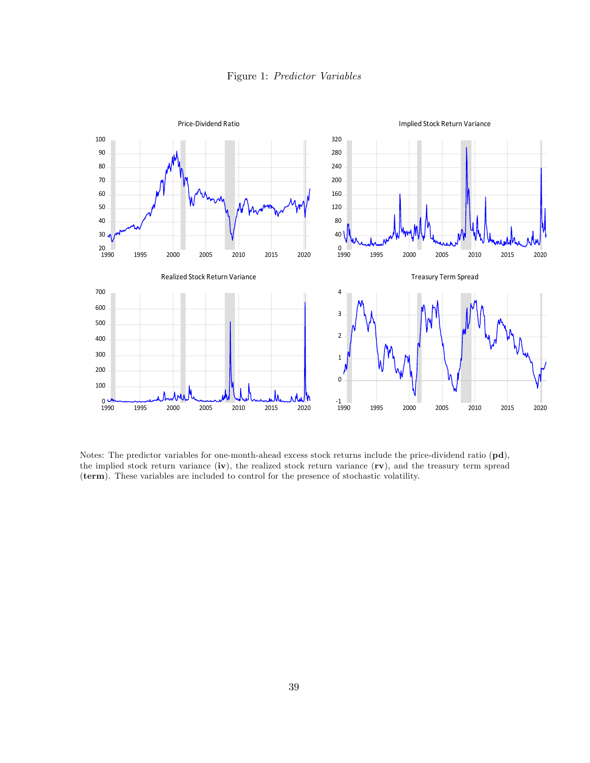Figure 1: *Predictor Variables*

Notes: The predictor variables for one-month-ahead excess stock returns include the price-dividend ratio (**pd**), the implied stock return variance (**iv**), the realized stock return variance (**rv**), and the treasury term spread (**term**). These variables are included to control for the presence of stochastic volatility.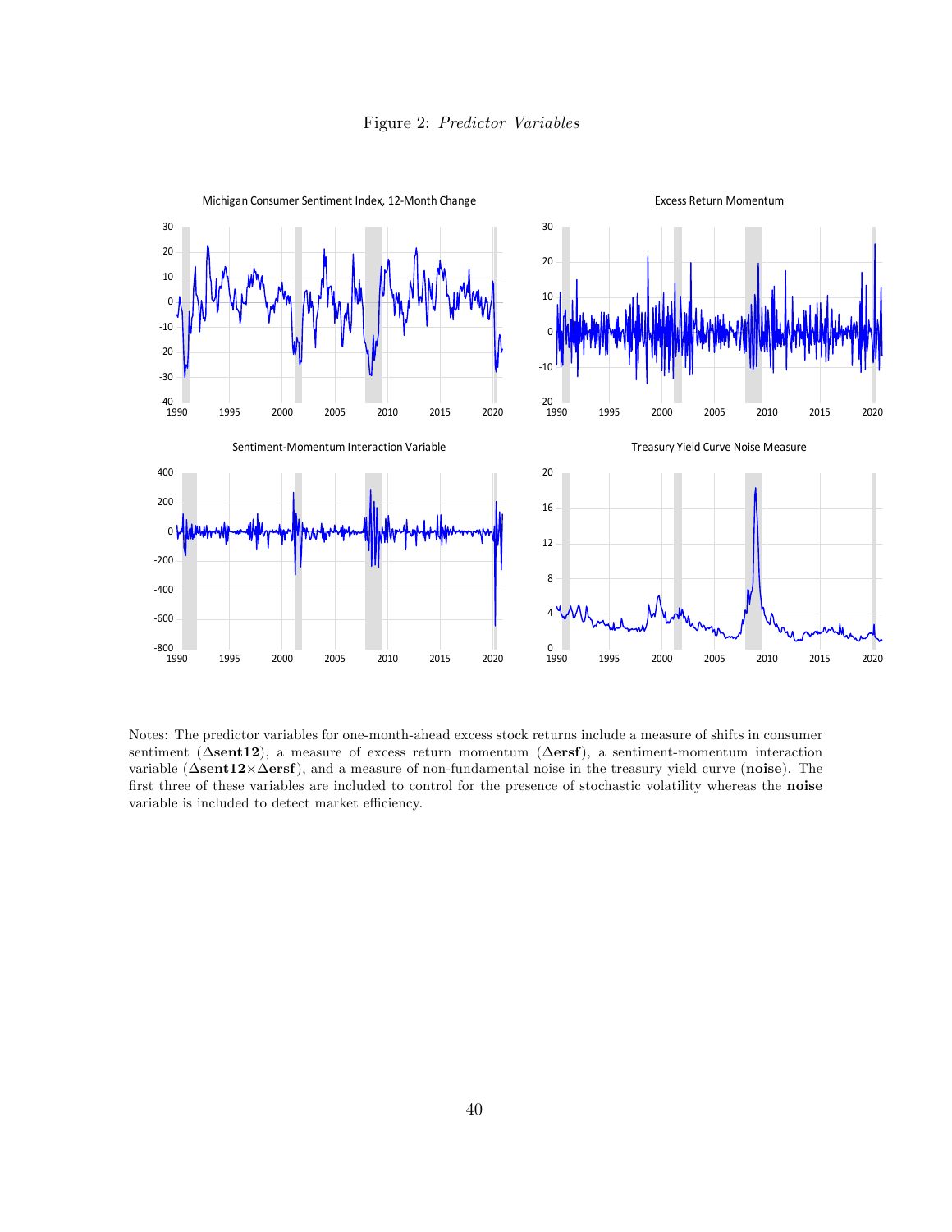Figure 2: *Predictor Variables*

Notes: The predictor variables for one-month-ahead excess stock returns include a measure of shifts in consumer sentiment (**Δsent12**), a measure of excess return momentum (**Δersf**), a sentiment-momentum interaction variable (**Δsent12×Δersf**), and a measure of non-fundamental noise in the treasury yield curve (**noise**). The first three of these variables are included to control for the presence of stochastic volatility whereas the **noise** variable is included to detect market efficiency.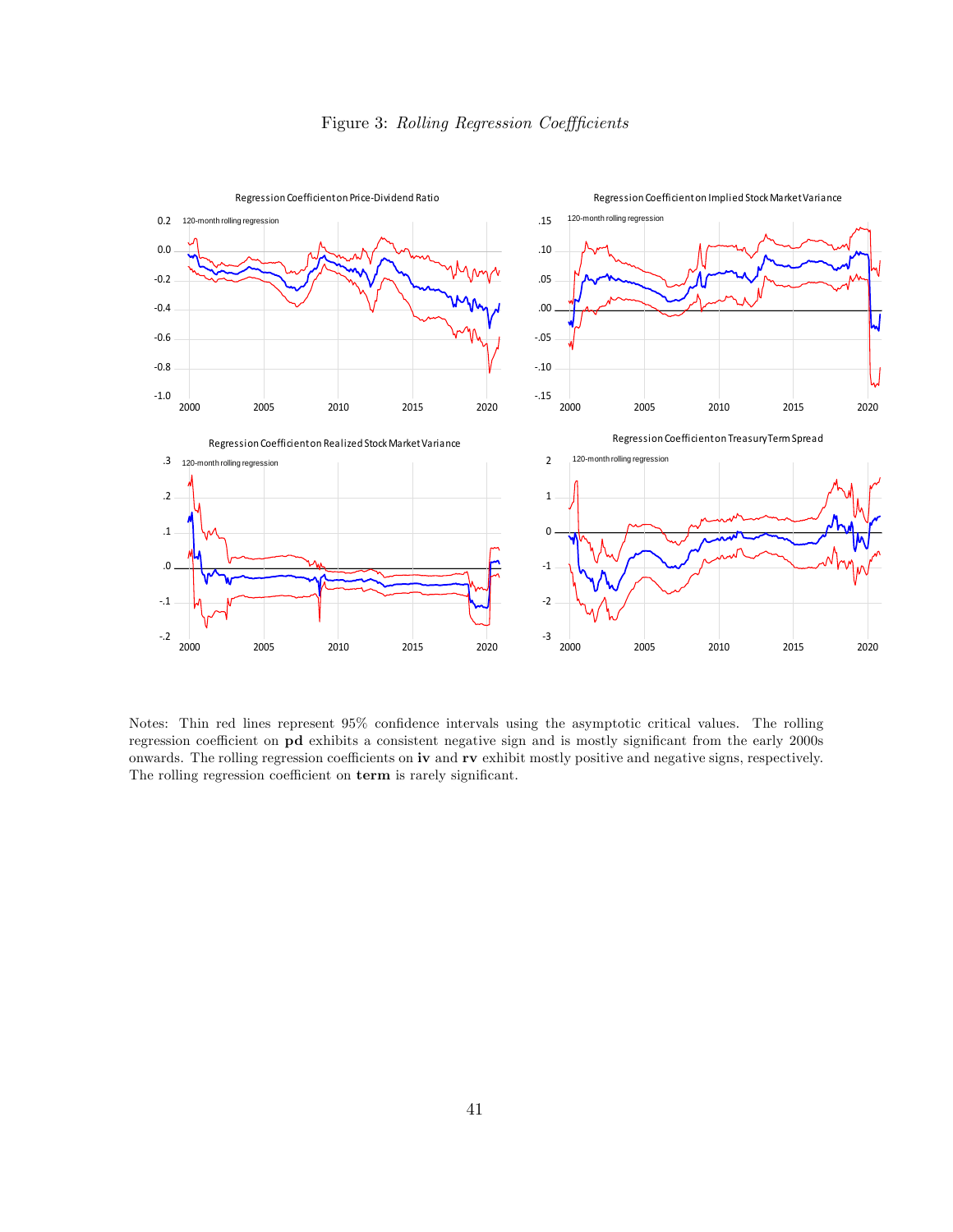Figure 3: *Rolling Regression Coeffficients*

Notes: Thin red lines represent 95% confidence intervals using the asymptotic critical values. The rolling regression coefficient on **pd** exhibits a consistent negative sign and is mostly significant from the early 2000s onwards. The rolling regression coefficients on **iv** and **rv** exhibit mostly positive and negative signs, respectively. The rolling regression coefficient on **term** is rarely significant.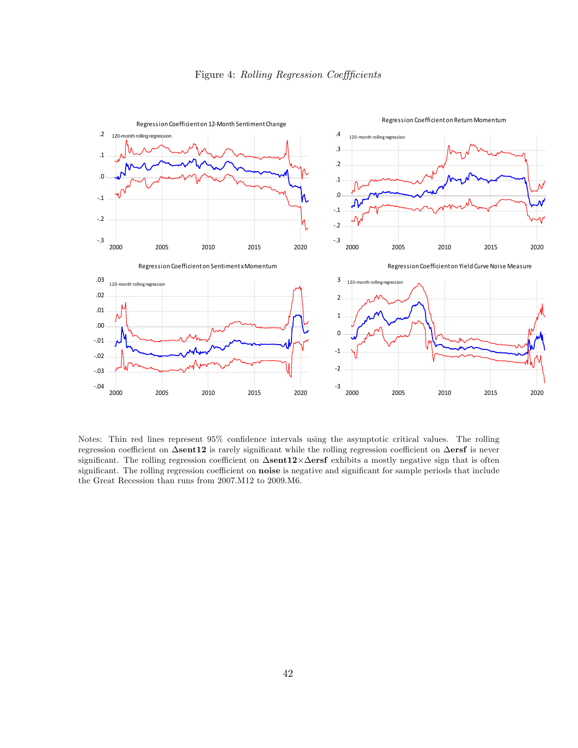Figure 4: *Rolling Regression Coeffficients*

Notes: Thin red lines represent 95% confidence intervals using the asymptotic critical values. The rolling regression coefficient on $\Delta$**sent12** is rarely significant while the rolling regression coefficient on $\Delta$**ersf** is never significant. The rolling regression coefficient on $\Delta$**sent12**$\times\Delta$**ersf** exhibits a mostly negative sign that is often significant. The rolling regression coefficient on **noise** is negative and significant for sample periods that include the Great Recession than runs from 2007.M12 to 2009.M6.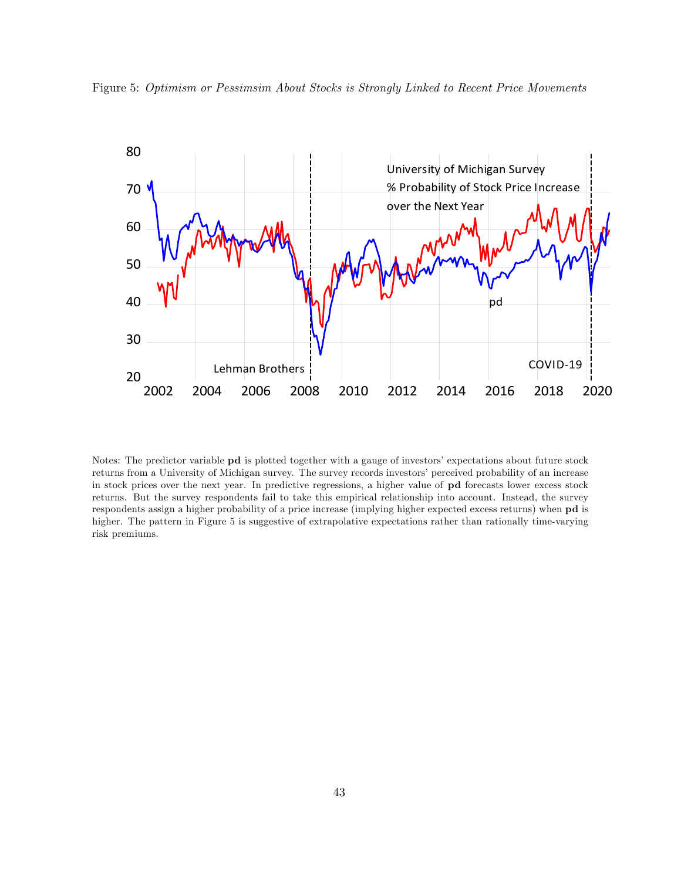Figure 5: *Optimism or Pessimsim About Stocks is Strongly Linked to Recent Price Movements*

80
70
60
50
40
30
20

2002 2004 2006 2008 2010 2012 2014 2016 2018 2020

University of Michigan Survey
% Probability of Stock Price Increase
over the Next Year

pd

Lehman Brothers

COVID-19

Notes: The predictor variable **pd** is plotted together with a gauge of investors' expectations about future stock returns from a University of Michigan survey. The survey records investors' perceived probability of an increase in stock prices over the next year. In predictive regressions, a higher value of **pd** forecasts lower excess stock returns. But the survey respondents fail to take this empirical relationship into account. Instead, the survey respondents assign a higher probability of a price increase (implying higher expected excess returns) when **pd** is higher. The pattern in Figure 5 is suggestive of extrapolative expectations rather than rationally time-varying risk premiums.